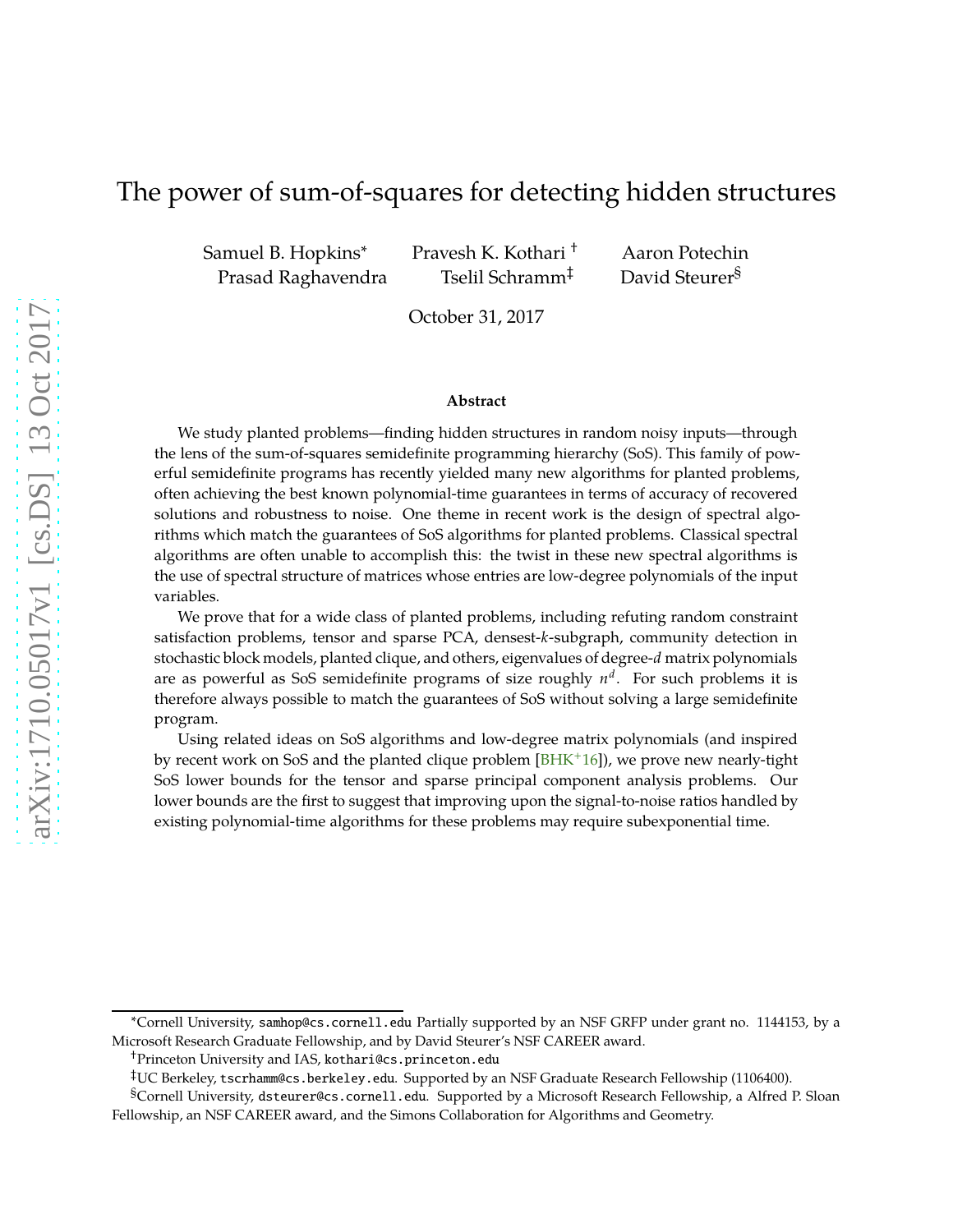# The power of sum-of-squares for detecting hidden structures

Samuel B. Hopkins* Pravesh K. Kothari † Aaron Potechin
Prasad Raghavendra Tselil Schramm‡ David Steurer§

October 31, 2017

**Abstract**

We study planted problems—finding hidden structures in random noisy inputs—through the lens of the sum-of-squares semidefinite programming hierarchy (SoS). This family of powerful semidefinite programs has recently yielded many new algorithms for planted problems, often achieving the best known polynomial-time guarantees in terms of accuracy of recovered solutions and robustness to noise. One theme in recent work is the design of spectral algorithms which match the guarantees of SoS algorithms for planted problems. Classical spectral algorithms are often unable to accomplish this: the twist in these new spectral algorithms is the use of spectral structure of matrices whose entries are low-degree polynomials of the input variables.

We prove that for a wide class of planted problems, including refuting random constraint satisfaction problems, tensor and sparse PCA, densest-$k$-subgraph, community detection in stochastic block models, planted clique, and others, eigenvalues of degree-$d$ matrix polynomials are as powerful as SoS semidefinite programs of size roughly $n^d$. For such problems it is therefore always possible to match the guarantees of SoS without solving a large semidefinite program.

Using related ideas on SoS algorithms and low-degree matrix polynomials (and inspired by recent work on SoS and the planted clique problem [BHK+16]), we prove new nearly-tight SoS lower bounds for the tensor and sparse principal component analysis problems. Our lower bounds are the first to suggest that improving upon the signal-to-noise ratios handled by existing polynomial-time algorithms for these problems may require subexponential time.

---

*Cornell University, samhop@cs.cornell.edu Partially supported by an NSF GRFP under grant no. 1144153, by a Microsoft Research Graduate Fellowship, and by David Steurer's NSF CAREER award.

†Princeton University and IAS, kothari@cs.princeton.edu

‡UC Berkeley, tscrhamm@cs.berkeley.edu. Supported by an NSF Graduate Research Fellowship (1106400).

§Cornell University, dsteurer@cs.cornell.edu. Supported by a Microsoft Research Fellowship, a Alfred P. Sloan Fellowship, an NSF CAREER award, and the Simons Collaboration for Algorithms and Geometry.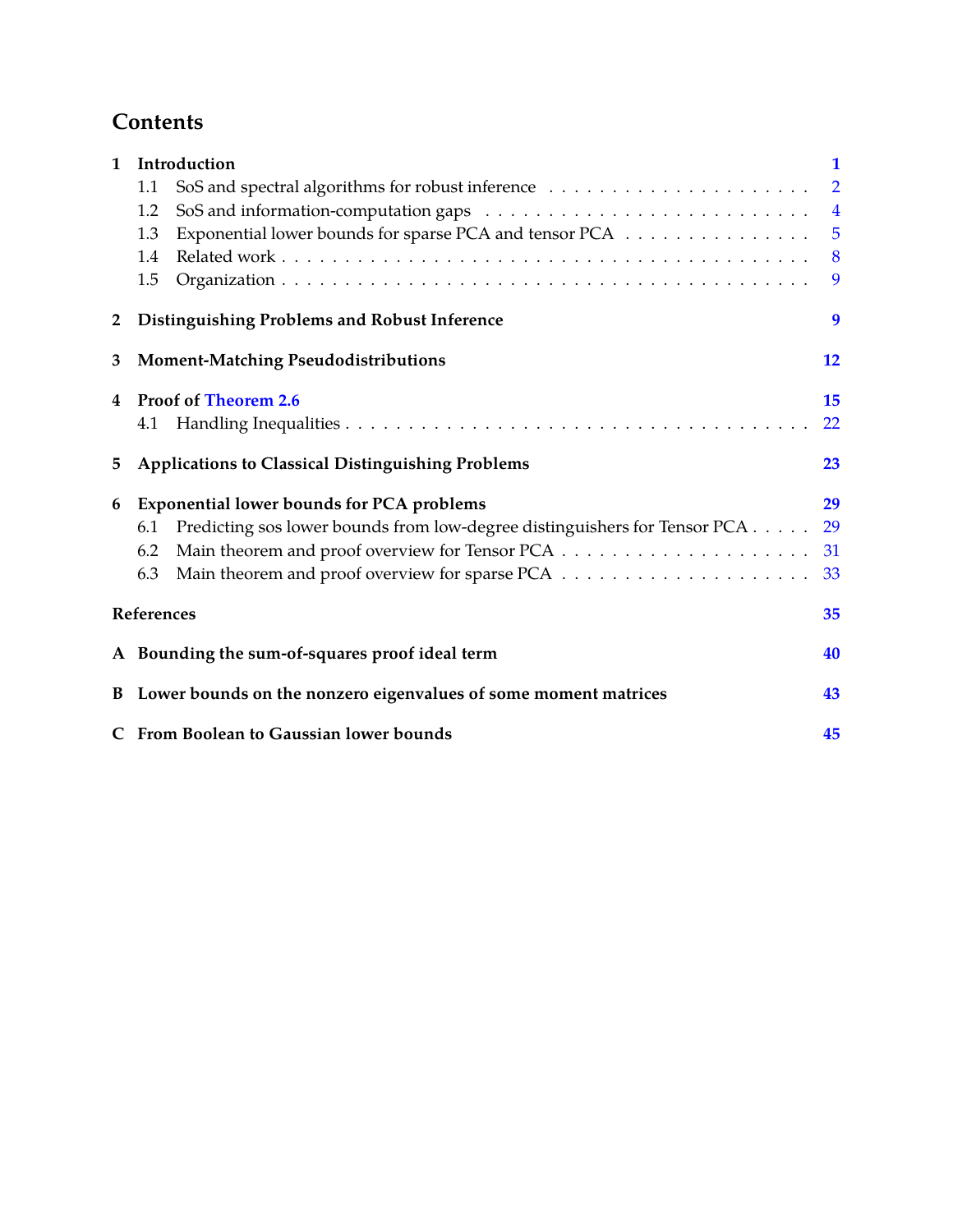# Contents

- **1 Introduction** — 1
  - 1.1 SoS and spectral algorithms for robust inference — 2
  - 1.2 SoS and information-computation gaps — 4
  - 1.3 Exponential lower bounds for sparse PCA and tensor PCA — 5
  - 1.4 Related work — 8
  - 1.5 Organization — 9
- **2 Distinguishing Problems and Robust Inference** — 9
- **3 Moment-Matching Pseudodistributions** — 12
- **4 Proof of Theorem 2.6** — 15
  - 4.1 Handling Inequalities — 22
- **5 Applications to Classical Distinguishing Problems** — 23
- **6 Exponential lower bounds for PCA problems** — 29
  - 6.1 Predicting sos lower bounds from low-degree distinguishers for Tensor PCA — 29
  - 6.2 Main theorem and proof overview for Tensor PCA — 31
  - 6.3 Main theorem and proof overview for sparse PCA — 33
- **References** — 35
- **A Bounding the sum-of-squares proof ideal term** — 40
- **B Lower bounds on the nonzero eigenvalues of some moment matrices** — 43
- **C From Boolean to Gaussian lower bounds** — 45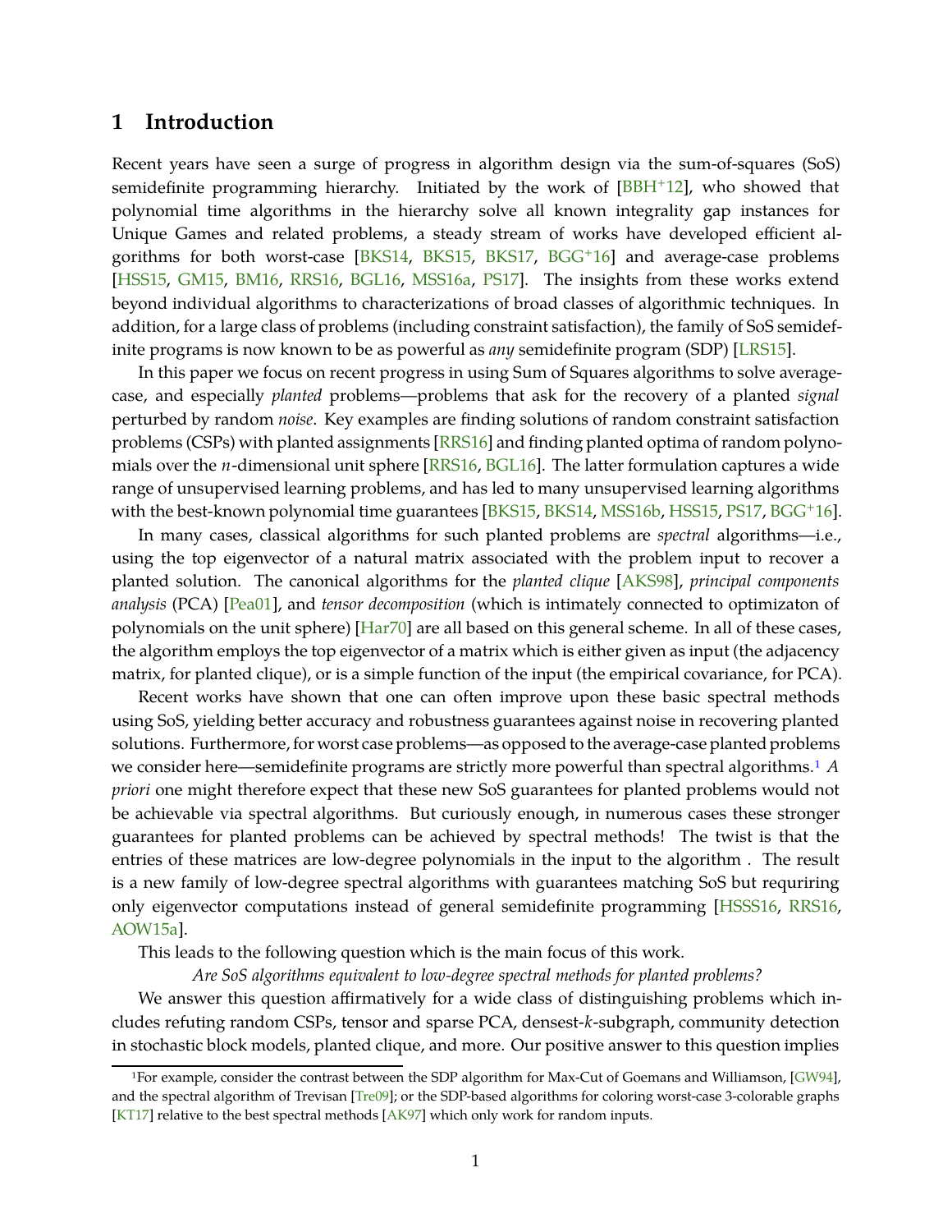## 1 Introduction

Recent years have seen a surge of progress in algorithm design via the sum-of-squares (SoS) semidefinite programming hierarchy. Initiated by the work of [BBH+12], who showed that polynomial time algorithms in the hierarchy solve all known integrality gap instances for Unique Games and related problems, a steady stream of works have developed efficient algorithms for both worst-case [BKS14, BKS15, BKS17, BGG+16] and average-case problems [HSS15, GM15, BM16, RRS16, BGL16, MSS16a, PS17]. The insights from these works extend beyond individual algorithms to characterizations of broad classes of algorithmic techniques. In addition, for a large class of problems (including constraint satisfaction), the family of SoS semidefinite programs is now known to be as powerful as *any* semidefinite program (SDP) [LRS15].

In this paper we focus on recent progress in using Sum of Squares algorithms to solve average-case, and especially *planted* problems—problems that ask for the recovery of a planted *signal* perturbed by random *noise*. Key examples are finding solutions of random constraint satisfaction problems (CSPs) with planted assignments [RRS16] and finding planted optima of random polynomials over the $n$-dimensional unit sphere [RRS16, BGL16]. The latter formulation captures a wide range of unsupervised learning problems, and has led to many unsupervised learning algorithms with the best-known polynomial time guarantees [BKS15, BKS14, MSS16b, HSS15, PS17, BGG+16].

In many cases, classical algorithms for such planted problems are *spectral* algorithms—i.e., using the top eigenvector of a natural matrix associated with the problem input to recover a planted solution. The canonical algorithms for the *planted clique* [AKS98], *principal components analysis* (PCA) [Pea01], and *tensor decomposition* (which is intimately connected to optimizaton of polynomials on the unit sphere) [Har70] are all based on this general scheme. In all of these cases, the algorithm employs the top eigenvector of a matrix which is either given as input (the adjacency matrix, for planted clique), or is a simple function of the input (the empirical covariance, for PCA).

Recent works have shown that one can often improve upon these basic spectral methods using SoS, yielding better accuracy and robustness guarantees against noise in recovering planted solutions. Furthermore, for worst case problems—as opposed to the average-case planted problems we consider here—semidefinite programs are strictly more powerful than spectral algorithms.[1] *A priori* one might therefore expect that these new SoS guarantees for planted problems would not be achievable via spectral algorithms. But curiously enough, in numerous cases these stronger guarantees for planted problems can be achieved by spectral methods! The twist is that the entries of these matrices are low-degree polynomials in the input to the algorithm . The result is a new family of low-degree spectral algorithms with guarantees matching SoS but requriring only eigenvector computations instead of general semidefinite programming [HSSS16, RRS16, AOW15a].

This leads to the following question which is the main focus of this work.

*Are SoS algorithms equivalent to low-degree spectral methods for planted problems?*

We answer this question affirmatively for a wide class of distinguishing problems which includes refuting random CSPs, tensor and sparse PCA, densest-$k$-subgraph, community detection in stochastic block models, planted clique, and more. Our positive answer to this question implies

[1] For example, consider the contrast between the SDP algorithm for Max-Cut of Goemans and Williamson, [GW94], and the spectral algorithm of Trevisan [Tre09]; or the SDP-based algorithms for coloring worst-case 3-colorable graphs [KT17] relative to the best spectral methods [AK97] which only work for random inputs.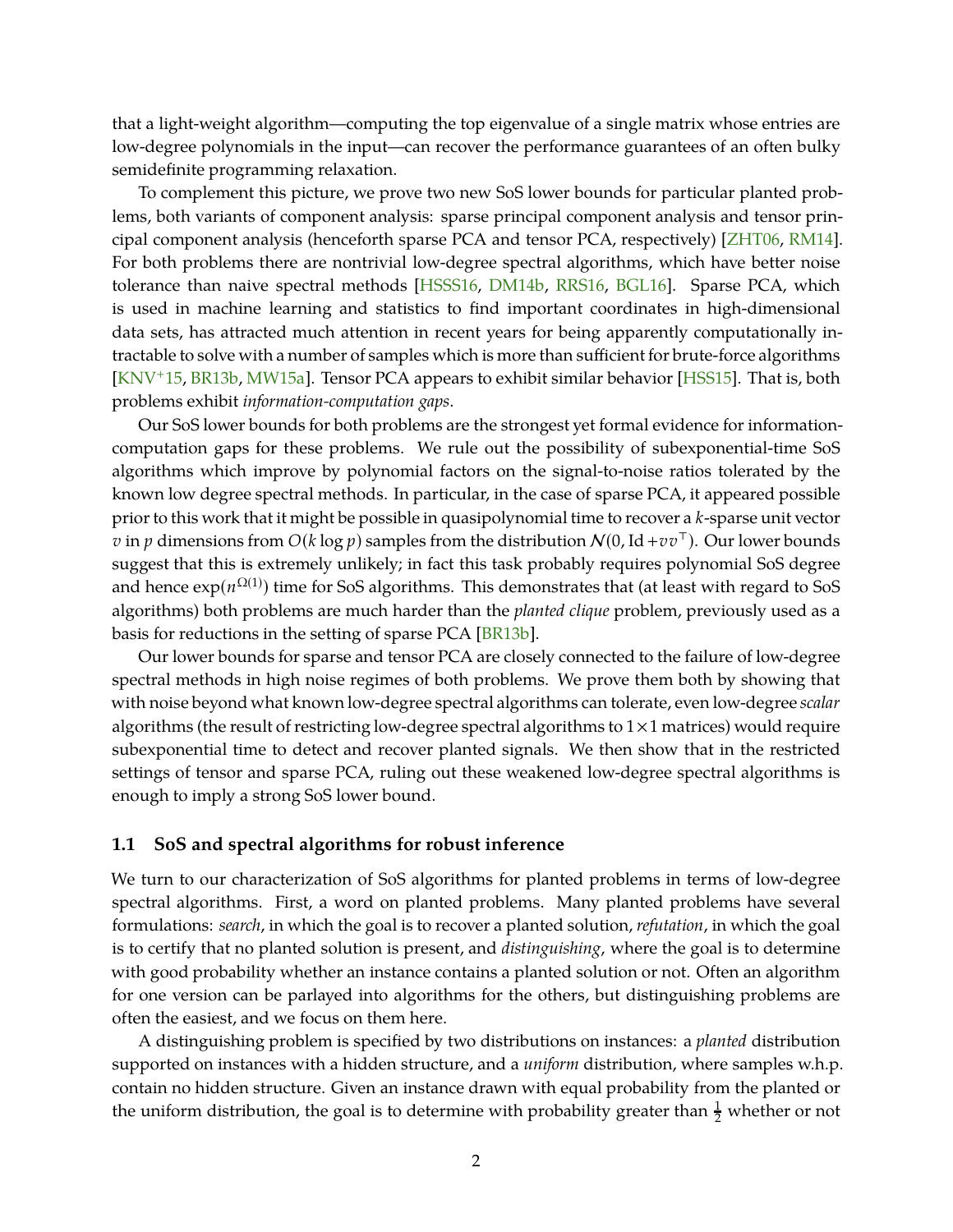that a light-weight algorithm—computing the top eigenvalue of a single matrix whose entries are low-degree polynomials in the input—can recover the performance guarantees of an often bulky semidefinite programming relaxation.

To complement this picture, we prove two new SoS lower bounds for particular planted problems, both variants of component analysis: sparse principal component analysis and tensor principal component analysis (henceforth sparse PCA and tensor PCA, respectively) [ZHT06, RM14]. For both problems there are nontrivial low-degree spectral algorithms, which have better noise tolerance than naive spectral methods [HSSS16, DM14b, RRS16, BGL16]. Sparse PCA, which is used in machine learning and statistics to find important coordinates in high-dimensional data sets, has attracted much attention in recent years for being apparently computationally intractable to solve with a number of samples which is more than sufficient for brute-force algorithms [KNV+15, BR13b, MW15a]. Tensor PCA appears to exhibit similar behavior [HSS15]. That is, both problems exhibit *information-computation gaps*.

Our SoS lower bounds for both problems are the strongest yet formal evidence for information-computation gaps for these problems. We rule out the possibility of subexponential-time SoS algorithms which improve by polynomial factors on the signal-to-noise ratios tolerated by the known low degree spectral methods. In particular, in the case of sparse PCA, it appeared possible prior to this work that it might be possible in quasipolynomial time to recover a $k$-sparse unit vector $v$ in $p$ dimensions from $O(k \log p)$ samples from the distribution $\mathcal{N}(0, \mathrm{Id} + vv^\top)$. Our lower bounds suggest that this is extremely unlikely; in fact this task probably requires polynomial SoS degree and hence $\exp(n^{\Omega(1)})$ time for SoS algorithms. This demonstrates that (at least with regard to SoS algorithms) both problems are much harder than the *planted clique* problem, previously used as a basis for reductions in the setting of sparse PCA [BR13b].

Our lower bounds for sparse and tensor PCA are closely connected to the failure of low-degree spectral methods in high noise regimes of both problems. We prove them both by showing that with noise beyond what known low-degree spectral algorithms can tolerate, even low-degree *scalar* algorithms (the result of restricting low-degree spectral algorithms to $1 \times 1$ matrices) would require subexponential time to detect and recover planted signals. We then show that in the restricted settings of tensor and sparse PCA, ruling out these weakened low-degree spectral algorithms is enough to imply a strong SoS lower bound.

### 1.1 SoS and spectral algorithms for robust inference

We turn to our characterization of SoS algorithms for planted problems in terms of low-degree spectral algorithms. First, a word on planted problems. Many planted problems have several formulations: *search*, in which the goal is to recover a planted solution, *refutation*, in which the goal is to certify that no planted solution is present, and *distinguishing*, where the goal is to determine with good probability whether an instance contains a planted solution or not. Often an algorithm for one version can be parlayed into algorithms for the others, but distinguishing problems are often the easiest, and we focus on them here.

A distinguishing problem is specified by two distributions on instances: a *planted* distribution supported on instances with a hidden structure, and a *uniform* distribution, where samples w.h.p. contain no hidden structure. Given an instance drawn with equal probability from the planted or the uniform distribution, the goal is to determine with probability greater than $\frac{1}{2}$ whether or not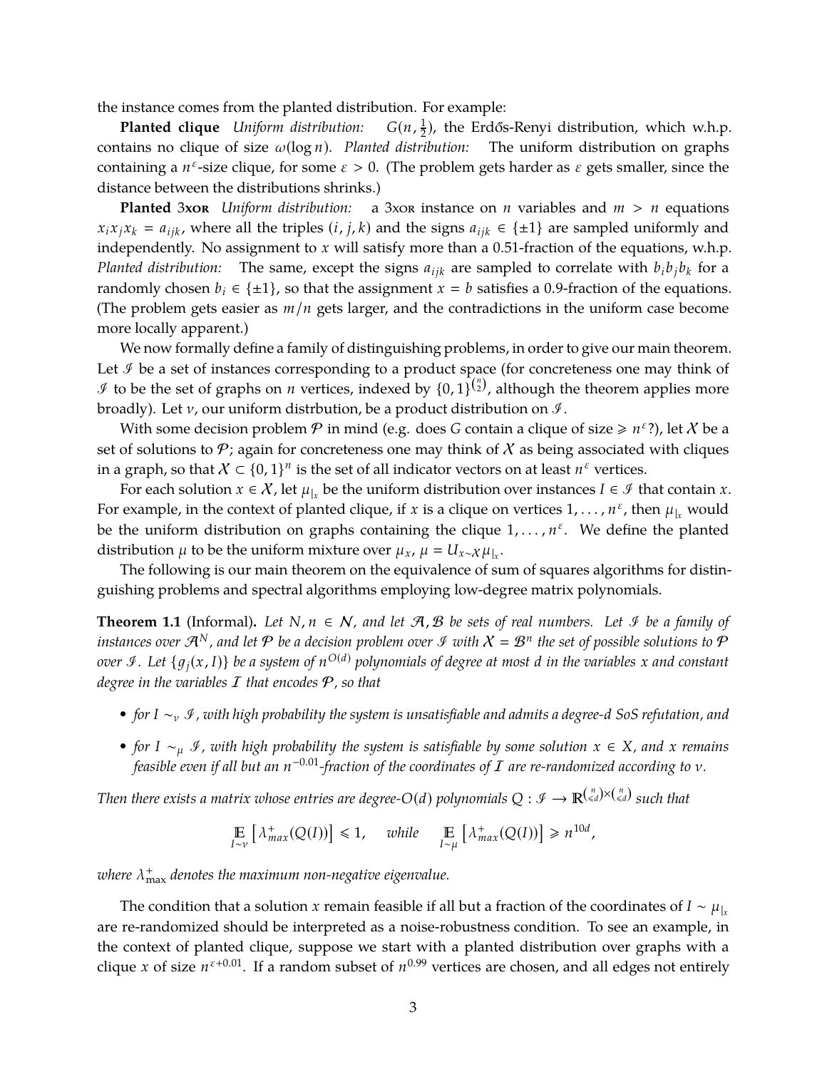the instance comes from the planted distribution. For example:

**Planted clique** *Uniform distribution:* $G(n, \frac{1}{2})$, the Erdős-Renyi distribution, which w.h.p. contains no clique of size $\omega(\log n)$. *Planted distribution:* The uniform distribution on graphs containing a $n^{\varepsilon}$-size clique, for some $\varepsilon > 0$. (The problem gets harder as $\varepsilon$ gets smaller, since the distance between the distributions shrinks.)

**Planted 3xor** *Uniform distribution:* a 3xor instance on $n$ variables and $m > n$ equations $x_i x_j x_k = a_{ijk}$, where all the triples $(i, j, k)$ and the signs $a_{ijk} \in \{\pm 1\}$ are sampled uniformly and independently. No assignment to $x$ will satisfy more than a 0.51-fraction of the equations, w.h.p. *Planted distribution:* The same, except the signs $a_{ijk}$ are sampled to correlate with $b_i b_j b_k$ for a randomly chosen $b_i \in \{\pm 1\}$, so that the assignment $x = b$ satisfies a 0.9-fraction of the equations. (The problem gets easier as $m/n$ gets larger, and the contradictions in the uniform case become more locally apparent.)

We now formally define a family of distinguishing problems, in order to give our main theorem. Let $\mathcal{I}$ be a set of instances corresponding to a product space (for concreteness one may think of $\mathcal{I}$ to be the set of graphs on $n$ vertices, indexed by $\{0,1\}^{\binom{n}{2}}$, although the theorem applies more broadly). Let $\nu$, our uniform distrbution, be a product distribution on $\mathcal{I}$.

With some decision problem $\mathcal{P}$ in mind (e.g. does $G$ contain a clique of size $\geqslant n^{\varepsilon}$?), let $\mathcal{X}$ be a set of solutions to $\mathcal{P}$; again for concreteness one may think of $\mathcal{X}$ as being associated with cliques in a graph, so that $\mathcal{X} \subset \{0,1\}^n$ is the set of all indicator vectors on at least $n^{\varepsilon}$ vertices.

For each solution $x \in \mathcal{X}$, let $\mu_{|_x}$ be the uniform distribution over instances $I \in \mathcal{I}$ that contain $x$. For example, in the context of planted clique, if $x$ is a clique on vertices $1, \ldots, n^{\varepsilon}$, then $\mu_{|_x}$ would be the uniform distribution on graphs containing the clique $1, \ldots, n^{\varepsilon}$. We define the planted distribution $\mu$ to be the uniform mixture over $\mu_x$, $\mu = U_{x \sim \mathcal{X}} \mu_{|_x}$.

The following is our main theorem on the equivalence of sum of squares algorithms for distinguishing problems and spectral algorithms employing low-degree matrix polynomials.

**Theorem 1.1** (Informal). *Let $N, n \in \mathcal{N}$, and let $\mathcal{A}, \mathcal{B}$ be sets of real numbers. Let $\mathcal{I}$ be a family of instances over $\mathcal{A}^N$, and let $\mathcal{P}$ be a decision problem over $\mathcal{I}$ with $\mathcal{X} = \mathcal{B}^n$ the set of possible solutions to $\mathcal{P}$ over $\mathcal{I}$. Let $\{g_j(x, I)\}$ be a system of $n^{O(d)}$ polynomials of degree at most $d$ in the variables $x$ and constant degree in the variables $\mathcal{I}$ that encodes $\mathcal{P}$, so that*

- *for $I \sim_{\nu} \mathcal{I}$, with high probability the system is unsatisfiable and admits a degree-$d$ SoS refutation, and*
- *for $I \sim_{\mu} \mathcal{I}$, with high probability the system is satisfiable by some solution $x \in X$, and $x$ remains feasible even if all but an $n^{-0.01}$-fraction of the coordinates of $\mathcal{I}$ are re-randomized according to $\nu$.*

*Then there exists a matrix whose entries are degree-$O(d)$ polynomials $Q : \mathcal{I} \to \mathbb{R}^{\binom{n}{\leqslant d} \times \binom{n}{\leqslant d}}$ such that*

$$\mathop{\mathbb{E}}_{I \sim \nu}\left[\lambda^{+}_{max}(Q(I))\right] \leqslant 1, \quad \textit{while} \quad \mathop{\mathbb{E}}_{I \sim \mu}\left[\lambda^{+}_{max}(Q(I))\right] \geqslant n^{10d},$$

*where $\lambda^{+}_{\max}$ denotes the maximum non-negative eigenvalue.*

The condition that a solution $x$ remain feasible if all but a fraction of the coordinates of $I \sim \mu_{|_x}$ are re-randomized should be interpreted as a noise-robustness condition. To see an example, in the context of planted clique, suppose we start with a planted distribution over graphs with a clique $x$ of size $n^{\varepsilon + 0.01}$. If a random subset of $n^{0.99}$ vertices are chosen, and all edges not entirely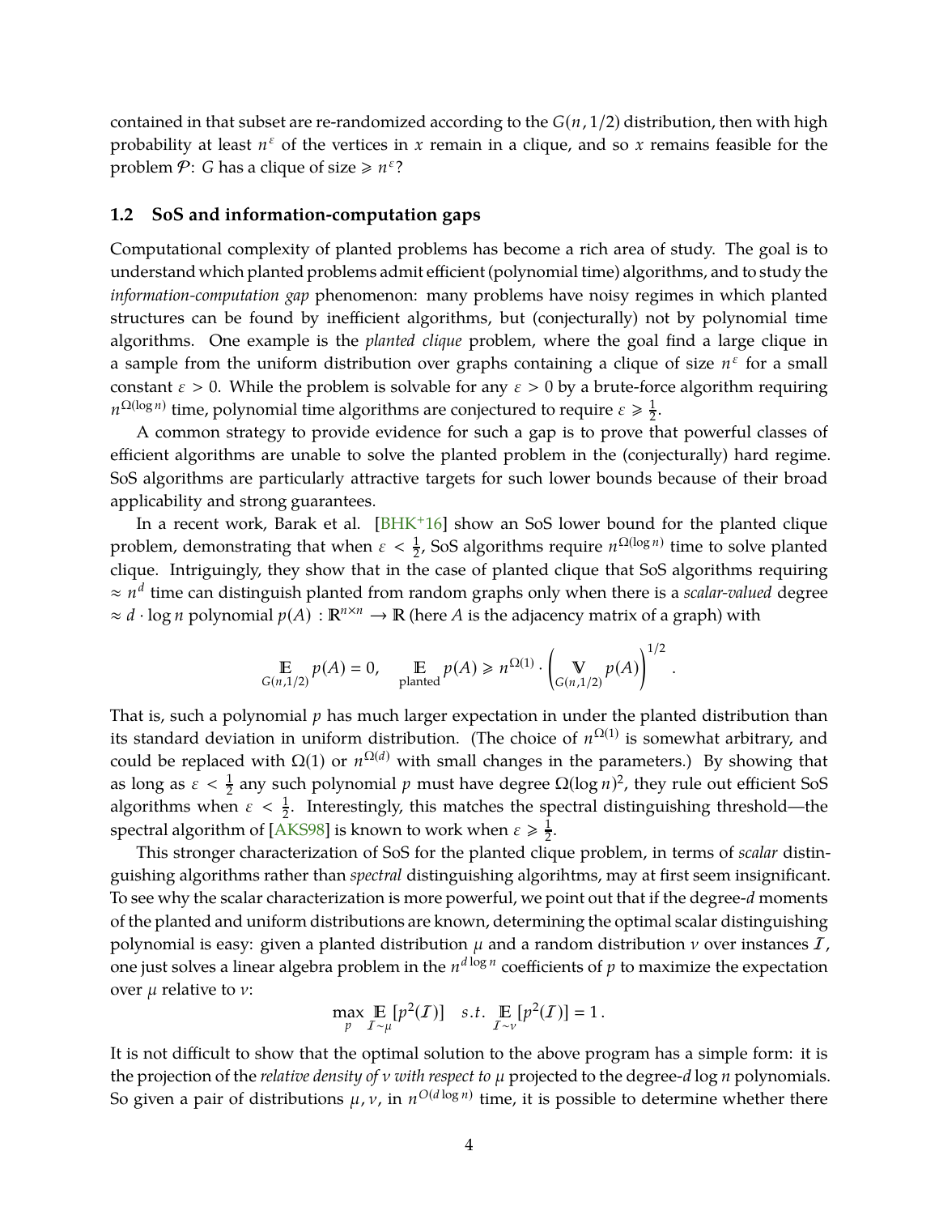contained in that subset are re-randomized according to the $G(n, 1/2)$ distribution, then with high probability at least $n^{\varepsilon}$ of the vertices in $x$ remain in a clique, and so $x$ remains feasible for the problem $\mathcal{P}$: $G$ has a clique of size $\geqslant n^{\varepsilon}$?

### 1.2 SoS and information-computation gaps

Computational complexity of planted problems has become a rich area of study. The goal is to understand which planted problems admit efficient (polynomial time) algorithms, and to study the *information-computation gap* phenomenon: many problems have noisy regimes in which planted structures can be found by inefficient algorithms, but (conjecturally) not by polynomial time algorithms. One example is the *planted clique* problem, where the goal find a large clique in a sample from the uniform distribution over graphs containing a clique of size $n^{\varepsilon}$ for a small constant $\varepsilon > 0$. While the problem is solvable for any $\varepsilon > 0$ by a brute-force algorithm requiring $n^{\Omega(\log n)}$ time, polynomial time algorithms are conjectured to require $\varepsilon \geqslant \frac{1}{2}$.

A common strategy to provide evidence for such a gap is to prove that powerful classes of efficient algorithms are unable to solve the planted problem in the (conjecturally) hard regime. SoS algorithms are particularly attractive targets for such lower bounds because of their broad applicability and strong guarantees.

In a recent work, Barak et al. [BHK+16] show an SoS lower bound for the planted clique problem, demonstrating that when $\varepsilon < \frac{1}{2}$, SoS algorithms require $n^{\Omega(\log n)}$ time to solve planted clique. Intriguingly, they show that in the case of planted clique that SoS algorithms requiring $\approx n^d$ time can distinguish planted from random graphs only when there is a *scalar-valued* degree $\approx d \cdot \log n$ polynomial $p(A) : \mathbb{R}^{n \times n} \to \mathbb{R}$ (here $A$ is the adjacency matrix of a graph) with

$$\mathop{\mathbb{E}}_{G(n,1/2)} p(A) = 0, \quad \mathop{\mathbb{E}}_{\text{planted}} p(A) \geqslant n^{\Omega(1)} \cdot \left( \mathop{\mathbb{V}}_{G(n,1/2)} p(A) \right)^{1/2}.$$

That is, such a polynomial $p$ has much larger expectation in under the planted distribution than its standard deviation in uniform distribution. (The choice of $n^{\Omega(1)}$ is somewhat arbitrary, and could be replaced with $\Omega(1)$ or $n^{\Omega(d)}$ with small changes in the parameters.) By showing that as long as $\varepsilon < \frac{1}{2}$ any such polynomial $p$ must have degree $\Omega(\log n)^2$, they rule out efficient SoS algorithms when $\varepsilon < \frac{1}{2}$. Interestingly, this matches the spectral distinguishing threshold—the spectral algorithm of [AKS98] is known to work when $\varepsilon \geqslant \frac{1}{2}$.

This stronger characterization of SoS for the planted clique problem, in terms of *scalar* distinguishing algorithms rather than *spectral* distinguishing algorihtms, may at first seem insignificant. To see why the scalar characterization is more powerful, we point out that if the degree-$d$ moments of the planted and uniform distributions are known, determining the optimal scalar distinguishing polynomial is easy: given a planted distribution $\mu$ and a random distribution $\nu$ over instances $\mathcal{I}$, one just solves a linear algebra problem in the $n^{d \log n}$ coefficients of $p$ to maximize the expectation over $\mu$ relative to $\nu$:

$$\max_{p} \mathop{\mathbb{E}}_{\mathcal{I} \sim \mu} [p^2(\mathcal{I})] \quad s.t. \mathop{\mathbb{E}}_{\mathcal{I} \sim \nu} [p^2(\mathcal{I})] = 1\,.$$

It is not difficult to show that the optimal solution to the above program has a simple form: it is the projection of the *relative density of $\nu$ with respect to $\mu$* projected to the degree-$d \log n$ polynomials. So given a pair of distributions $\mu, \nu$, in $n^{O(d \log n)}$ time, it is possible to determine whether there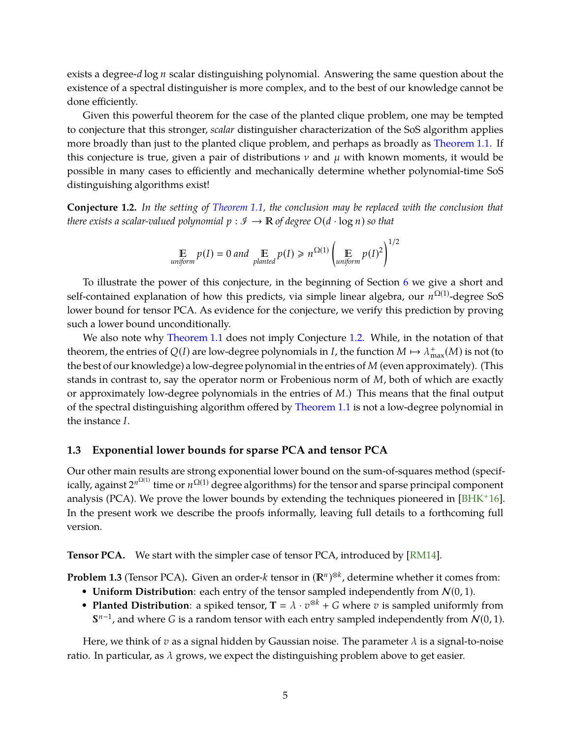exists a degree-$d \log n$ scalar distinguishing polynomial. Answering the same question about the existence of a spectral distinguisher is more complex, and to the best of our knowledge cannot be done efficiently.

Given this powerful theorem for the case of the planted clique problem, one may be tempted to conjecture that this stronger, *scalar* distinguisher characterization of the SoS algorithm applies more broadly than just to the planted clique problem, and perhaps as broadly as Theorem 1.1. If this conjecture is true, given a pair of distributions $\nu$ and $\mu$ with known moments, it would be possible in many cases to efficiently and mechanically determine whether polynomial-time SoS distinguishing algorithms exist!

**Conjecture 1.2.** *In the setting of Theorem 1.1, the conclusion may be replaced with the conclusion that there exists a scalar-valued polynomial $p : \mathcal{I} \to \mathbb{R}$ of degree $O(d \cdot \log n)$ so that*

$$\mathop{\mathbb{E}}_{uniform} p(I) = 0 \text{ and } \mathop{\mathbb{E}}_{planted} p(I) \geqslant n^{\Omega(1)} \left( \mathop{\mathbb{E}}_{uniform} p(I)^2 \right)^{1/2}$$

To illustrate the power of this conjecture, in the beginning of Section 6 we give a short and self-contained explanation of how this predicts, via simple linear algebra, our $n^{\Omega(1)}$-degree SoS lower bound for tensor PCA. As evidence for the conjecture, we verify this prediction by proving such a lower bound unconditionally.

We also note why Theorem 1.1 does not imply Conjecture 1.2. While, in the notation of that theorem, the entries of $Q(I)$ are low-degree polynomials in $I$, the function $M \mapsto \lambda^+_{\max}(M)$ is not (to the best of our knowledge) a low-degree polynomial in the entries of $M$ (even approximately). (This stands in contrast to, say the operator norm or Frobenius norm of $M$, both of which are exactly or approximately low-degree polynomials in the entries of $M$.) This means that the final output of the spectral distinguishing algorithm offered by Theorem 1.1 is not a low-degree polynomial in the instance $I$.

### 1.3 Exponential lower bounds for sparse PCA and tensor PCA

Our other main results are strong exponential lower bound on the sum-of-squares method (specifically, against $2^{n^{\Omega(1)}}$ time or $n^{\Omega(1)}$ degree algorithms) for the tensor and sparse principal component analysis (PCA). We prove the lower bounds by extending the techniques pioneered in [BHK+16]. In the present work we describe the proofs informally, leaving full details to a forthcoming full version.

**Tensor PCA.** We start with the simpler case of tensor PCA, introduced by [RM14].

**Problem 1.3** (Tensor PCA)**.** Given an order-$k$ tensor in $(\mathbb{R}^n)^{\otimes k}$, determine whether it comes from:

- **Uniform Distribution**: each entry of the tensor sampled independently from $\mathcal{N}(0,1)$.
- **Planted Distribution**: a spiked tensor, $\mathbf{T} = \lambda \cdot v^{\otimes k} + G$ where $v$ is sampled uniformly from $\mathbb{S}^{n-1}$, and where $G$ is a random tensor with each entry sampled independently from $\mathcal{N}(0,1)$.

Here, we think of $v$ as a signal hidden by Gaussian noise. The parameter $\lambda$ is a signal-to-noise ratio. In particular, as $\lambda$ grows, we expect the distinguishing problem above to get easier.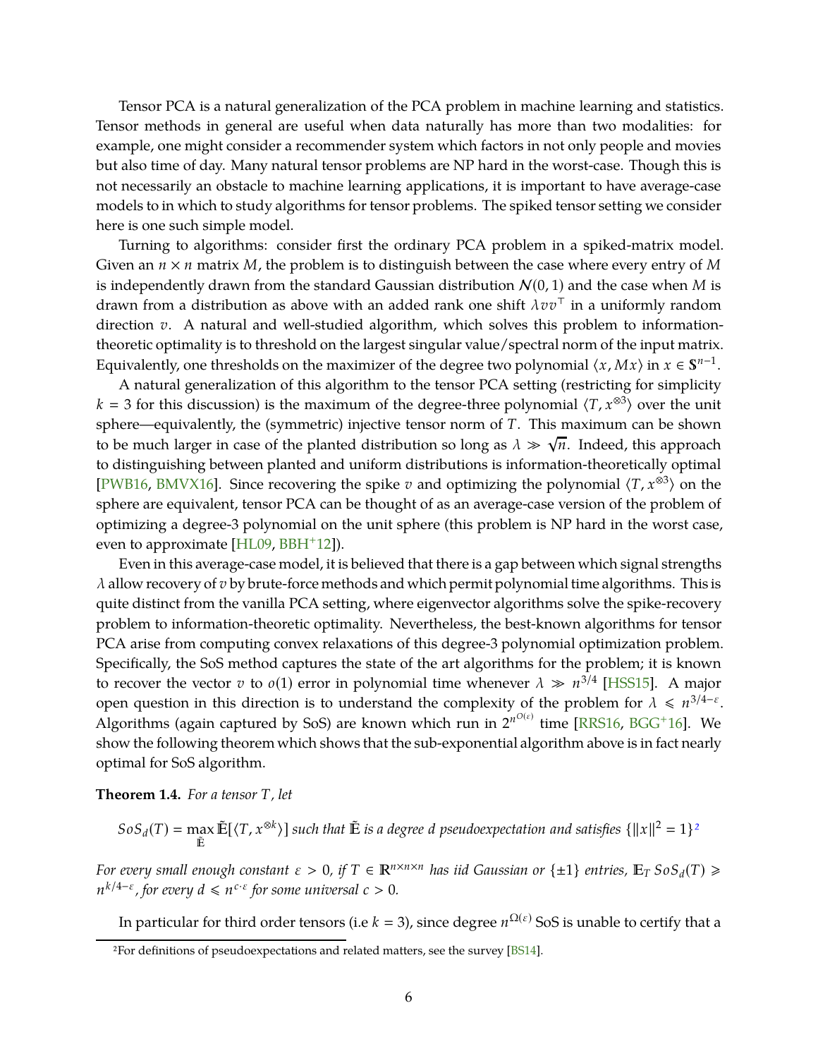Tensor PCA is a natural generalization of the PCA problem in machine learning and statistics. Tensor methods in general are useful when data naturally has more than two modalities: for example, one might consider a recommender system which factors in not only people and movies but also time of day. Many natural tensor problems are NP hard in the worst-case. Though this is not necessarily an obstacle to machine learning applications, it is important to have average-case models to in which to study algorithms for tensor problems. The spiked tensor setting we consider here is one such simple model.

Turning to algorithms: consider first the ordinary PCA problem in a spiked-matrix model. Given an $n \times n$ matrix $M$, the problem is to distinguish between the case where every entry of $M$ is independently drawn from the standard Gaussian distribution $\mathcal{N}(0, 1)$ and the case when $M$ is drawn from a distribution as above with an added rank one shift $\lambda vv^\top$ in a uniformly random direction $v$. A natural and well-studied algorithm, which solves this problem to information-theoretic optimality is to threshold on the largest singular value/spectral norm of the input matrix. Equivalently, one thresholds on the maximizer of the degree two polynomial $\langle x, Mx \rangle$ in $x \in \mathbb{S}^{n-1}$.

A natural generalization of this algorithm to the tensor PCA setting (restricting for simplicity $k = 3$ for this discussion) is the maximum of the degree-three polynomial $\langle T, x^{\otimes 3} \rangle$ over the unit sphere—equivalently, the (symmetric) injective tensor norm of $T$. This maximum can be shown to be much larger in case of the planted distribution so long as $\lambda \gg \sqrt{n}$. Indeed, this approach to distinguishing between planted and uniform distributions is information-theoretically optimal [PWB16, BMVX16]. Since recovering the spike $v$ and optimizing the polynomial $\langle T, x^{\otimes 3} \rangle$ on the sphere are equivalent, tensor PCA can be thought of as an average-case version of the problem of optimizing a degree-3 polynomial on the unit sphere (this problem is NP hard in the worst case, even to approximate [HL09, BBH+12]).

Even in this average-case model, it is believed that there is a gap between which signal strengths $\lambda$ allow recovery of $v$ by brute-force methods and which permit polynomial time algorithms. This is quite distinct from the vanilla PCA setting, where eigenvector algorithms solve the spike-recovery problem to information-theoretic optimality. Nevertheless, the best-known algorithms for tensor PCA arise from computing convex relaxations of this degree-3 polynomial optimization problem. Specifically, the SoS method captures the state of the art algorithms for the problem; it is known to recover the vector $v$ to $o(1)$ error in polynomial time whenever $\lambda \gg n^{3/4}$ [HSS15]. A major open question in this direction is to understand the complexity of the problem for $\lambda \leqslant n^{3/4-\varepsilon}$. Algorithms (again captured by SoS) are known which run in $2^{n^{O(\varepsilon)}}$ time [RRS16, BGG+16]. We show the following theorem which shows that the sub-exponential algorithm above is in fact nearly optimal for SoS algorithm.

**Theorem 1.4.** *For a tensor $T$, let*

$$SoS_d(T) = \max_{\tilde{\mathbb{E}}} \tilde{\mathbb{E}}[\langle T, x^{\otimes k} \rangle] \text{ such that } \tilde{\mathbb{E}} \text{ is a degree } d \text{ pseudoexpectation and satisfies } \{\|x\|^2 = 1\}^{2}$$

*For every small enough constant $\varepsilon > 0$, if $T \in \mathbb{R}^{n \times n \times n}$ has iid Gaussian or $\{\pm 1\}$ entries, $\mathbb{E}_T\, SoS_d(T) \geqslant n^{k/4-\varepsilon}$, for every $d \leqslant n^{c \cdot \varepsilon}$ for some universal $c > 0$.*

In particular for third order tensors (i.e $k = 3$), since degree $n^{\Omega(\varepsilon)}$ SoS is unable to certify that a

[2] For definitions of pseudoexpectations and related matters, see the survey [BS14].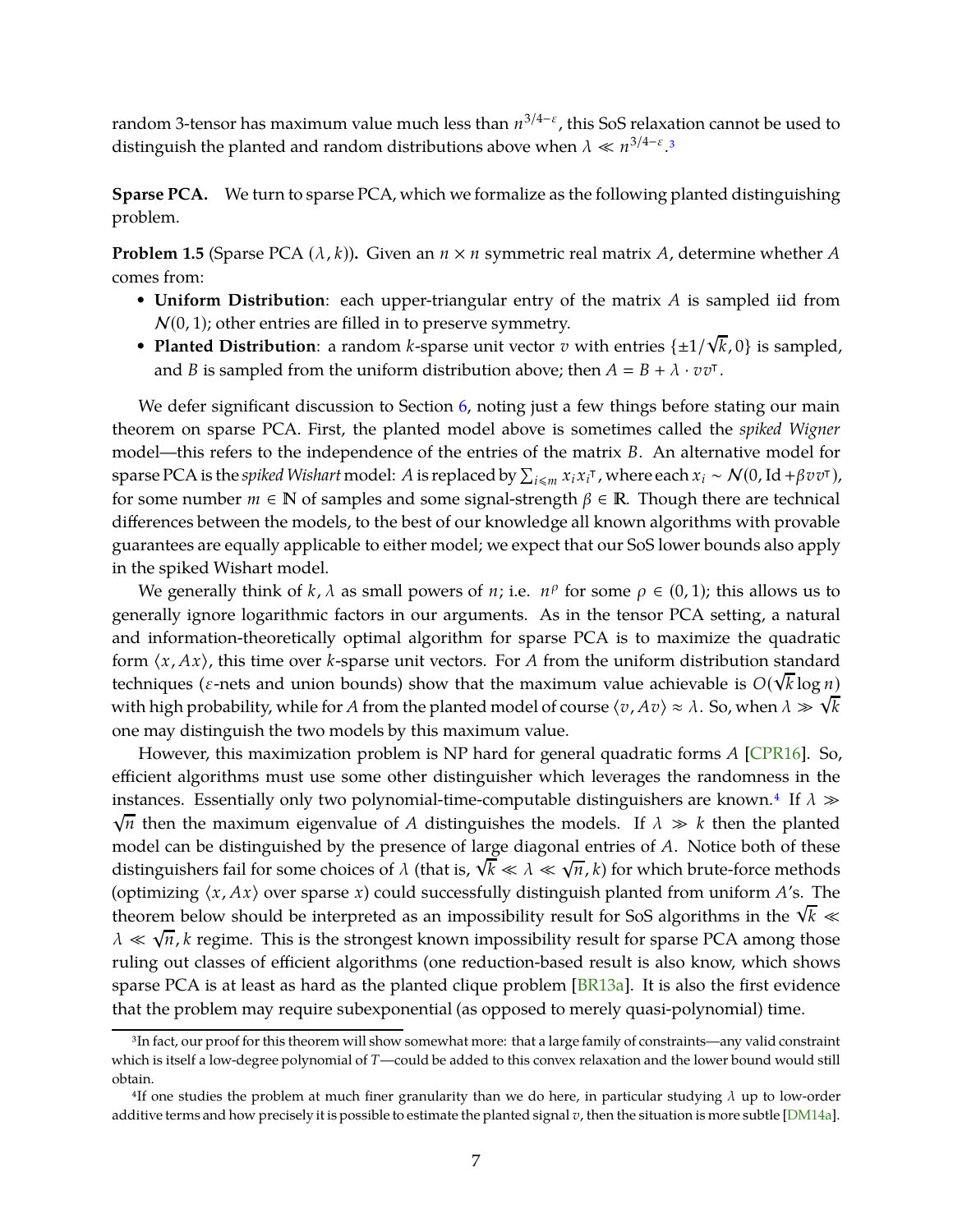random 3-tensor has maximum value much less than $n^{3/4-\varepsilon}$, this SoS relaxation cannot be used to distinguish the planted and random distributions above when $\lambda \ll n^{3/4-\varepsilon}$.[3]

**Sparse PCA.** We turn to sparse PCA, which we formalize as the following planted distinguishing problem.

**Problem 1.5** (Sparse PCA $(\lambda, k)$)**.** Given an $n \times n$ symmetric real matrix $A$, determine whether $A$ comes from:

- **Uniform Distribution**: each upper-triangular entry of the matrix $A$ is sampled iid from $\mathcal{N}(0, 1)$; other entries are filled in to preserve symmetry.
- **Planted Distribution**: a random $k$-sparse unit vector $v$ with entries $\{\pm 1/\sqrt{k}, 0\}$ is sampled, and $B$ is sampled from the uniform distribution above; then $A = B + \lambda \cdot vv^{\intercal}$.

We defer significant discussion to Section 6, noting just a few things before stating our main theorem on sparse PCA. First, the planted model above is sometimes called the *spiked Wigner* model—this refers to the independence of the entries of the matrix $B$. An alternative model for sparse PCA is the *spiked Wishart* model: $A$ is replaced by $\sum_{i \leqslant m} x_i x_i^{\intercal}$, where each $x_i \sim \mathcal{N}(0, \mathrm{Id} + \beta vv^{\intercal})$, for some number $m \in \mathbb{N}$ of samples and some signal-strength $\beta \in \mathbb{R}$. Though there are technical differences between the models, to the best of our knowledge all known algorithms with provable guarantees are equally applicable to either model; we expect that our SoS lower bounds also apply in the spiked Wishart model.

We generally think of $k, \lambda$ as small powers of $n$; i.e. $n^{\rho}$ for some $\rho \in (0, 1)$; this allows us to generally ignore logarithmic factors in our arguments. As in the tensor PCA setting, a natural and information-theoretically optimal algorithm for sparse PCA is to maximize the quadratic form $\langle x, Ax \rangle$, this time over $k$-sparse unit vectors. For $A$ from the uniform distribution standard techniques ($\varepsilon$-nets and union bounds) show that the maximum value achievable is $O(\sqrt{k} \log n)$ with high probability, while for $A$ from the planted model of course $\langle v, Av \rangle \approx \lambda$. So, when $\lambda \gg \sqrt{k}$ one may distinguish the two models by this maximum value.

However, this maximization problem is NP hard for general quadratic forms $A$ [CPR16]. So, efficient algorithms must use some other distinguisher which leverages the randomness in the instances. Essentially only two polynomial-time-computable distinguishers are known.[4] If $\lambda \gg \sqrt{n}$ then the maximum eigenvalue of $A$ distinguishes the models. If $\lambda \gg k$ then the planted model can be distinguished by the presence of large diagonal entries of $A$. Notice both of these distinguishers fail for some choices of $\lambda$ (that is, $\sqrt{k} \ll \lambda \ll \sqrt{n}, k$) for which brute-force methods (optimizing $\langle x, Ax \rangle$ over sparse $x$) could successfully distinguish planted from uniform $A$'s. The theorem below should be interpreted as an impossibility result for SoS algorithms in the $\sqrt{k} \ll \lambda \ll \sqrt{n}, k$ regime. This is the strongest known impossibility result for sparse PCA among those ruling out classes of efficient algorithms (one reduction-based result is also know, which shows sparse PCA is at least as hard as the planted clique problem [BR13a]. It is also the first evidence that the problem may require subexponential (as opposed to merely quasi-polynomial) time.

---

[3] In fact, our proof for this theorem will show somewhat more: that a large family of constraints—any valid constraint which is itself a low-degree polynomial of $T$—could be added to this convex relaxation and the lower bound would still obtain.

[4] If one studies the problem at much finer granularity than we do here, in particular studying $\lambda$ up to low-order additive terms and how precisely it is possible to estimate the planted signal $v$, then the situation is more subtle [DM14a].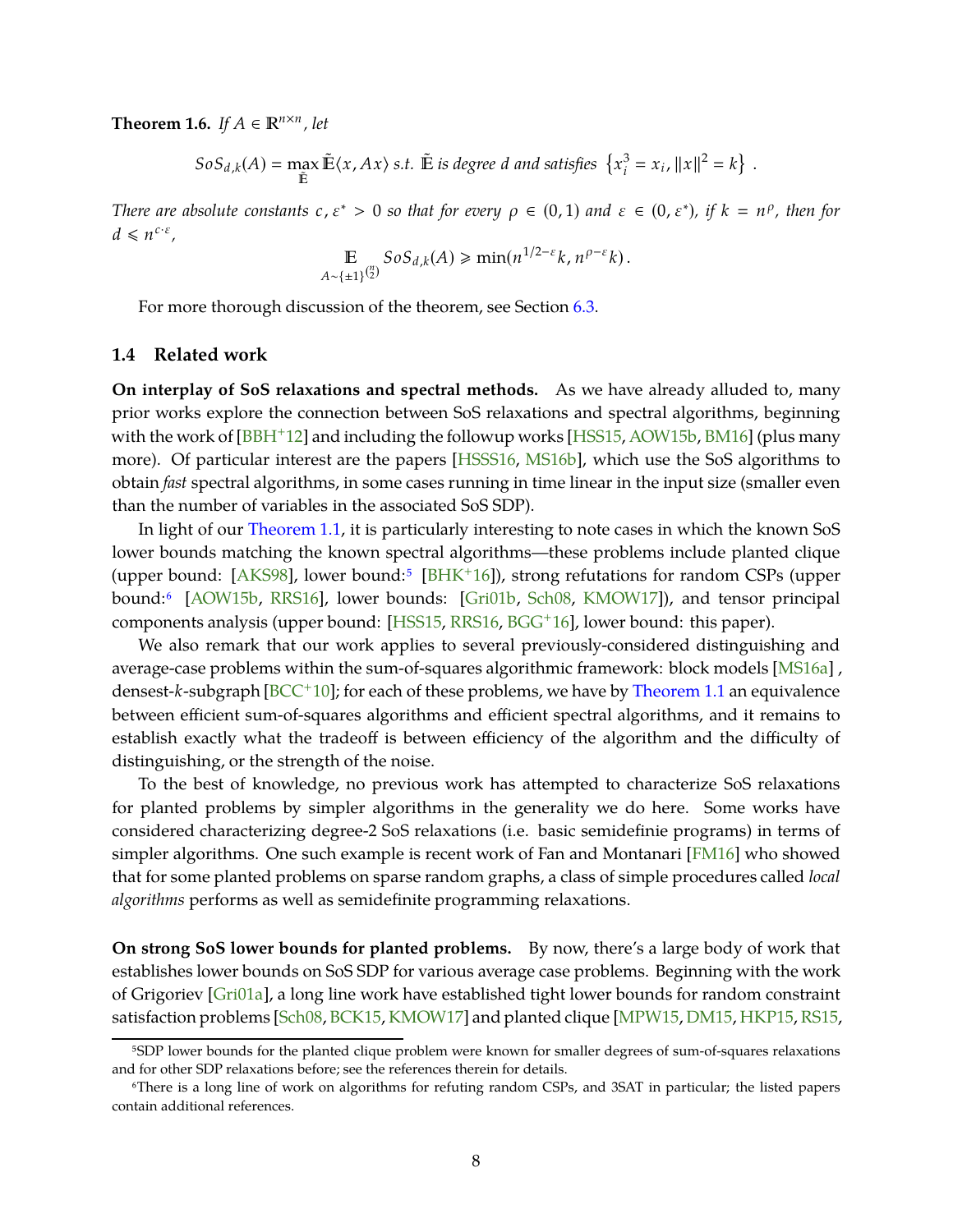**Theorem 1.6.** *If $A \in \mathbb{R}^{n \times n}$, let*

$$SoS_{d,k}(A) = \max_{\tilde{\mathbb{E}}} \tilde{\mathbb{E}}\langle x, Ax\rangle \text{ s.t. } \tilde{\mathbb{E}} \text{ is degree } d \text{ and satisfies } \left\{x_i^3 = x_i, \|x\|^2 = k\right\}.$$

*There are absolute constants $c, \varepsilon^* > 0$ so that for every $\rho \in (0,1)$ and $\varepsilon \in (0, \varepsilon^*)$, if $k = n^\rho$, then for $d \leqslant n^{c \cdot \varepsilon}$,*

$$\mathop{\mathbb{E}}_{A \sim \{\pm 1\}^{\binom{n}{2}}} SoS_{d,k}(A) \geqslant \min(n^{1/2-\varepsilon}k, n^{\rho-\varepsilon}k).$$

For more thorough discussion of the theorem, see Section 6.3.

## 1.4 Related work

**On interplay of SoS relaxations and spectral methods.** As we have already alluded to, many prior works explore the connection between SoS relaxations and spectral algorithms, beginning with the work of [BBH+12] and including the followup works [HSS15, AOW15b, BM16] (plus many more). Of particular interest are the papers [HSSS16, MS16b], which use the SoS algorithms to obtain *fast* spectral algorithms, in some cases running in time linear in the input size (smaller even than the number of variables in the associated SoS SDP).

In light of our Theorem 1.1, it is particularly interesting to note cases in which the known SoS lower bounds matching the known spectral algorithms—these problems include planted clique (upper bound: [AKS98], lower bound:[5] [BHK+16]), strong refutations for random CSPs (upper bound:[6] [AOW15b, RRS16], lower bounds: [Gri01b, Sch08, KMOW17]), and tensor principal components analysis (upper bound: [HSS15, RRS16, BGG+16], lower bound: this paper).

We also remark that our work applies to several previously-considered distinguishing and average-case problems within the sum-of-squares algorithmic framework: block models [MS16a], densest-$k$-subgraph [BCC+10]; for each of these problems, we have by Theorem 1.1 an equivalence between efficient sum-of-squares algorithms and efficient spectral algorithms, and it remains to establish exactly what the tradeoff is between efficiency of the algorithm and the difficulty of distinguishing, or the strength of the noise.

To the best of knowledge, no previous work has attempted to characterize SoS relaxations for planted problems by simpler algorithms in the generality we do here. Some works have considered characterizing degree-2 SoS relaxations (i.e. basic semidefinie programs) in terms of simpler algorithms. One such example is recent work of Fan and Montanari [FM16] who showed that for some planted problems on sparse random graphs, a class of simple procedures called *local algorithms* performs as well as semidefinite programming relaxations.

**On strong SoS lower bounds for planted problems.** By now, there's a large body of work that establishes lower bounds on SoS SDP for various average case problems. Beginning with the work of Grigoriev [Gri01a], a long line work have established tight lower bounds for random constraint satisfaction problems [Sch08, BCK15, KMOW17] and planted clique [MPW15, DM15, HKP15, RS15,

[5] SDP lower bounds for the planted clique problem were known for smaller degrees of sum-of-squares relaxations and for other SDP relaxations before; see the references therein for details.

[6] There is a long line of work on algorithms for refuting random CSPs, and 3SAT in particular; the listed papers contain additional references.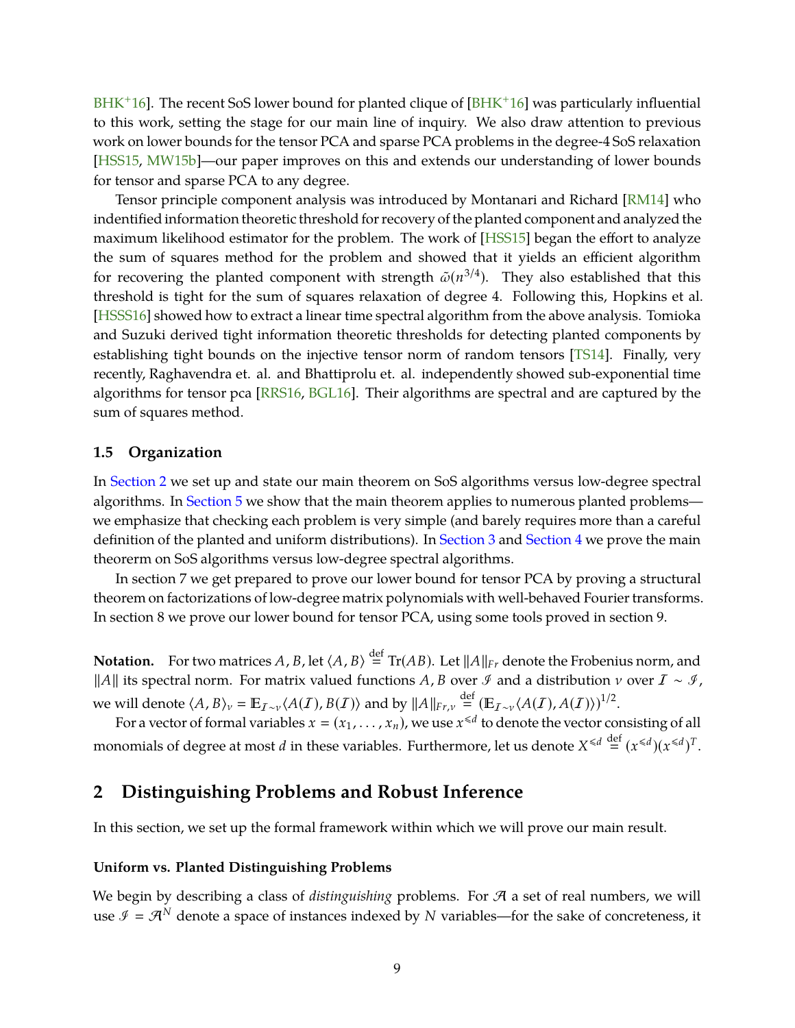BHK+16]. The recent SoS lower bound for planted clique of [BHK+16] was particularly influential to this work, setting the stage for our main line of inquiry. We also draw attention to previous work on lower bounds for the tensor PCA and sparse PCA problems in the degree-4 SoS relaxation [HSS15, MW15b]—our paper improves on this and extends our understanding of lower bounds for tensor and sparse PCA to any degree.

Tensor principle component analysis was introduced by Montanari and Richard [RM14] who indentified information theoretic threshold for recovery of the planted component and analyzed the maximum likelihood estimator for the problem. The work of [HSS15] began the effort to analyze the sum of squares method for the problem and showed that it yields an efficient algorithm for recovering the planted component with strength $\tilde{\omega}(n^{3/4})$. They also established that this threshold is tight for the sum of squares relaxation of degree 4. Following this, Hopkins et al. [HSSS16] showed how to extract a linear time spectral algorithm from the above analysis. Tomioka and Suzuki derived tight information theoretic thresholds for detecting planted components by establishing tight bounds on the injective tensor norm of random tensors [TS14]. Finally, very recently, Raghavendra et. al. and Bhattiprolu et. al. independently showed sub-exponential time algorithms for tensor pca [RRS16, BGL16]. Their algorithms are spectral and are captured by the sum of squares method.

### 1.5 Organization

In Section 2 we set up and state our main theorem on SoS algorithms versus low-degree spectral algorithms. In Section 5 we show that the main theorem applies to numerous planted problems—we emphasize that checking each problem is very simple (and barely requires more than a careful definition of the planted and uniform distributions). In Section 3 and Section 4 we prove the main theorerm on SoS algorithms versus low-degree spectral algorithms.

In section 7 we get prepared to prove our lower bound for tensor PCA by proving a structural theorem on factorizations of low-degree matrix polynomials with well-behaved Fourier transforms. In section 8 we prove our lower bound for tensor PCA, using some tools proved in section 9.

**Notation.** For two matrices $A, B$, let $\langle A, B\rangle \stackrel{\text{def}}{=} \mathrm{Tr}(AB)$. Let $\|A\|_{Fr}$ denote the Frobenius norm, and $\|A\|$ its spectral norm. For matrix valued functions $A, B$ over $\mathcal{I}$ and a distribution $\nu$ over $\mathcal{I} \sim \mathcal{I}$, we will denote $\langle A, B\rangle_\nu = \mathbb{E}_{\mathcal{I}\sim\nu}\langle A(\mathcal{I}), B(\mathcal{I})\rangle$ and by $\|A\|_{Fr,\nu} \stackrel{\text{def}}{=} (\mathbb{E}_{\mathcal{I}\sim\nu}\langle A(\mathcal{I}), A(\mathcal{I})\rangle)^{1/2}$.

For a vector of formal variables $x = (x_1, \ldots, x_n)$, we use $x^{\leqslant d}$ to denote the vector consisting of all monomials of degree at most $d$ in these variables. Furthermore, let us denote $X^{\leqslant d} \stackrel{\text{def}}{=} (x^{\leqslant d})(x^{\leqslant d})^T$.

## 2 Distinguishing Problems and Robust Inference

In this section, we set up the formal framework within which we will prove our main result.

#### Uniform vs. Planted Distinguishing Problems

We begin by describing a class of *distinguishing* problems. For $\mathcal{A}$ a set of real numbers, we will use $\mathcal{I} = \mathcal{A}^N$ denote a space of instances indexed by $N$ variables—for the sake of concreteness, it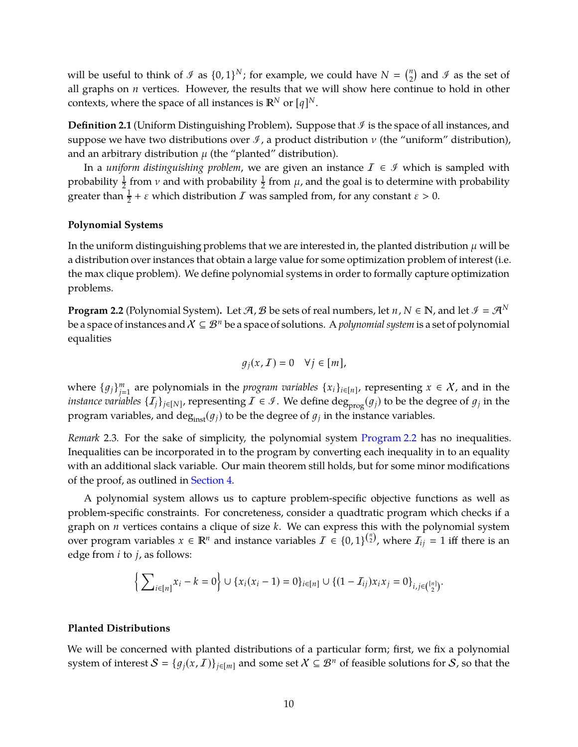will be useful to think of $\mathcal{I}$ as $\{0,1\}^N$; for example, we could have $N = \binom{n}{2}$ and $\mathcal{I}$ as the set of all graphs on $n$ vertices. However, the results that we will show here continue to hold in other contexts, where the space of all instances is $\mathbb{R}^N$ or $[q]^N$.

**Definition 2.1** (Uniform Distinguishing Problem)**.** Suppose that $\mathcal{I}$ is the space of all instances, and suppose we have two distributions over $\mathcal{I}$, a product distribution $\nu$ (the "uniform" distribution), and an arbitrary distribution $\mu$ (the "planted" distribution).

In a *uniform distinguishing problem*, we are given an instance $\mathcal{I} \in \mathcal{I}$ which is sampled with probability $\frac{1}{2}$ from $\nu$ and with probability $\frac{1}{2}$ from $\mu$, and the goal is to determine with probability greater than $\frac{1}{2} + \varepsilon$ which distribution $\mathcal{I}$ was sampled from, for any constant $\varepsilon > 0$.

#### Polynomial Systems

In the uniform distinguishing problems that we are interested in, the planted distribution $\mu$ will be a distribution over instances that obtain a large value for some optimization problem of interest (i.e. the max clique problem). We define polynomial systems in order to formally capture optimization problems.

**Program 2.2** (Polynomial System)**.** Let $\mathcal{A}, \mathcal{B}$ be sets of real numbers, let $n, N \in \mathbb{N}$, and let $\mathcal{I} = \mathcal{A}^N$ be a space of instances and $\mathcal{X} \subseteq \mathcal{B}^n$ be a space of solutions. A *polynomial system* is a set of polynomial equalities

$$g_j(x, \mathcal{I}) = 0 \quad \forall j \in [m],$$

where $\{g_j\}_{j=1}^m$ are polynomials in the *program variables* $\{x_i\}_{i\in[n]}$, representing $x \in \mathcal{X}$, and in the *instance variables* $\{\mathcal{I}_j\}_{j\in[N]}$, representing $\mathcal{I} \in \mathcal{I}$. We define $\deg_{\text{prog}}(g_j)$ to be the degree of $g_j$ in the program variables, and $\deg_{\text{inst}}(g_j)$ to be the degree of $g_j$ in the instance variables.

*Remark* 2.3. For the sake of simplicity, the polynomial system Program 2.2 has no inequalities. Inequalities can be incorporated in to the program by converting each inequality in to an equality with an additional slack variable. Our main theorem still holds, but for some minor modifications of the proof, as outlined in Section 4.

A polynomial system allows us to capture problem-specific objective functions as well as problem-specific constraints. For concreteness, consider a quadtratic program which checks if a graph on $n$ vertices contains a clique of size $k$. We can express this with the polynomial system over program variables $x \in \mathbb{R}^n$ and instance variables $\mathcal{I} \in \{0,1\}^{\binom{n}{2}}$, where $\mathcal{I}_{ij} = 1$ iff there is an edge from $i$ to $j$, as follows:

$$\left\{ \sum_{i\in[n]} x_i - k = 0 \right\} \cup \{x_i(x_i - 1) = 0\}_{i\in[n]} \cup \{(1 - \mathcal{I}_{ij})x_i x_j = 0\}_{i,j\in\binom{[n]}{2}}.$$

#### Planted Distributions

We will be concerned with planted distributions of a particular form; first, we fix a polynomial system of interest $\mathcal{S} = \{g_j(x, \mathcal{I})\}_{j\in[m]}$ and some set $\mathcal{X} \subseteq \mathcal{B}^n$ of feasible solutions for $\mathcal{S}$, so that the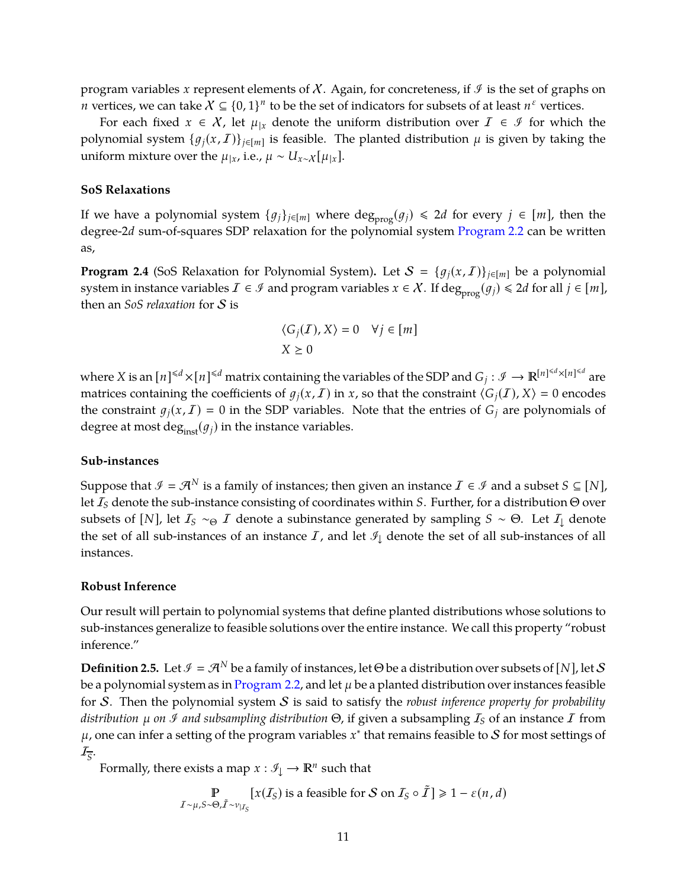program variables $x$ represent elements of $\mathcal{X}$. Again, for concreteness, if $\mathcal{I}$ is the set of graphs on $n$ vertices, we can take $\mathcal{X} \subseteq \{0,1\}^n$ to be the set of indicators for subsets of at least $n^\varepsilon$ vertices.

For each fixed $x \in \mathcal{X}$, let $\mu_{|x}$ denote the uniform distribution over $\mathcal{I} \in \mathcal{I}$ for which the polynomial system $\{g_j(x, \mathcal{I})\}_{j\in[m]}$ is feasible. The planted distribution $\mu$ is given by taking the uniform mixture over the $\mu_{|x}$, i.e., $\mu \sim U_{x\sim \mathcal{X}}[\mu_{|x}]$.

### SoS Relaxations

If we have a polynomial system $\{g_j\}_{j\in[m]}$ where $\deg_{\text{prog}}(g_j) \leqslant 2d$ for every $j \in [m]$, then the degree-$2d$ sum-of-squares SDP relaxation for the polynomial system Program 2.2 can be written as,

**Program 2.4** (SoS Relaxation for Polynomial System)**.** Let $\mathcal{S} = \{g_j(x, \mathcal{I})\}_{j\in[m]}$ be a polynomial system in instance variables $\mathcal{I} \in \mathcal{I}$ and program variables $x \in \mathcal{X}$. If $\deg_{\text{prog}}(g_j) \leqslant 2d$ for all $j \in [m]$, then an *SoS relaxation* for $\mathcal{S}$ is

$$
\begin{aligned}
&\langle G_j(\mathcal{I}), X\rangle = 0 \quad \forall j \in [m] \\
&X \succeq 0
\end{aligned}
$$

where $X$ is an $[n]^{\leqslant d} \times [n]^{\leqslant d}$ matrix containing the variables of the SDP and $G_j : \mathcal{I} \to \mathbb{R}^{[n]^{\leqslant d}\times[n]^{\leqslant d}}$ are matrices containing the coefficients of $g_j(x, \mathcal{I})$ in $x$, so that the constraint $\langle G_j(\mathcal{I}), X\rangle = 0$ encodes the constraint $g_j(x, \mathcal{I}) = 0$ in the SDP variables. Note that the entries of $G_j$ are polynomials of degree at most $\deg_{\text{inst}}(g_j)$ in the instance variables.

### Sub-instances

Suppose that $\mathcal{I} = \mathcal{A}^N$ is a family of instances; then given an instance $\mathcal{I} \in \mathcal{I}$ and a subset $S \subseteq [N]$, let $\mathcal{I}_S$ denote the sub-instance consisting of coordinates within $S$. Further, for a distribution $\Theta$ over subsets of $[N]$, let $\mathcal{I}_S \sim_\Theta \mathcal{I}$ denote a subinstance generated by sampling $S \sim \Theta$. Let $\mathcal{I}_\downarrow$ denote the set of all sub-instances of an instance $\mathcal{I}$, and let $\mathcal{I}_\downarrow$ denote the set of all sub-instances of all instances.

### Robust Inference

Our result will pertain to polynomial systems that define planted distributions whose solutions to sub-instances generalize to feasible solutions over the entire instance. We call this property "robust inference."

**Definition 2.5.** Let $\mathcal{I} = \mathcal{A}^N$ be a family of instances, let $\Theta$ be a distribution over subsets of $[N]$, let $\mathcal{S}$ be a polynomial system as in Program 2.2, and let $\mu$ be a planted distribution over instances feasible for $\mathcal{S}$. Then the polynomial system $\mathcal{S}$ is said to satisfy the *robust inference property for probability distribution $\mu$ on $\mathcal{I}$ and subsampling distribution $\Theta$*, if given a subsampling $\mathcal{I}_S$ of an instance $\mathcal{I}$ from $\mu$, one can infer a setting of the program variables $x^*$ that remains feasible to $\mathcal{S}$ for most settings of $\mathcal{I}_{\overline{S}}$.

Formally, there exists a map $x : \mathcal{I}_\downarrow \to \mathbb{R}^n$ such that

$$
\mathop{\mathbb{P}}_{\mathcal{I}\sim\mu, S\sim\Theta, \tilde{\mathcal{I}}\sim\nu_{|\mathcal{I}_S}}[x(\mathcal{I}_S) \text{ is a feasible for } \mathcal{S} \text{ on } \mathcal{I}_S \circ \tilde{\mathcal{I}}] \geqslant 1 - \varepsilon(n, d)
$$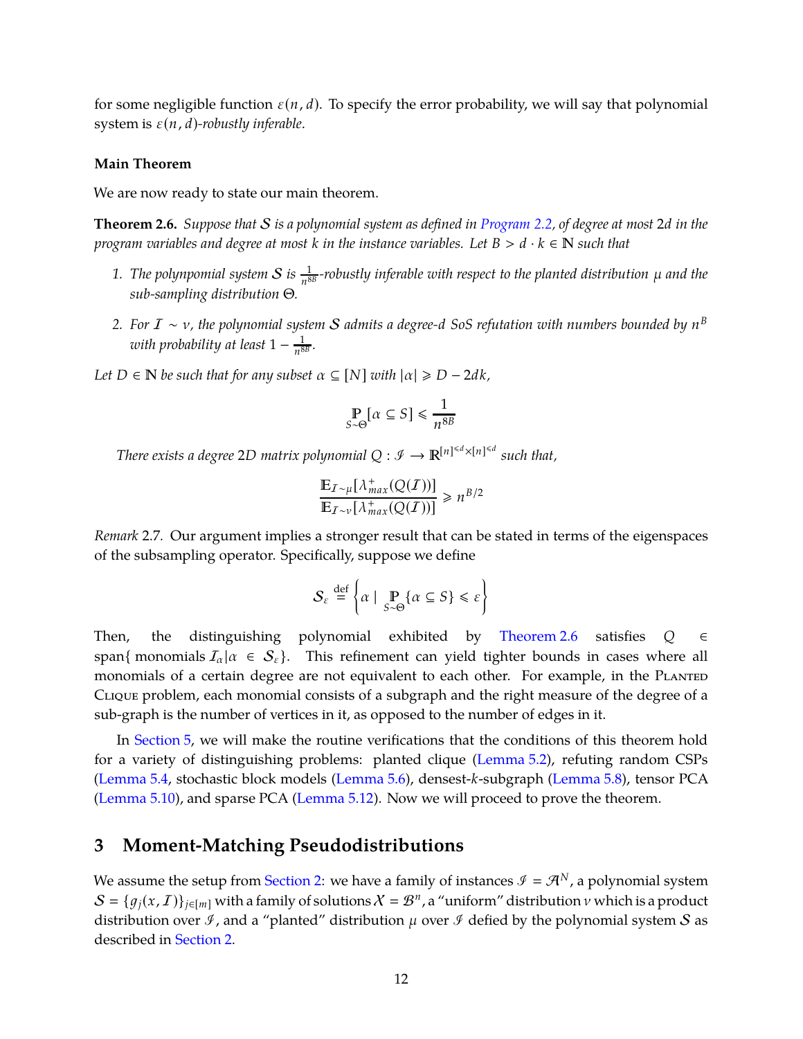for some negligible function $\varepsilon(n, d)$. To specify the error probability, we will say that polynomial system is $\varepsilon(n, d)$*-robustly inferable*.

**Main Theorem**

We are now ready to state our main theorem.

**Theorem 2.6.** *Suppose that $\mathcal{S}$ is a polynomial system as defined in Program 2.2, of degree at most $2d$ in the program variables and degree at most $k$ in the instance variables. Let $B > d \cdot k \in \mathbb{N}$ such that*

1. *The polynpomial system $\mathcal{S}$ is $\frac{1}{n^{8B}}$-robustly inferable with respect to the planted distribution $\mu$ and the sub-sampling distribution $\Theta$.*
2. *For $\mathcal{I} \sim \nu$, the polynomial system $\mathcal{S}$ admits a degree-$d$ SoS refutation with numbers bounded by $n^B$ with probability at least $1 - \frac{1}{n^{8B}}$.*

*Let $D \in \mathbb{N}$ be such that for any subset $\alpha \subseteq [N]$ with $|\alpha| \geqslant D - 2dk$,*

$$\mathop{\mathbb{P}}_{S \sim \Theta}[\alpha \subseteq S] \leqslant \frac{1}{n^{8B}}$$

*There exists a degree $2D$ matrix polynomial $Q : \mathcal{I} \to \mathbb{R}^{[n]^{\leqslant d} \times [n]^{\leqslant d}}$ such that,*

$$\frac{\mathbb{E}_{\mathcal{I} \sim \mu}[\lambda^{+}_{max}(Q(\mathcal{I}))]}{\mathbb{E}_{\mathcal{I} \sim \nu}[\lambda^{+}_{max}(Q(\mathcal{I}))]} \geqslant n^{B/2}$$

*Remark* 2.7. Our argument implies a stronger result that can be stated in terms of the eigenspaces of the subsampling operator. Specifically, suppose we define

$$\mathcal{S}_{\varepsilon} \stackrel{\text{def}}{=} \left\{ \alpha \mid \mathop{\mathbb{P}}_{S \sim \Theta}\{\alpha \subseteq S\} \leqslant \varepsilon \right\}$$

Then, the distinguishing polynomial exhibited by Theorem 2.6 satisfies $Q \in \text{span}\{\text{ monomials } \mathcal{I}_\alpha | \alpha \in \mathcal{S}_\varepsilon\}$. This refinement can yield tighter bounds in cases where all monomials of a certain degree are not equivalent to each other. For example, in the Planted Clique problem, each monomial consists of a subgraph and the right measure of the degree of a sub-graph is the number of vertices in it, as opposed to the number of edges in it.

In Section 5, we will make the routine verifications that the conditions of this theorem hold for a variety of distinguishing problems: planted clique (Lemma 5.2), refuting random CSPs (Lemma 5.4, stochastic block models (Lemma 5.6), densest-$k$-subgraph (Lemma 5.8), tensor PCA (Lemma 5.10), and sparse PCA (Lemma 5.12). Now we will proceed to prove the theorem.

## 3 Moment-Matching Pseudodistributions

We assume the setup from Section 2: we have a family of instances $\mathcal{I} = \mathcal{A}^N$, a polynomial system $\mathcal{S} = \{g_j(x, \mathcal{I})\}_{j \in [m]}$ with a family of solutions $\mathcal{X} = \mathcal{B}^n$, a "uniform" distribution $\nu$ which is a product distribution over $\mathcal{I}$, and a "planted" distribution $\mu$ over $\mathcal{I}$ defied by the polynomial system $\mathcal{S}$ as described in Section 2.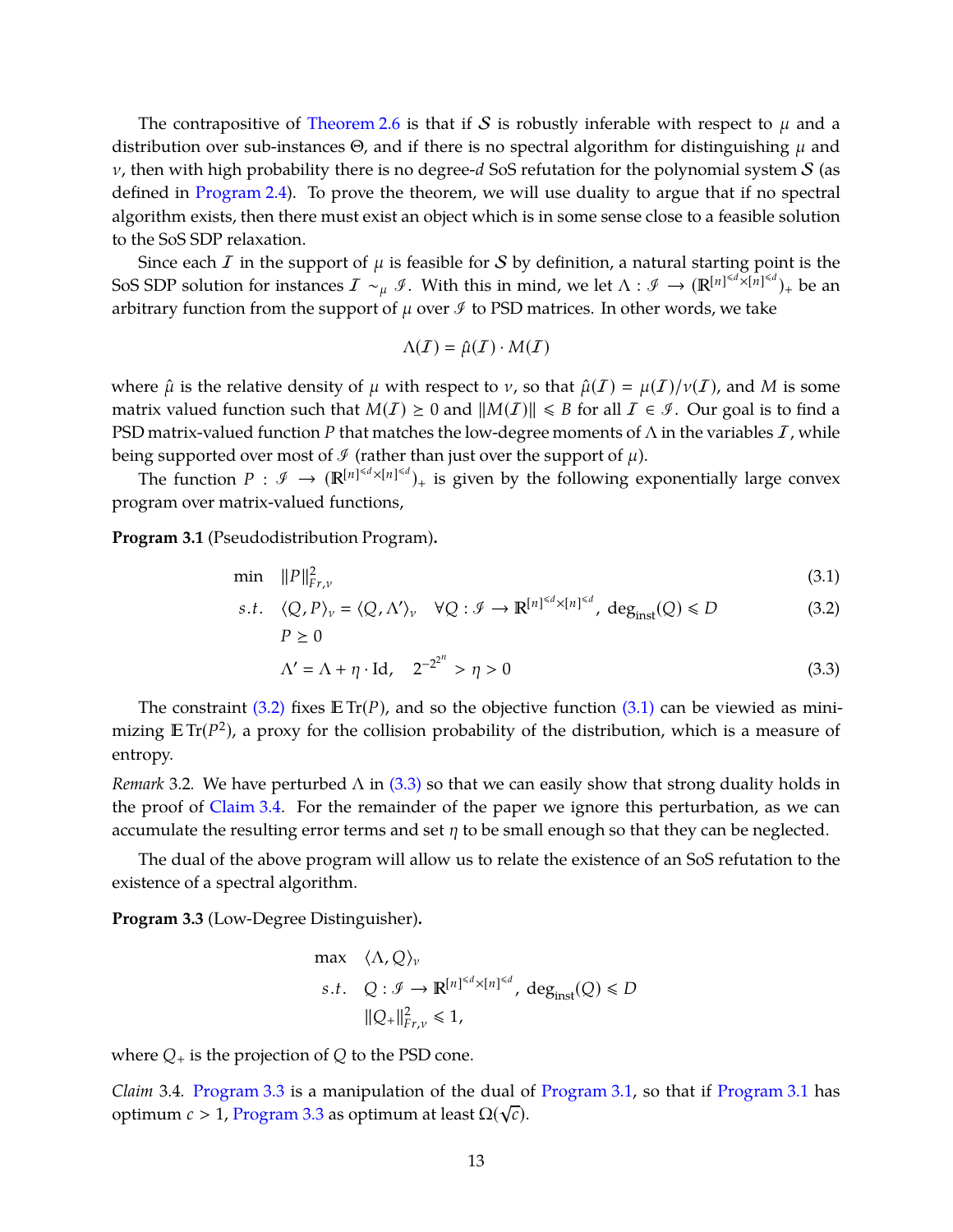The contrapositive of Theorem 2.6 is that if $\mathcal{S}$ is robustly inferable with respect to $\mu$ and a distribution over sub-instances $\Theta$, and if there is no spectral algorithm for distinguishing $\mu$ and $\nu$, then with high probability there is no degree-$d$ SoS refutation for the polynomial system $\mathcal{S}$ (as defined in Program 2.4). To prove the theorem, we will use duality to argue that if no spectral algorithm exists, then there must exist an object which is in some sense close to a feasible solution to the SoS SDP relaxation.

Since each $\mathcal{I}$ in the support of $\mu$ is feasible for $\mathcal{S}$ by definition, a natural starting point is the SoS SDP solution for instances $\mathcal{I} \sim_\mu \mathscr{I}$. With this in mind, we let $\Lambda : \mathscr{I} \to (\mathbb{R}^{[n]^{\leqslant d} \times [n]^{\leqslant d}})_+$ be an arbitrary function from the support of $\mu$ over $\mathscr{I}$ to PSD matrices. In other words, we take

$$\Lambda(\mathcal{I}) = \hat{\mu}(\mathcal{I}) \cdot M(\mathcal{I})$$

where $\hat{\mu}$ is the relative density of $\mu$ with respect to $\nu$, so that $\hat{\mu}(\mathcal{I}) = \mu(\mathcal{I})/\nu(\mathcal{I})$, and $M$ is some matrix valued function such that $M(\mathcal{I}) \succeq 0$ and $\|M(\mathcal{I})\| \leqslant B$ for all $\mathcal{I} \in \mathscr{I}$. Our goal is to find a PSD matrix-valued function $P$ that matches the low-degree moments of $\Lambda$ in the variables $\mathcal{I}$, while being supported over most of $\mathscr{I}$ (rather than just over the support of $\mu$).

The function $P : \mathscr{I} \to (\mathbb{R}^{[n]^{\leqslant d} \times [n]^{\leqslant d}})_+$ is given by the following exponentially large convex program over matrix-valued functions,

**Program 3.1** (Pseudodistribution Program)**.**

$$\min \quad \|P\|_{Fr,\nu}^2 \tag{3.1}$$

$$s.t. \quad \langle Q, P\rangle_\nu = \langle Q, \Lambda'\rangle_\nu \quad \forall Q : \mathscr{I} \to \mathbb{R}^{[n]^{\leqslant d} \times [n]^{\leqslant d}},\ \deg_{\text{inst}}(Q) \leqslant D \tag{3.2}$$

$$P \succeq 0$$

$$\Lambda' = \Lambda + \eta \cdot \mathrm{Id}, \quad 2^{-2^{2^n}} > \eta > 0 \tag{3.3}$$

The constraint (3.2) fixes $\mathbb{E}\,\mathrm{Tr}(P)$, and so the objective function (3.1) can be viewed as minimizing $\mathbb{E}\,\mathrm{Tr}(P^2)$, a proxy for the collision probability of the distribution, which is a measure of entropy.

*Remark* 3.2. We have perturbed $\Lambda$ in (3.3) so that we can easily show that strong duality holds in the proof of Claim 3.4. For the remainder of the paper we ignore this perturbation, as we can accumulate the resulting error terms and set $\eta$ to be small enough so that they can be neglected.

The dual of the above program will allow us to relate the existence of an SoS refutation to the existence of a spectral algorithm.

**Program 3.3** (Low-Degree Distinguisher)**.**

$$\begin{aligned} \max \quad & \langle \Lambda, Q\rangle_\nu \\ s.t. \quad & Q : \mathscr{I} \to \mathbb{R}^{[n]^{\leqslant d} \times [n]^{\leqslant d}},\ \deg_{\text{inst}}(Q) \leqslant D \\ & \|Q_+\|_{Fr,\nu}^2 \leqslant 1, \end{aligned}$$

where $Q_+$ is the projection of $Q$ to the PSD cone.

*Claim* 3.4. Program 3.3 is a manipulation of the dual of Program 3.1, so that if Program 3.1 has optimum $c > 1$, Program 3.3 as optimum at least $\Omega(\sqrt{c})$.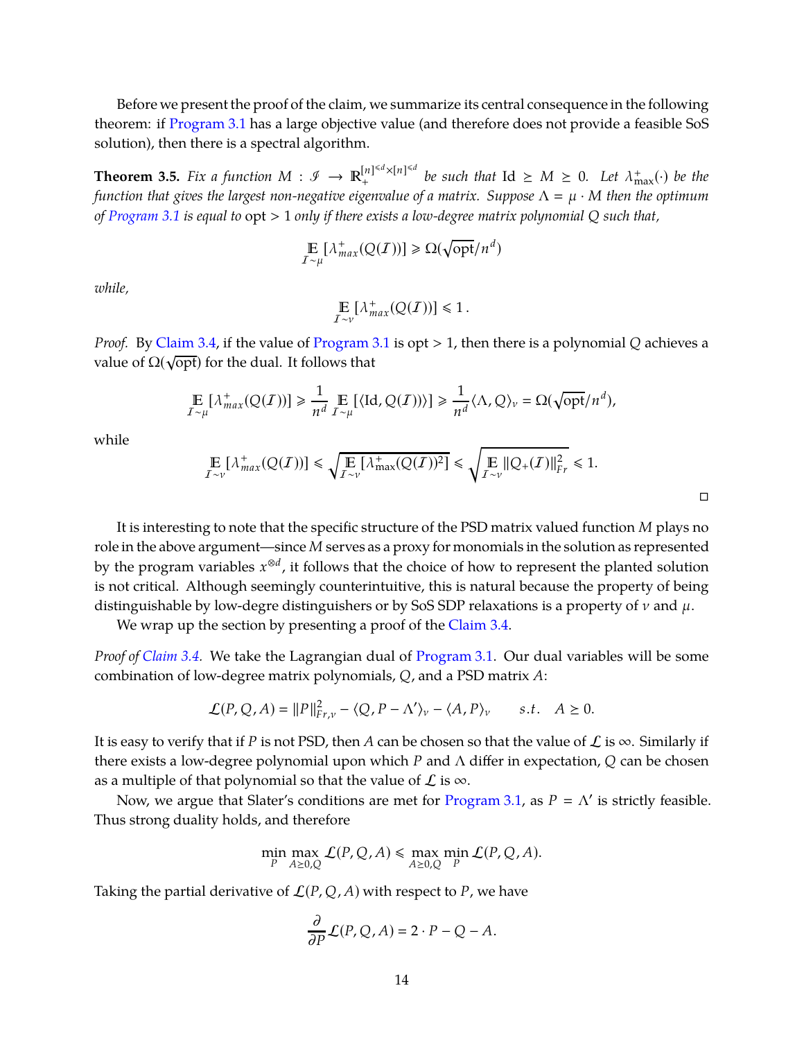Before we present the proof of the claim, we summarize its central consequence in the following theorem: if Program 3.1 has a large objective value (and therefore does not provide a feasible SoS solution), then there is a spectral algorithm.

**Theorem 3.5.** *Fix a function $M : \mathcal{I} \to \mathbb{R}_+^{[n]^{\leq d} \times [n]^{\leq d}}$ be such that $\mathrm{Id} \succeq M \succeq 0$. Let $\lambda^+_{\max}(\cdot)$ be the function that gives the largest non-negative eigenvalue of a matrix. Suppose $\Lambda = \mu \cdot M$ then the optimum of Program 3.1 is equal to* $\mathrm{opt} > 1$ *only if there exists a low-degree matrix polynomial $Q$ such that,*

$$\mathop{\mathbb{E}}_{\mathcal{I} \sim \mu} [\lambda^+_{max}(Q(\mathcal{I}))] \geqslant \Omega(\sqrt{\mathrm{opt}}/n^d)$$

*while,*

$$\mathop{\mathbb{E}}_{\mathcal{I} \sim \nu} [\lambda^+_{max}(Q(\mathcal{I}))] \leqslant 1\,.$$

*Proof.* By Claim 3.4, if the value of Program 3.1 is opt $> 1$, then there is a polynomial $Q$ achieves a value of $\Omega(\sqrt{\mathrm{opt}})$ for the dual. It follows that

$$\mathop{\mathbb{E}}_{\mathcal{I} \sim \mu} [\lambda^+_{max}(Q(\mathcal{I}))] \geqslant \frac{1}{n^d} \mathop{\mathbb{E}}_{\mathcal{I} \sim \mu} [\langle \mathrm{Id}, Q(\mathcal{I}) \rangle] \geqslant \frac{1}{n^d} \langle \Lambda, Q \rangle_\nu = \Omega(\sqrt{\mathrm{opt}}/n^d),$$

while

$$\mathop{\mathbb{E}}_{\mathcal{I} \sim \nu} [\lambda^+_{max}(Q(\mathcal{I}))] \leqslant \sqrt{\mathop{\mathbb{E}}_{\mathcal{I} \sim \nu} [\lambda^+_{\max}(Q(\mathcal{I}))^2]} \leqslant \sqrt{\mathop{\mathbb{E}}_{\mathcal{I} \sim \nu} \|Q_+(\mathcal{I})\|^2_{Fr}} \leqslant 1.$$

□

It is interesting to note that the specific structure of the PSD matrix valued function $M$ plays no role in the above argument—since $M$ serves as a proxy for monomials in the solution as represented by the program variables $x^{\otimes d}$, it follows that the choice of how to represent the planted solution is not critical. Although seemingly counterintuitive, this is natural because the property of being distinguishable by low-degree distinguishers or by SoS SDP relaxations is a property of $\nu$ and $\mu$.

We wrap up the section by presenting a proof of the Claim 3.4.

*Proof of Claim 3.4.* We take the Lagrangian dual of Program 3.1. Our dual variables will be some combination of low-degree matrix polynomials, $Q$, and a PSD matrix $A$:

$$\mathcal{L}(P, Q, A) = \|P\|^2_{Fr,\nu} - \langle Q, P - \Lambda' \rangle_\nu - \langle A, P \rangle_\nu \qquad s.t. \quad A \succeq 0.$$

It is easy to verify that if $P$ is not PSD, then $A$ can be chosen so that the value of $\mathcal{L}$ is $\infty$. Similarly if there exists a low-degree polynomial upon which $P$ and $\Lambda$ differ in expectation, $Q$ can be chosen as a multiple of that polynomial so that the value of $\mathcal{L}$ is $\infty$.

Now, we argue that Slater's conditions are met for Program 3.1, as $P = \Lambda'$ is strictly feasible. Thus strong duality holds, and therefore

$$\min_P \max_{A \succeq 0, Q} \mathcal{L}(P, Q, A) \leqslant \max_{A \succeq 0, Q} \min_P \mathcal{L}(P, Q, A).$$

Taking the partial derivative of $\mathcal{L}(P, Q, A)$ with respect to $P$, we have

$$\frac{\partial}{\partial P} \mathcal{L}(P, Q, A) = 2 \cdot P - Q - A.$$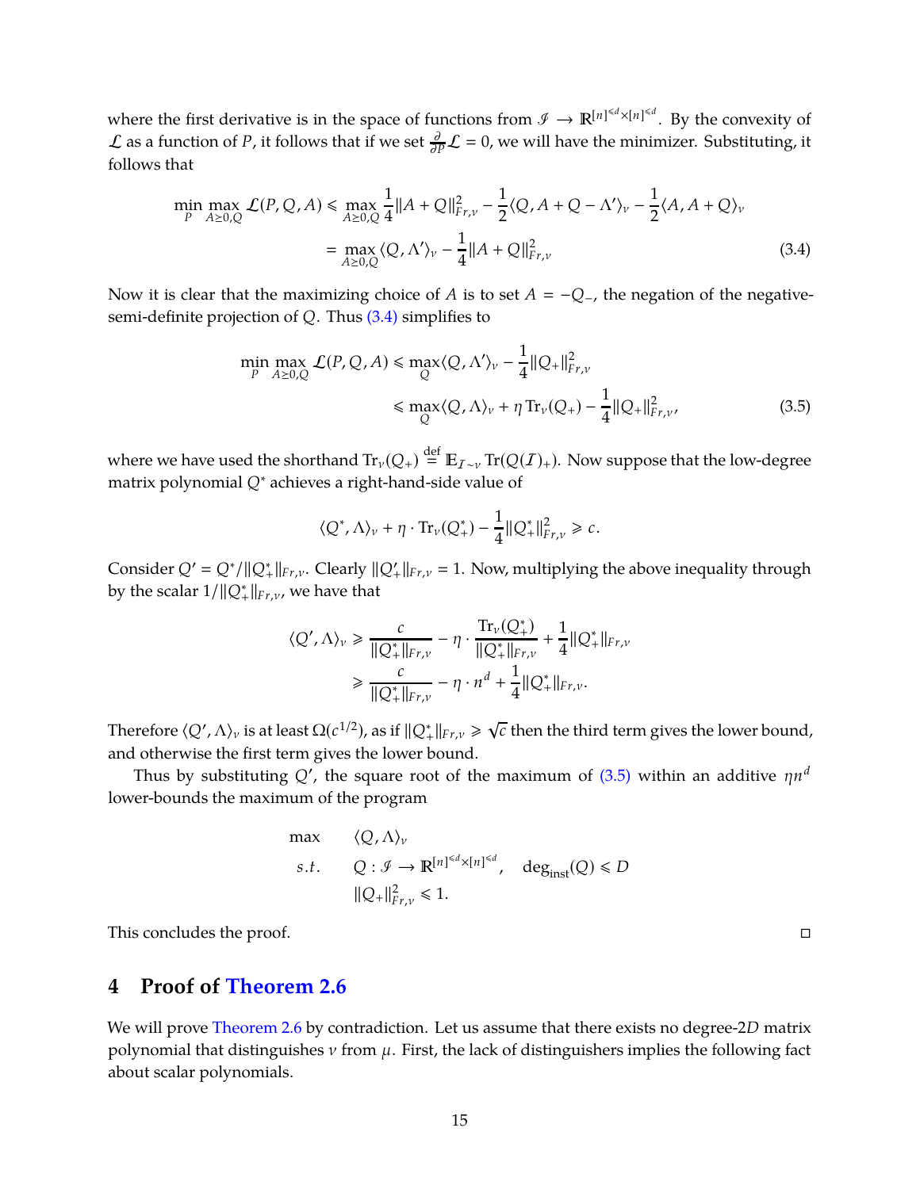where the first derivative is in the space of functions from $\mathcal{I} \to \mathbb{R}^{[n]^{\leqslant d} \times [n]^{\leqslant d}}$. By the convexity of $\mathcal{L}$ as a function of $P$, it follows that if we set $\frac{\partial}{\partial P}\mathcal{L} = 0$, we will have the minimizer. Substituting, it follows that

$$
\begin{aligned}
\min_{P} \max_{A \succeq 0, Q} \mathcal{L}(P, Q, A) &\leqslant \max_{A \succeq 0, Q} \frac{1}{4}\|A + Q\|_{Fr,\nu}^2 - \frac{1}{2}\langle Q, A + Q - \Lambda' \rangle_\nu - \frac{1}{2}\langle A, A + Q \rangle_\nu \\
&= \max_{A \succeq 0, Q} \langle Q, \Lambda' \rangle_\nu - \frac{1}{4}\|A + Q\|_{Fr,\nu}^2 \qquad (3.4)
\end{aligned}
$$

Now it is clear that the maximizing choice of $A$ is to set $A = -Q_-$, the negation of the negative-semi-definite projection of $Q$. Thus (3.4) simplifies to

$$
\begin{aligned}
\min_{P} \max_{A \succeq 0, Q} \mathcal{L}(P, Q, A) &\leqslant \max_{Q} \langle Q, \Lambda' \rangle_\nu - \frac{1}{4}\|Q_+\|_{Fr,\nu}^2 \\
&\leqslant \max_{Q} \langle Q, \Lambda \rangle_\nu + \eta \operatorname{Tr}_\nu(Q_+) - \frac{1}{4}\|Q_+\|_{Fr,\nu}^2, \qquad (3.5)
\end{aligned}
$$

where we have used the shorthand $\operatorname{Tr}_\nu(Q_+) \stackrel{\text{def}}{=} \mathbb{E}_{\mathcal{I} \sim \nu} \operatorname{Tr}(Q(\mathcal{I})_+)$. Now suppose that the low-degree matrix polynomial $Q^*$ achieves a right-hand-side value of

$$
\langle Q^*, \Lambda \rangle_\nu + \eta \cdot \operatorname{Tr}_\nu(Q_+^*) - \frac{1}{4}\|Q_+^*\|_{Fr,\nu}^2 \geqslant c.
$$

Consider $Q' = Q^*/\|Q_+^*\|_{Fr,\nu}$. Clearly $\|Q'_+\|_{Fr,\nu} = 1$. Now, multiplying the above inequality through by the scalar $1/\|Q_+^*\|_{Fr,\nu}$, we have that

$$
\begin{aligned}
\langle Q', \Lambda \rangle_\nu &\geqslant \frac{c}{\|Q_+^*\|_{Fr,\nu}} - \eta \cdot \frac{\operatorname{Tr}_\nu(Q_+^*)}{\|Q_+^*\|_{Fr,\nu}} + \frac{1}{4}\|Q_+^*\|_{Fr,\nu} \\
&\geqslant \frac{c}{\|Q_+^*\|_{Fr,\nu}} - \eta \cdot n^d + \frac{1}{4}\|Q_+^*\|_{Fr,\nu}.
\end{aligned}
$$

Therefore $\langle Q', \Lambda \rangle_\nu$ is at least $\Omega(c^{1/2})$, as if $\|Q_+^*\|_{Fr,\nu} \geqslant \sqrt{c}$ then the third term gives the lower bound, and otherwise the first term gives the lower bound.

Thus by substituting $Q'$, the square root of the maximum of (3.5) within an additive $\eta n^d$ lower-bounds the maximum of the program

$$
\begin{aligned}
\max \quad & \langle Q, \Lambda \rangle_\nu \\
s.t. \quad & Q : \mathcal{I} \to \mathbb{R}^{[n]^{\leqslant d} \times [n]^{\leqslant d}}, \quad \deg_{\text{inst}}(Q) \leqslant D \\
& \|Q_+\|_{Fr,\nu}^2 \leqslant 1.
\end{aligned}
$$

This concludes the proof. □

## 4 Proof of Theorem 2.6

We will prove Theorem 2.6 by contradiction. Let us assume that there exists no degree-$2D$ matrix polynomial that distinguishes $\nu$ from $\mu$. First, the lack of distinguishers implies the following fact about scalar polynomials.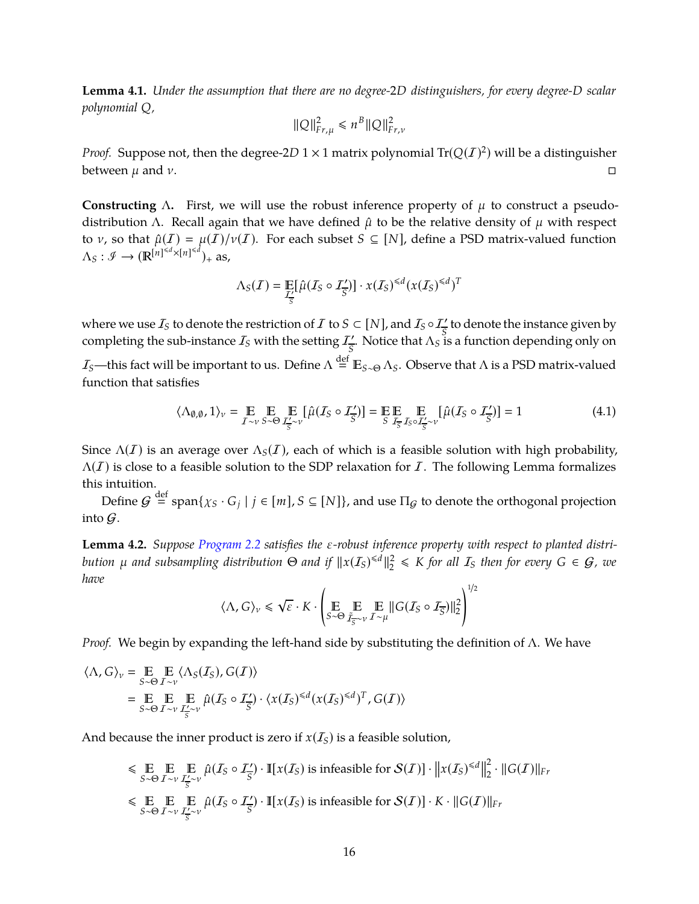**Lemma 4.1.** *Under the assumption that there are no degree-$2D$ distinguishers, for every degree-$D$ scalar polynomial $Q$,*

$$\|Q\|_{Fr,\mu}^2 \leqslant n^B \|Q\|_{Fr,\nu}^2$$

*Proof.* Suppose not, then the degree-$2D$ $1 \times 1$ matrix polynomial $\mathrm{Tr}(Q(\mathcal{I})^2)$ will be a distinguisher between $\mu$ and $\nu$. □

**Constructing $\Lambda$.** First, we will use the robust inference property of $\mu$ to construct a pseudo-distribution $\Lambda$. Recall again that we have defined $\hat{\mu}$ to be the relative density of $\mu$ with respect to $\nu$, so that $\hat{\mu}(\mathcal{I}) = \mu(\mathcal{I})/\nu(\mathcal{I})$. For each subset $S \subseteq [N]$, define a PSD matrix-valued function $\Lambda_S : \mathscr{I} \to (\mathbb{R}^{[n]^{\leqslant d} \times [n]^{\leqslant d}})_+$ as,

$$\Lambda_S(\mathcal{I}) = \mathop{\mathbb{E}}_{\mathcal{I}'_{\overline{S}}}[\hat{\mu}(\mathcal{I}_S \circ \mathcal{I}'_{\overline{S}})] \cdot x(\mathcal{I}_S)^{\leqslant d}(x(\mathcal{I}_S)^{\leqslant d})^T$$

where we use $\mathcal{I}_S$ to denote the restriction of $\mathcal{I}$ to $S \subset [N]$, and $\mathcal{I}_S \circ \mathcal{I}'_{\overline{S}}$ to denote the instance given by completing the sub-instance $\mathcal{I}_S$ with the setting $\mathcal{I}'_{\overline{S}}$. Notice that $\Lambda_S$ is a function depending only on $\mathcal{I}_S$—this fact will be important to us. Define $\Lambda \stackrel{\text{def}}{=} \mathbb{E}_{S \sim \Theta} \Lambda_S$. Observe that $\Lambda$ is a PSD matrix-valued function that satisfies

$$\langle \Lambda_{\emptyset,\emptyset}, 1 \rangle_\nu = \mathop{\mathbb{E}}_{\mathcal{I} \sim \nu} \mathop{\mathbb{E}}_{S \sim \Theta} \mathop{\mathbb{E}}_{\mathcal{I}'_{\overline{S}} \sim \nu} [\hat{\mu}(\mathcal{I}_S \circ \mathcal{I}'_{\overline{S}})] = \mathop{\mathbb{E}}_{S} \mathop{\mathbb{E}}_{\mathcal{I}_{\overline{S}}} \mathop{\mathbb{E}}_{\mathcal{I}_S \circ \mathcal{I}'_{\overline{S}} \sim \nu} [\hat{\mu}(\mathcal{I}_S \circ \mathcal{I}'_{\overline{S}})] = 1 \tag{4.1}$$

Since $\Lambda(\mathcal{I})$ is an average over $\Lambda_S(\mathcal{I})$, each of which is a feasible solution with high probability, $\Lambda(\mathcal{I})$ is close to a feasible solution to the SDP relaxation for $\mathcal{I}$. The following Lemma formalizes this intuition.

Define $\mathcal{G} \stackrel{\text{def}}{=} \mathrm{span}\{\chi_S \cdot G_j \mid j \in [m], S \subseteq [N]\}$, and use $\Pi_{\mathcal{G}}$ to denote the orthogonal projection into $\mathcal{G}$.

**Lemma 4.2.** *Suppose Program 2.2 satisfies the $\varepsilon$-robust inference property with respect to planted distribution $\mu$ and subsampling distribution $\Theta$ and if $\|x(\mathcal{I}_S)^{\leqslant d}\|_2^2 \leqslant K$ for all $\mathcal{I}_S$ then for every $G \in \mathcal{G}$, we have*

$$\langle \Lambda, G \rangle_\nu \leqslant \sqrt{\varepsilon} \cdot K \cdot \left( \mathop{\mathbb{E}}_{S \sim \Theta} \mathop{\mathbb{E}}_{\tilde{\mathcal{I}}_{\overline{S}} \sim \nu} \mathop{\mathbb{E}}_{\mathcal{I} \sim \mu} \|G(\mathcal{I}_S \circ \tilde{\mathcal{I}}_{\overline{S}})\|_2^2 \right)^{1/2}$$

*Proof.* We begin by expanding the left-hand side by substituting the definition of $\Lambda$. We have

$$\begin{aligned}
\langle \Lambda, G \rangle_\nu &= \mathop{\mathbb{E}}_{S \sim \Theta} \mathop{\mathbb{E}}_{\mathcal{I} \sim \nu} \langle \Lambda_S(\mathcal{I}_S), G(\mathcal{I}) \rangle \\
&= \mathop{\mathbb{E}}_{S \sim \Theta} \mathop{\mathbb{E}}_{\mathcal{I} \sim \nu} \mathop{\mathbb{E}}_{\mathcal{I}'_{\overline{S}} \sim \nu} \hat{\mu}(\mathcal{I}_S \circ \mathcal{I}'_{\overline{S}}) \cdot \langle x(\mathcal{I}_S)^{\leqslant d}(x(\mathcal{I}_S)^{\leqslant d})^T, G(\mathcal{I}) \rangle
\end{aligned}$$

And because the inner product is zero if $x(\mathcal{I}_S)$ is a feasible solution,

$$\begin{aligned}
&\leqslant \mathop{\mathbb{E}}_{S \sim \Theta} \mathop{\mathbb{E}}_{\mathcal{I} \sim \nu} \mathop{\mathbb{E}}_{\mathcal{I}'_{\overline{S}} \sim \nu} \hat{\mu}(\mathcal{I}_S \circ \mathcal{I}'_{\overline{S}}) \cdot \mathbb{I}[x(\mathcal{I}_S) \text{ is infeasible for } \mathcal{S}(\mathcal{I})] \cdot \left\| x(\mathcal{I}_S)^{\leqslant d} \right\|_2^2 \cdot \|G(\mathcal{I})\|_{Fr} \\
&\leqslant \mathop{\mathbb{E}}_{S \sim \Theta} \mathop{\mathbb{E}}_{\mathcal{I} \sim \nu} \mathop{\mathbb{E}}_{\mathcal{I}'_{\overline{S}} \sim \nu} \hat{\mu}(\mathcal{I}_S \circ \mathcal{I}'_{\overline{S}}) \cdot \mathbb{I}[x(\mathcal{I}_S) \text{ is infeasible for } \mathcal{S}(\mathcal{I})] \cdot K \cdot \|G(\mathcal{I})\|_{Fr}
\end{aligned}$$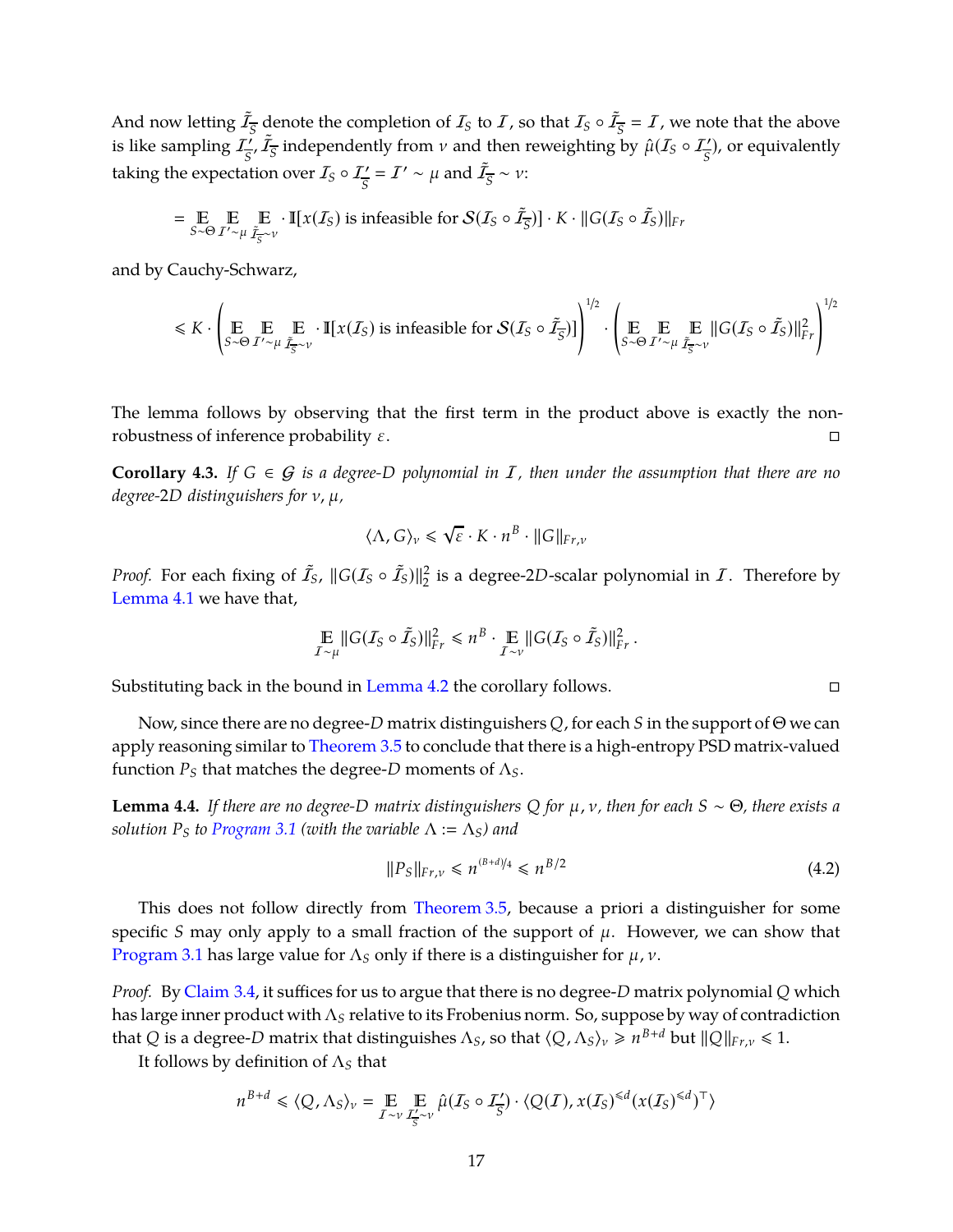And now letting $\tilde{\mathcal{I}}_{\overline{S}}$ denote the completion of $\mathcal{I}_S$ to $\mathcal{I}$, so that $\mathcal{I}_S \circ \tilde{\mathcal{I}}_{\overline{S}} = \mathcal{I}$, we note that the above is like sampling $\mathcal{I}'_{\overline{S}}, \tilde{\mathcal{I}}_{\overline{S}}$ independently from $\nu$ and then reweighting by $\hat{\mu}(\mathcal{I}_S \circ \mathcal{I}'_{\overline{S}})$, or equivalently taking the expectation over $\mathcal{I}_S \circ \mathcal{I}'_{\overline{S}} = \mathcal{I}' \sim \mu$ and $\tilde{\mathcal{I}}_{\overline{S}} \sim \nu$:

$$= \mathop{\mathbb{E}}_{S\sim\Theta} \mathop{\mathbb{E}}_{\mathcal{I}'\sim\mu} \mathop{\mathbb{E}}_{\tilde{\mathcal{I}}_{\overline{S}}\sim\nu} \cdot \mathbb{I}[x(\mathcal{I}_S) \text{ is infeasible for } \mathcal{S}(\mathcal{I}_S \circ \tilde{\mathcal{I}}_{\overline{S}})] \cdot K \cdot \|G(\mathcal{I}_S \circ \tilde{\mathcal{I}}_S)\|_{Fr}$$

and by Cauchy-Schwarz,

$$\leqslant K \cdot \left( \mathop{\mathbb{E}}_{S\sim\Theta} \mathop{\mathbb{E}}_{\mathcal{I}'\sim\mu} \mathop{\mathbb{E}}_{\tilde{\mathcal{I}}_{\overline{S}}\sim\nu} \cdot \mathbb{I}[x(\mathcal{I}_S) \text{ is infeasible for } \mathcal{S}(\mathcal{I}_S \circ \tilde{\mathcal{I}}_{\overline{S}})] \right)^{1/2} \cdot \left( \mathop{\mathbb{E}}_{S\sim\Theta} \mathop{\mathbb{E}}_{\mathcal{I}'\sim\mu} \mathop{\mathbb{E}}_{\tilde{\mathcal{I}}_{\overline{S}}\sim\nu} \|G(\mathcal{I}_S \circ \tilde{\mathcal{I}}_S)\|^2_{Fr} \right)^{1/2}$$

The lemma follows by observing that the first term in the product above is exactly the non-robustness of inference probability $\varepsilon$. □

**Corollary 4.3.** *If $G \in \mathcal{G}$ is a degree-$D$ polynomial in $\mathcal{I}$, then under the assumption that there are no degree-$2D$ distinguishers for $\nu, \mu$,*

$$\langle \Lambda, G \rangle_\nu \leqslant \sqrt{\varepsilon} \cdot K \cdot n^B \cdot \|G\|_{Fr,\nu}$$

*Proof.* For each fixing of $\tilde{\mathcal{I}}_S$, $\|G(\mathcal{I}_S \circ \tilde{\mathcal{I}}_S)\|_2^2$ is a degree-$2D$-scalar polynomial in $\mathcal{I}$. Therefore by Lemma 4.1 we have that,

$$\mathop{\mathbb{E}}_{\mathcal{I}\sim\mu} \|G(\mathcal{I}_S \circ \tilde{\mathcal{I}}_S)\|^2_{Fr} \leqslant n^B \cdot \mathop{\mathbb{E}}_{\mathcal{I}\sim\nu} \|G(\mathcal{I}_S \circ \tilde{\mathcal{I}}_S)\|^2_{Fr} .$$

Substituting back in the bound in Lemma 4.2 the corollary follows. □

Now, since there are no degree-$D$ matrix distinguishers $Q$, for each $S$ in the support of $\Theta$ we can apply reasoning similar to Theorem 3.5 to conclude that there is a high-entropy PSD matrix-valued function $P_S$ that matches the degree-$D$ moments of $\Lambda_S$.

**Lemma 4.4.** *If there are no degree-$D$ matrix distinguishers $Q$ for $\mu, \nu$, then for each $S \sim \Theta$, there exists a solution $P_S$ to Program 3.1 (with the variable $\Lambda := \Lambda_S$) and*

$$\|P_S\|_{Fr,\nu} \leqslant n^{(B+d)/4} \leqslant n^{B/2} \tag{4.2}$$

This does not follow directly from Theorem 3.5, because a priori a distinguisher for some specific $S$ may only apply to a small fraction of the support of $\mu$. However, we can show that Program 3.1 has large value for $\Lambda_S$ only if there is a distinguisher for $\mu, \nu$.

*Proof.* By Claim 3.4, it suffices for us to argue that there is no degree-$D$ matrix polynomial $Q$ which has large inner product with $\Lambda_S$ relative to its Frobenius norm. So, suppose by way of contradiction that $Q$ is a degree-$D$ matrix that distinguishes $\Lambda_S$, so that $\langle Q, \Lambda_S \rangle_\nu \geqslant n^{B+d}$ but $\|Q\|_{Fr,\nu} \leqslant 1$.

It follows by definition of $\Lambda_S$ that

$$n^{B+d} \leqslant \langle Q, \Lambda_S \rangle_\nu = \mathop{\mathbb{E}}_{\mathcal{I}\sim\nu} \mathop{\mathbb{E}}_{\mathcal{I}'_{\overline{S}}\sim\nu} \hat{\mu}(\mathcal{I}_S \circ \mathcal{I}'_{\overline{S}}) \cdot \langle Q(\mathcal{I}), x(\mathcal{I}_S)^{\leqslant d} (x(\mathcal{I}_S)^{\leqslant d})^\top \rangle$$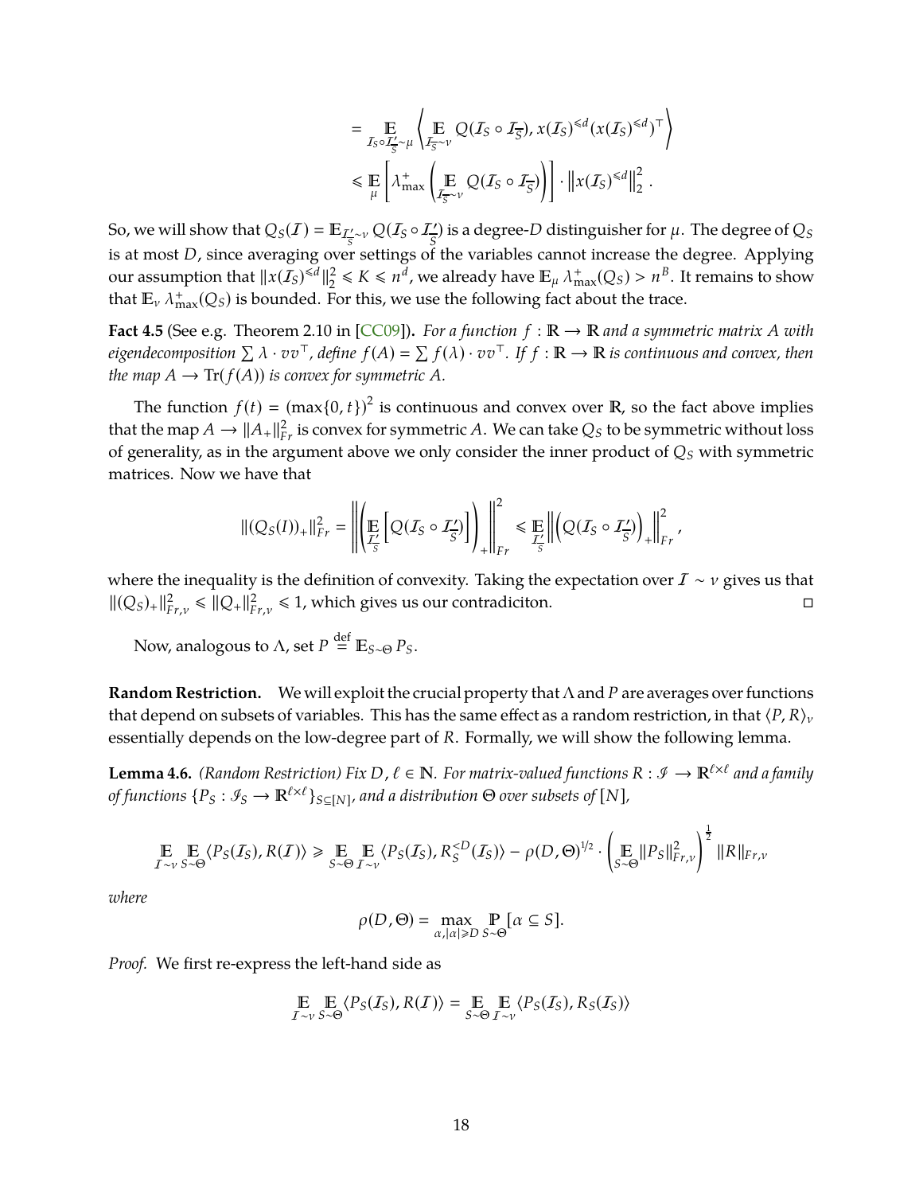$$= \mathop{\mathbb{E}}_{\mathcal{I}_S \circ \mathcal{I}'_{\overline{S}} \sim \mu} \left\langle \mathop{\mathbb{E}}_{\mathcal{I}_{\overline{S}} \sim \nu} Q(\mathcal{I}_S \circ \mathcal{I}_{\overline{S}}), x(\mathcal{I}_S)^{\leqslant d} (x(\mathcal{I}_S)^{\leqslant d})^\top \right\rangle$$

$$\leqslant \mathop{\mathbb{E}}_{\mu} \left[ \lambda^+_{\max} \left( \mathop{\mathbb{E}}_{\mathcal{I}_{\overline{S}} \sim \nu} Q(\mathcal{I}_S \circ \mathcal{I}_{\overline{S}}) \right) \right] \cdot \left\| x(\mathcal{I}_S)^{\leqslant d} \right\|_2^2 .$$

So, we will show that $Q_S(\mathcal{I}) = \mathbb{E}_{\mathcal{I}'_{\overline{S}} \sim \nu} Q(\mathcal{I}_S \circ \mathcal{I}'_{\overline{S}})$ is a degree-$D$ distinguisher for $\mu$. The degree of $Q_S$ is at most $D$, since averaging over settings of the variables cannot increase the degree. Applying our assumption that $\|x(\mathcal{I}_S)^{\leqslant d}\|_2^2 \leqslant K \leqslant n^d$, we already have $\mathbb{E}_\mu \lambda^+_{\max}(Q_S) > n^B$. It remains to show that $\mathbb{E}_\nu \lambda^+_{\max}(Q_S)$ is bounded. For this, we use the following fact about the trace.

**Fact 4.5** (See e.g. Theorem 2.10 in [CC09]). *For a function $f : \mathbb{R} \to \mathbb{R}$ and a symmetric matrix $A$ with eigendecomposition $\sum \lambda \cdot vv^\top$, define $f(A) = \sum f(\lambda) \cdot vv^\top$. If $f : \mathbb{R} \to \mathbb{R}$ is continuous and convex, then the map $A \to \mathrm{Tr}(f(A))$ is convex for symmetric $A$.*

The function $f(t) = (\max\{0, t\})^2$ is continuous and convex over $\mathbb{R}$, so the fact above implies that the map $A \to \|A_+\|_{Fr}^2$ is convex for symmetric $A$. We can take $Q_S$ to be symmetric without loss of generality, as in the argument above we only consider the inner product of $Q_S$ with symmetric matrices. Now we have that

$$\|(Q_S(I))_+\|_{Fr}^2 = \left\| \left( \mathop{\mathbb{E}}_{\mathcal{I}'_{\overline{S}}} \left[ Q(\mathcal{I}_S \circ \mathcal{I}'_{\overline{S}}) \right] \right)_+ \right\|_{Fr}^2 \leqslant \mathop{\mathbb{E}}_{\mathcal{I}'_{\overline{S}}} \left\| \left( Q(\mathcal{I}_S \circ \mathcal{I}'_{\overline{S}}) \right)_+ \right\|_{Fr}^2 ,$$

where the inequality is the definition of convexity. Taking the expectation over $\mathcal{I} \sim \nu$ gives us that $\|(Q_S)_+\|_{Fr,\nu}^2 \leqslant \|Q_+\|_{Fr,\nu}^2 \leqslant 1$, which gives us our contradiciton. $\square$

Now, analogous to $\Lambda$, set $P \stackrel{\text{def}}{=} \mathbb{E}_{S \sim \Theta} P_S$.

**Random Restriction.** We will exploit the crucial property that $\Lambda$ and $P$ are averages over functions that depend on subsets of variables. This has the same effect as a random restriction, in that $\langle P, R \rangle_\nu$ essentially depends on the low-degree part of $R$. Formally, we will show the following lemma.

**Lemma 4.6.** *(Random Restriction) Fix $D, \ell \in \mathbb{N}$. For matrix-valued functions $R : \mathscr{I} \to \mathbb{R}^{\ell \times \ell}$ and a family of functions $\{P_S : \mathscr{I}_S \to \mathbb{R}^{\ell \times \ell}\}_{S \subseteq [N]}$, and a distribution $\Theta$ over subsets of $[N]$,*

$$\mathop{\mathbb{E}}_{\mathcal{I} \sim \nu} \mathop{\mathbb{E}}_{S \sim \Theta} \langle P_S(\mathcal{I}_S), R(\mathcal{I}) \rangle \geqslant \mathop{\mathbb{E}}_{S \sim \Theta} \mathop{\mathbb{E}}_{\mathcal{I} \sim \nu} \langle P_S(\mathcal{I}_S), R_S^{<D}(\mathcal{I}_S) \rangle - \rho(D, \Theta)^{1/2} \cdot \left( \mathop{\mathbb{E}}_{S \sim \Theta} \|P_S\|_{Fr,\nu}^2 \right)^{\frac{1}{2}} \|R\|_{Fr,\nu}$$

*where*

$$\rho(D, \Theta) = \max_{\alpha, |\alpha| \geqslant D} \mathop{\mathbb{P}}_{S \sim \Theta} [\alpha \subseteq S].$$

*Proof.* We first re-express the left-hand side as

$$\mathop{\mathbb{E}}_{\mathcal{I} \sim \nu} \mathop{\mathbb{E}}_{S \sim \Theta} \langle P_S(\mathcal{I}_S), R(\mathcal{I}) \rangle = \mathop{\mathbb{E}}_{S \sim \Theta} \mathop{\mathbb{E}}_{\mathcal{I} \sim \nu} \langle P_S(\mathcal{I}_S), R_S(\mathcal{I}_S) \rangle$$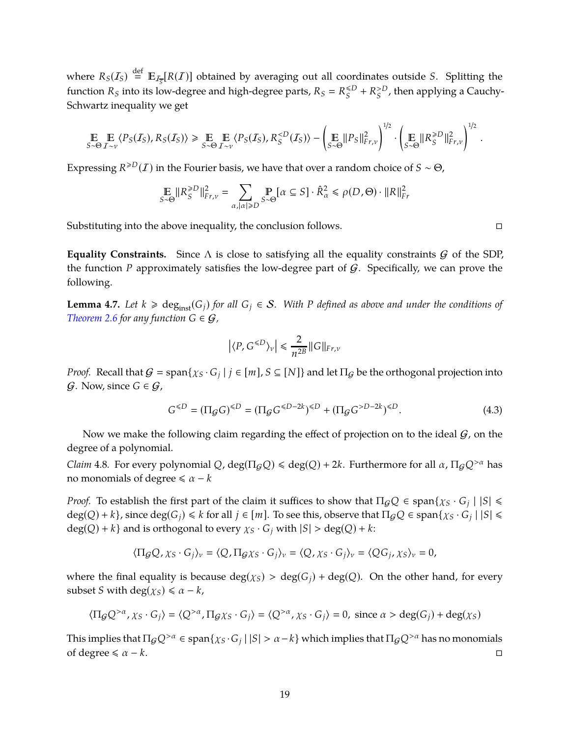where $R_S(\mathcal{I}_S) \stackrel{\text{def}}{=} \mathbb{E}_{\mathcal{I}_{\overline{S}}}[R(\mathcal{I})]$ obtained by averaging out all coordinates outside $S$. Splitting the function $R_S$ into its low-degree and high-degree parts, $R_S = R_S^{\leqslant D} + R_S^{>D}$, then applying a Cauchy-Schwartz inequality we get

$$\mathop{\mathbb{E}}_{S\sim\Theta}\mathop{\mathbb{E}}_{\mathcal{I}\sim\nu}\langle P_S(\mathcal{I}_S), R_S(\mathcal{I}_S)\rangle \geqslant \mathop{\mathbb{E}}_{S\sim\Theta}\mathop{\mathbb{E}}_{\mathcal{I}\sim\nu}\langle P_S(\mathcal{I}_S), R_S^{<D}(\mathcal{I}_S)\rangle - \left(\mathop{\mathbb{E}}_{S\sim\Theta}\|P_S\|_{Fr,\nu}^2\right)^{1/2}\cdot\left(\mathop{\mathbb{E}}_{S\sim\Theta}\|R_S^{\geqslant D}\|_{Fr,\nu}^2\right)^{1/2}.$$

Expressing $R^{\geqslant D}(\mathcal{I})$ in the Fourier basis, we have that over a random choice of $S\sim\Theta$,

$$\mathop{\mathbb{E}}_{S\sim\Theta}\|R_S^{\geqslant D}\|_{Fr,\nu}^2 = \sum_{\alpha,|\alpha|\geqslant D}\mathop{\mathbb{P}}_{S\sim\Theta}[\alpha\subseteq S]\cdot\hat{R}_\alpha^2 \leqslant \rho(D,\Theta)\cdot\|R\|_{Fr}^2$$

Substituting into the above inequality, the conclusion follows. □

**Equality Constraints.** Since $\Lambda$ is close to satisfying all the equality constraints $\mathcal{G}$ of the SDP, the function $P$ approximately satisfies the low-degree part of $\mathcal{G}$. Specifically, we can prove the following.

**Lemma 4.7.** *Let $k \geqslant \deg_{\text{inst}}(G_j)$ for all $G_j \in \mathcal{S}$. With $P$ defined as above and under the conditions of Theorem 2.6 for any function $G \in \mathcal{G}$,*

$$\left|\langle P, G^{\leqslant D}\rangle_\nu\right| \leqslant \frac{2}{n^{2B}}\|G\|_{Fr,\nu}$$

*Proof.* Recall that $\mathcal{G} = \text{span}\{\chi_S\cdot G_j \mid j\in[m], S\subseteq[N]\}$ and let $\Pi_{\mathcal{G}}$ be the orthogonal projection into $\mathcal{G}$. Now, since $G\in\mathcal{G}$,

$$G^{\leqslant D} = (\Pi_{\mathcal{G}}G)^{\leqslant D} = (\Pi_{\mathcal{G}}G^{\leqslant D-2k})^{\leqslant D} + (\Pi_{\mathcal{G}}G^{>D-2k})^{\leqslant D}. \tag{4.3}$$

Now we make the following claim regarding the effect of projection on to the ideal $\mathcal{G}$, on the degree of a polynomial.

*Claim* 4.8. For every polynomial $Q$, $\deg(\Pi_{\mathcal{G}}Q) \leqslant \deg(Q) + 2k$. Furthermore for all $\alpha$, $\Pi_{\mathcal{G}}Q^{>\alpha}$ has no monomials of degree $\leqslant \alpha - k$

*Proof.* To establish the first part of the claim it suffices to show that $\Pi_{\mathcal{G}}Q \in \text{span}\{\chi_S\cdot G_j \mid |S| \leqslant \deg(Q)+k\}$, since $\deg(G_j)\leqslant k$ for all $j\in[m]$. To see this, observe that $\Pi_{\mathcal{G}}Q \in \text{span}\{\chi_S\cdot G_j \mid |S|\leqslant \deg(Q)+k\}$ and is orthogonal to every $\chi_S\cdot G_j$ with $|S| > \deg(Q)+k$:

$$\langle \Pi_{\mathcal{G}}Q, \chi_S\cdot G_j\rangle_\nu = \langle Q, \Pi_{\mathcal{G}}\chi_S\cdot G_j\rangle_\nu = \langle Q, \chi_S\cdot G_j\rangle_\nu = \langle QG_j, \chi_S\rangle_\nu = 0,$$

where the final equality is because $\deg(\chi_S) > \deg(G_j) + \deg(Q)$. On the other hand, for every subset $S$ with $\deg(\chi_S) \leqslant \alpha - k$,

$$\langle \Pi_{\mathcal{G}}Q^{>\alpha}, \chi_S\cdot G_j\rangle = \langle Q^{>\alpha}, \Pi_{\mathcal{G}}\chi_S\cdot G_j\rangle = \langle Q^{>\alpha}, \chi_S\cdot G_j\rangle = 0, \text{ since } \alpha > \deg(G_j) + \deg(\chi_S)$$

This implies that $\Pi_{\mathcal{G}}Q^{>\alpha} \in \text{span}\{\chi_S\cdot G_j \mid |S| > \alpha - k\}$ which implies that $\Pi_{\mathcal{G}}Q^{>\alpha}$ has no monomials of degree $\leqslant \alpha - k$. □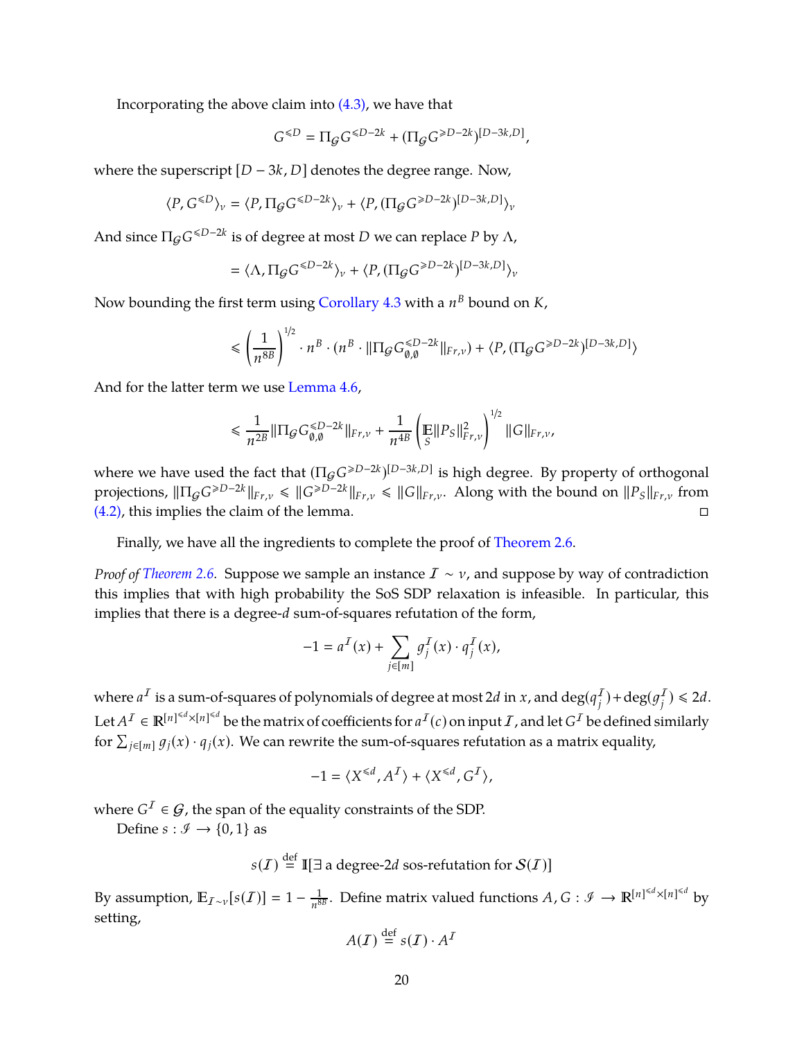Incorporating the above claim into (4.3), we have that

$$G^{\leqslant D} = \Pi_{\mathcal{G}} G^{\leqslant D-2k} + (\Pi_{\mathcal{G}} G^{\geqslant D-2k})^{[D-3k,D]},$$

where the superscript $[D-3k, D]$ denotes the degree range. Now,

$$\langle P, G^{\leqslant D}\rangle_\nu = \langle P, \Pi_{\mathcal{G}} G^{\leqslant D-2k}\rangle_\nu + \langle P, (\Pi_{\mathcal{G}} G^{\geqslant D-2k})^{[D-3k,D]}\rangle_\nu$$

And since $\Pi_{\mathcal{G}} G^{\leqslant D-2k}$ is of degree at most $D$ we can replace $P$ by $\Lambda$,

$$= \langle \Lambda, \Pi_{\mathcal{G}} G^{\leqslant D-2k}\rangle_\nu + \langle P, (\Pi_{\mathcal{G}} G^{\geqslant D-2k})^{[D-3k,D]}\rangle_\nu$$

Now bounding the first term using Corollary 4.3 with a $n^B$ bound on $K$,

$$\leqslant \left(\frac{1}{n^{8B}}\right)^{1/2} \cdot n^B \cdot (n^B \cdot \|\Pi_{\mathcal{G}} G^{\leqslant D-2k}_{\emptyset,\emptyset}\|_{Fr,\nu}) + \langle P, (\Pi_{\mathcal{G}} G^{\geqslant D-2k})^{[D-3k,D]}\rangle$$

And for the latter term we use Lemma 4.6,

$$\leqslant \frac{1}{n^{2B}} \|\Pi_{\mathcal{G}} G^{\leqslant D-2k}_{\emptyset,\emptyset}\|_{Fr,\nu} + \frac{1}{n^{4B}} \left(\mathop{\mathbb{E}}_{S} \|P_S\|^2_{Fr,\nu}\right)^{1/2} \|G\|_{Fr,\nu},$$

where we have used the fact that $(\Pi_{\mathcal{G}} G^{\geqslant D-2k})^{[D-3k,D]}$ is high degree. By property of orthogonal projections, $\|\Pi_{\mathcal{G}} G^{\geqslant D-2k}\|_{Fr,\nu} \leqslant \|G^{\geqslant D-2k}\|_{Fr,\nu} \leqslant \|G\|_{Fr,\nu}$. Along with the bound on $\|P_S\|_{Fr,\nu}$ from (4.2), this implies the claim of the lemma. □

Finally, we have all the ingredients to complete the proof of Theorem 2.6.

*Proof of Theorem 2.6.* Suppose we sample an instance $\mathcal{I} \sim \nu$, and suppose by way of contradiction this implies that with high probability the SoS SDP relaxation is infeasible. In particular, this implies that there is a degree-$d$ sum-of-squares refutation of the form,

$$-1 = a^{\mathcal{I}}(x) + \sum_{j\in[m]} g_j^{\mathcal{I}}(x) \cdot q_j^{\mathcal{I}}(x),$$

where $a^{\mathcal{I}}$ is a sum-of-squares of polynomials of degree at most $2d$ in $x$, and $\deg(q_j^{\mathcal{I}}) + \deg(g_j^{\mathcal{I}}) \leqslant 2d$. Let $A^{\mathcal{I}} \in \mathbb{R}^{[n]^{\leqslant d} \times [n]^{\leqslant d}}$ be the matrix of coefficients for $a^{\mathcal{I}}(c)$ on input $\mathcal{I}$, and let $G^{\mathcal{I}}$ be defined similarly for $\sum_{j\in[m]} g_j(x) \cdot q_j(x)$. We can rewrite the sum-of-squares refutation as a matrix equality,

$$-1 = \langle X^{\leqslant d}, A^{\mathcal{I}}\rangle + \langle X^{\leqslant d}, G^{\mathcal{I}}\rangle,$$

where $G^{\mathcal{I}} \in \mathcal{G}$, the span of the equality constraints of the SDP.

Define $s : \mathscr{I} \to \{0,1\}$ as

$$s(\mathcal{I}) \stackrel{\text{def}}{=} \mathbb{I}[\exists \text{ a degree-}2d \text{ sos-refutation for } \mathcal{S}(\mathcal{I})]$$

By assumption, $\mathbb{E}_{\mathcal{I}\sim\nu}[s(\mathcal{I})] = 1 - \frac{1}{n^{8B}}$. Define matrix valued functions $A, G : \mathscr{I} \to \mathbb{R}^{[n]^{\leqslant d} \times [n]^{\leqslant d}}$ by setting,

$$A(\mathcal{I}) \stackrel{\text{def}}{=} s(\mathcal{I}) \cdot A^{\mathcal{I}}$$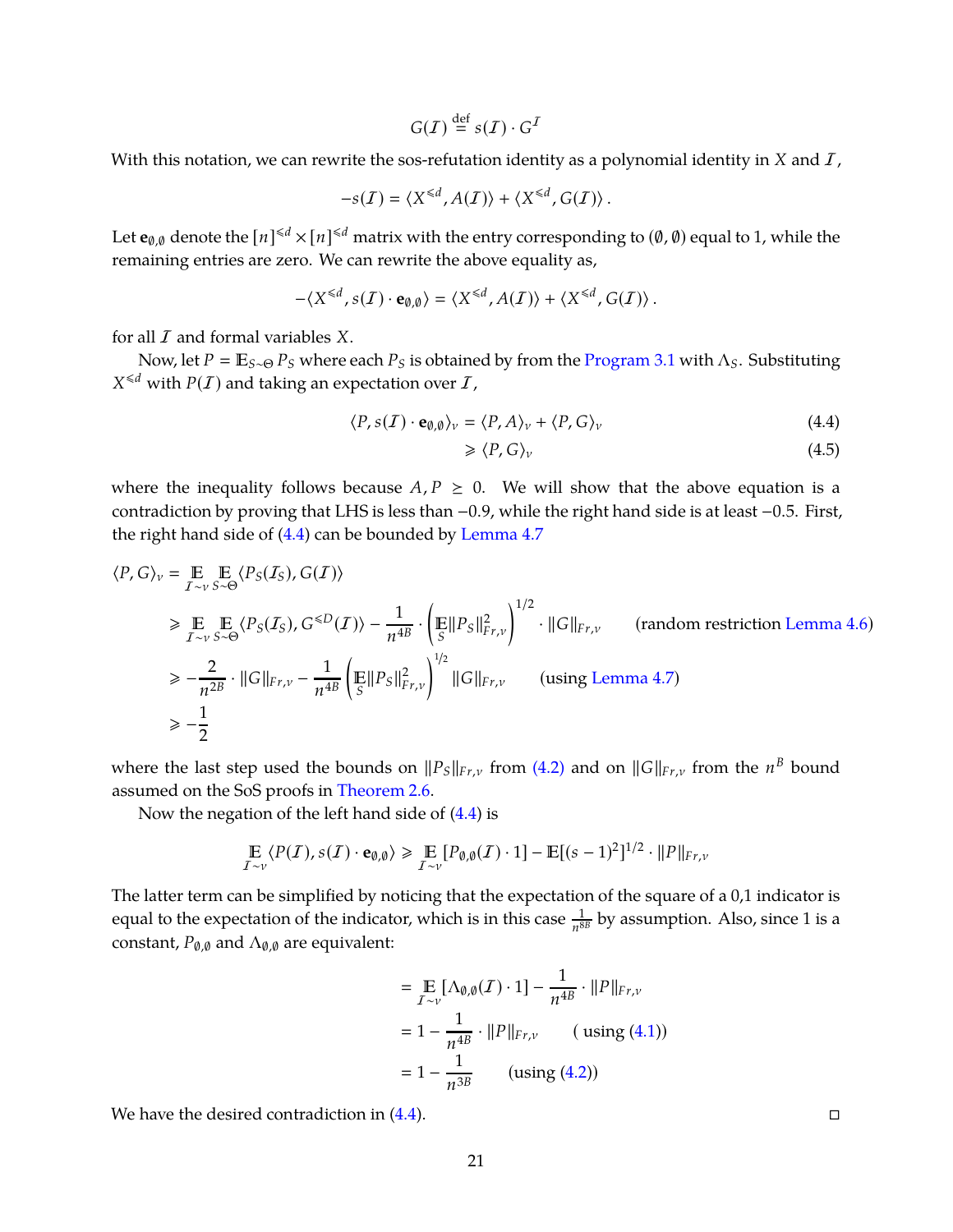$$G(\mathcal{I}) \stackrel{\text{def}}{=} s(\mathcal{I}) \cdot G^{\mathcal{I}}$$

With this notation, we can rewrite the sos-refutation identity as a polynomial identity in $X$ and $\mathcal{I}$,

$$-s(\mathcal{I}) = \langle X^{\leqslant d}, A(\mathcal{I}) \rangle + \langle X^{\leqslant d}, G(\mathcal{I}) \rangle \,.$$

Let $\mathbf{e}_{\emptyset,\emptyset}$ denote the $[n]^{\leqslant d} \times [n]^{\leqslant d}$ matrix with the entry corresponding to $(\emptyset, \emptyset)$ equal to 1, while the remaining entries are zero. We can rewrite the above equality as,

$$-\langle X^{\leqslant d}, s(\mathcal{I}) \cdot \mathbf{e}_{\emptyset,\emptyset} \rangle = \langle X^{\leqslant d}, A(\mathcal{I}) \rangle + \langle X^{\leqslant d}, G(\mathcal{I}) \rangle \,.$$

for all $\mathcal{I}$ and formal variables $X$.

Now, let $P = \mathbb{E}_{S \sim \Theta} P_S$ where each $P_S$ is obtained by from the Program 3.1 with $\Lambda_S$. Substituting $X^{\leqslant d}$ with $P(\mathcal{I})$ and taking an expectation over $\mathcal{I}$,

$$\langle P, s(\mathcal{I}) \cdot \mathbf{e}_{\emptyset,\emptyset} \rangle_{\nu} = \langle P, A \rangle_{\nu} + \langle P, G \rangle_{\nu} \tag{4.4}$$

$$\geqslant \langle P, G \rangle_{\nu} \tag{4.5}$$

where the inequality follows because $A, P \succeq 0$. We will show that the above equation is a contradiction by proving that LHS is less than $-0.9$, while the right hand side is at least $-0.5$. First, the right hand side of (4.4) can be bounded by Lemma 4.7

$$
\begin{aligned}
\langle P, G \rangle_{\nu} &= \mathop{\mathbb{E}}_{\mathcal{I} \sim \nu} \mathop{\mathbb{E}}_{S \sim \Theta} \langle P_S(\mathcal{I}_S), G(\mathcal{I}) \rangle \\
&\geqslant \mathop{\mathbb{E}}_{\mathcal{I} \sim \nu} \mathop{\mathbb{E}}_{S \sim \Theta} \langle P_S(\mathcal{I}_S), G^{\leqslant D}(\mathcal{I}) \rangle - \frac{1}{n^{4B}} \cdot \left( \mathop{\mathbb{E}}_{S} \|P_S\|_{Fr,\nu}^2 \right)^{1/2} \cdot \|G\|_{Fr,\nu} \qquad \text{(random restriction Lemma 4.6)} \\
&\geqslant -\frac{2}{n^{2B}} \cdot \|G\|_{Fr,\nu} - \frac{1}{n^{4B}} \left( \mathop{\mathbb{E}}_{S} \|P_S\|_{Fr,\nu}^2 \right)^{1/2} \|G\|_{Fr,\nu} \qquad \text{(using Lemma 4.7)} \\
&\geqslant -\frac{1}{2}
\end{aligned}
$$

where the last step used the bounds on $\|P_S\|_{Fr,\nu}$ from (4.2) and on $\|G\|_{Fr,\nu}$ from the $n^B$ bound assumed on the SoS proofs in Theorem 2.6.

Now the negation of the left hand side of (4.4) is

$$\mathop{\mathbb{E}}_{\mathcal{I} \sim \nu} \langle P(\mathcal{I}), s(\mathcal{I}) \cdot \mathbf{e}_{\emptyset,\emptyset} \rangle \geqslant \mathop{\mathbb{E}}_{\mathcal{I} \sim \nu} [P_{\emptyset,\emptyset}(\mathcal{I}) \cdot 1] - \mathbb{E}[(s-1)^2]^{1/2} \cdot \|P\|_{Fr,\nu}$$

The latter term can be simplified by noticing that the expectation of the square of a 0,1 indicator is equal to the expectation of the indicator, which is in this case $\frac{1}{n^{8B}}$ by assumption. Also, since 1 is a constant, $P_{\emptyset,\emptyset}$ and $\Lambda_{\emptyset,\emptyset}$ are equivalent:

$$
\begin{aligned}
&= \mathop{\mathbb{E}}_{\mathcal{I} \sim \nu} [\Lambda_{\emptyset,\emptyset}(\mathcal{I}) \cdot 1] - \frac{1}{n^{4B}} \cdot \|P\|_{Fr,\nu} \\
&= 1 - \frac{1}{n^{4B}} \cdot \|P\|_{Fr,\nu} \qquad (\text{ using (4.1)}) \\
&= 1 - \frac{1}{n^{3B}} \qquad (\text{using (4.2)})
\end{aligned}
$$

We have the desired contradiction in (4.4). □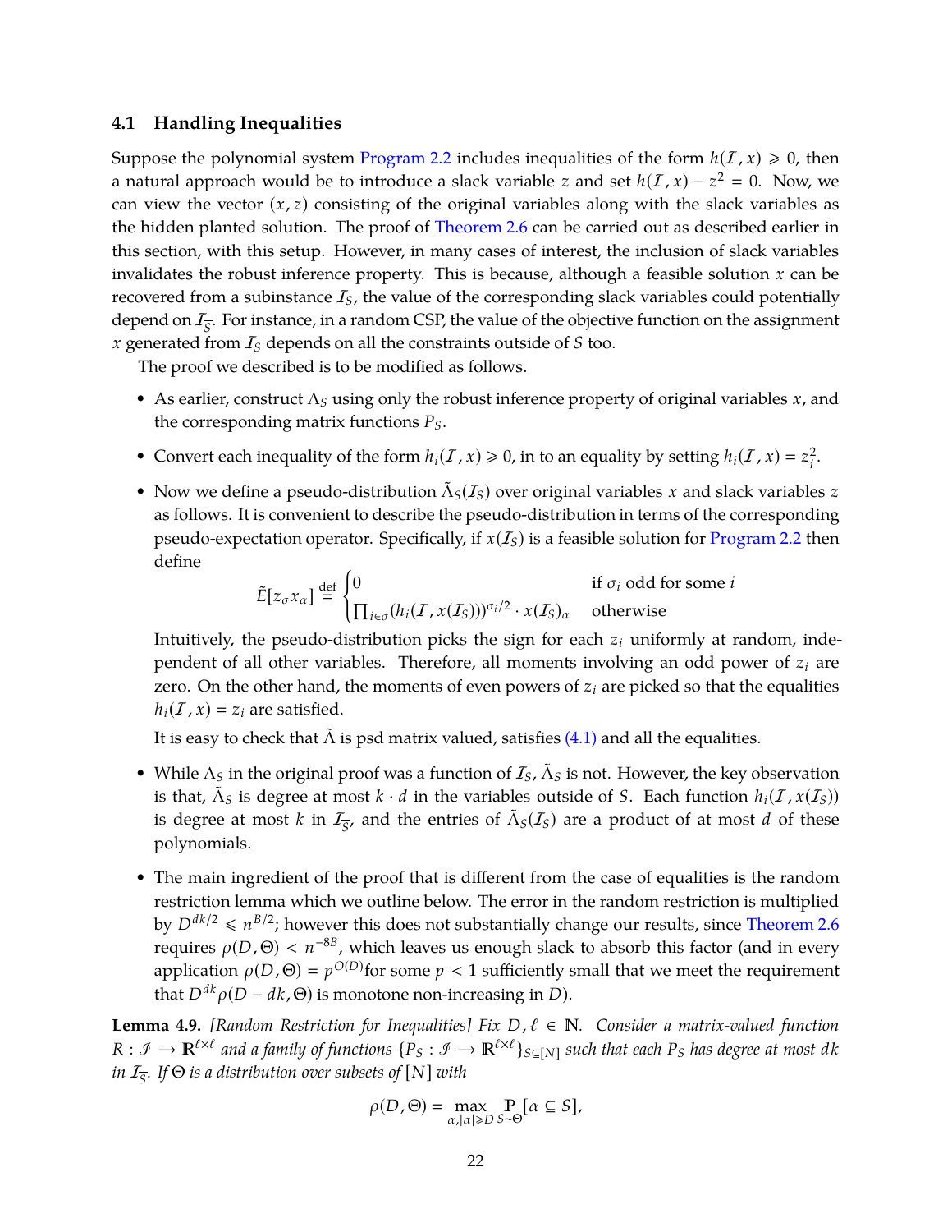### 4.1 Handling Inequalities

Suppose the polynomial system Program 2.2 includes inequalities of the form $h(\mathcal{I}, x) \geqslant 0$, then a natural approach would be to introduce a slack variable $z$ and set $h(\mathcal{I}, x) - z^2 = 0$. Now, we can view the vector $(x, z)$ consisting of the original variables along with the slack variables as the hidden planted solution. The proof of Theorem 2.6 can be carried out as described earlier in this section, with this setup. However, in many cases of interest, the inclusion of slack variables invalidates the robust inference property. This is because, although a feasible solution $x$ can be recovered from a subinstance $\mathcal{I}_S$, the value of the corresponding slack variables could potentially depend on $\mathcal{I}_{\overline{S}}$. For instance, in a random CSP, the value of the objective function on the assignment $x$ generated from $\mathcal{I}_S$ depends on all the constraints outside of $S$ too.

The proof we described is to be modified as follows.

- As earlier, construct $\Lambda_S$ using only the robust inference property of original variables $x$, and the corresponding matrix functions $P_S$.
- Convert each inequality of the form $h_i(\mathcal{I}, x) \geqslant 0$, in to an equality by setting $h_i(\mathcal{I}, x) = z_i^2$.
- Now we define a pseudo-distribution $\tilde{\Lambda}_S(\mathcal{I}_S)$ over original variables $x$ and slack variables $z$ as follows. It is convenient to describe the pseudo-distribution in terms of the corresponding pseudo-expectation operator. Specifically, if $x(\mathcal{I}_S)$ is a feasible solution for Program 2.2 then define

$$\tilde{E}[z_\sigma x_\alpha] \stackrel{\text{def}}{=} \begin{cases} 0 & \text{if } \sigma_i \text{ odd for some } i \\ \prod_{i \in \sigma} (h_i(\mathcal{I}, x(\mathcal{I}_S)))^{\sigma_i/2} \cdot x(\mathcal{I}_S)_\alpha & \text{otherwise} \end{cases}$$

  Intuitively, the pseudo-distribution picks the sign for each $z_i$ uniformly at random, independent of all other variables. Therefore, all moments involving an odd power of $z_i$ are zero. On the other hand, the moments of even powers of $z_i$ are picked so that the equalities $h_i(\mathcal{I}, x) = z_i$ are satisfied.

  It is easy to check that $\tilde{\Lambda}$ is psd matrix valued, satisfies (4.1) and all the equalities.

- While $\Lambda_S$ in the original proof was a function of $\mathcal{I}_S$, $\tilde{\Lambda}_S$ is not. However, the key observation is that, $\tilde{\Lambda}_S$ is degree at most $k \cdot d$ in the variables outside of $S$. Each function $h_i(\mathcal{I}, x(\mathcal{I}_S))$ is degree at most $k$ in $\mathcal{I}_{\overline{S}}$, and the entries of $\tilde{\Lambda}_S(\mathcal{I}_S)$ are a product of at most $d$ of these polynomials.
- The main ingredient of the proof that is different from the case of equalities is the random restriction lemma which we outline below. The error in the random restriction is multiplied by $D^{dk/2} \leqslant n^{B/2}$; however this does not substantially change our results, since Theorem 2.6 requires $\rho(D, \Theta) < n^{-8B}$, which leaves us enough slack to absorb this factor (and in every application $\rho(D, \Theta) = p^{O(D)}$for some $p < 1$ sufficiently small that we meet the requirement that $D^{dk} \rho(D - dk, \Theta)$ is monotone non-increasing in $D$).

**Lemma 4.9.** *[Random Restriction for Inequalities] Fix $D, \ell \in \mathbb{N}$. Consider a matrix-valued function $R : \mathscr{I} \to \mathbb{R}^{\ell \times \ell}$ and a family of functions $\{P_S : \mathscr{I} \to \mathbb{R}^{\ell \times \ell}\}_{S \subseteq [N]}$ such that each $P_S$ has degree at most $dk$ in $\mathcal{I}_{\overline{S}}$. If $\Theta$ is a distribution over subsets of $[N]$ with*

$$\rho(D, \Theta) = \max_{\alpha, |\alpha| \geqslant D} \mathbb{P}_{S \sim \Theta}[\alpha \subseteq S],$$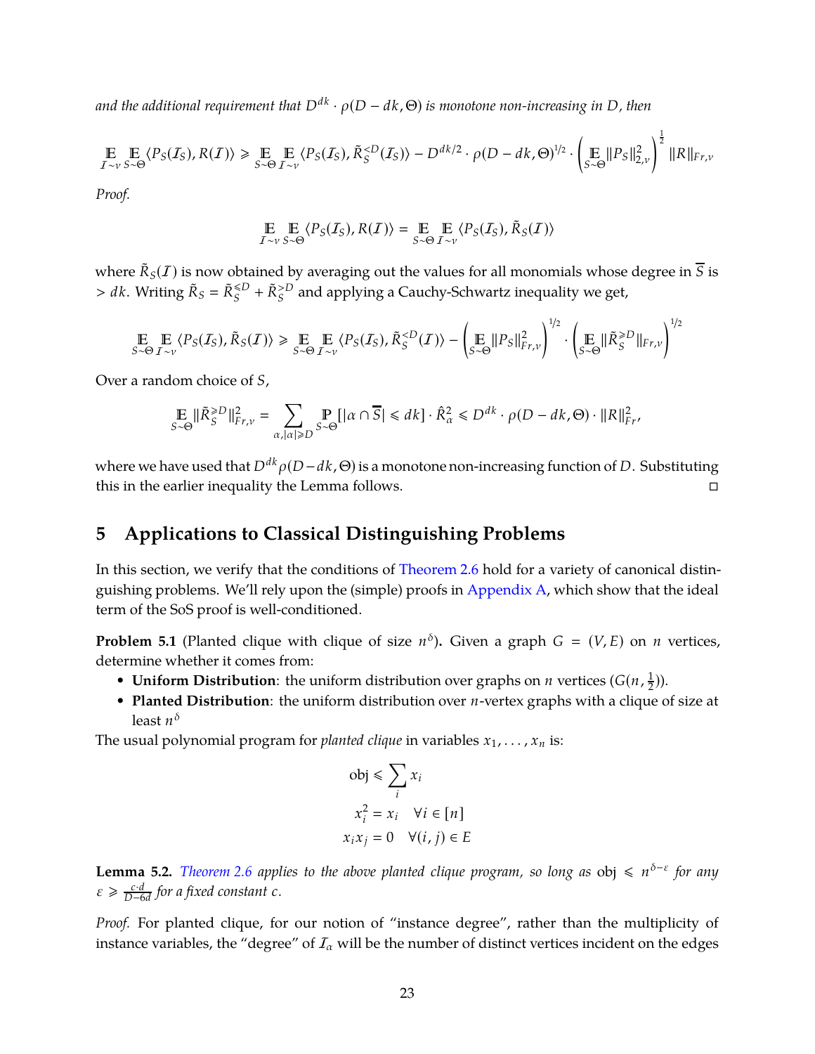*and the additional requirement that $D^{dk} \cdot \rho(D - dk, \Theta)$ is monotone non-increasing in $D$, then*

$$\mathop{\mathbb{E}}_{\mathcal{I}\sim\nu}\mathop{\mathbb{E}}_{S\sim\Theta}\langle P_S(\mathcal{I}_S), R(\mathcal{I})\rangle \geqslant \mathop{\mathbb{E}}_{S\sim\Theta}\mathop{\mathbb{E}}_{\mathcal{I}\sim\nu}\langle P_S(\mathcal{I}_S), \tilde{R}_S^{<D}(\mathcal{I}_S)\rangle - D^{dk/2}\cdot\rho(D-dk,\Theta)^{1/2}\cdot\left(\mathop{\mathbb{E}}_{S\sim\Theta}\|P_S\|_{2,\nu}^2\right)^{\frac{1}{2}}\|R\|_{Fr,\nu}$$

*Proof.*

$$\mathop{\mathbb{E}}_{\mathcal{I}\sim\nu}\mathop{\mathbb{E}}_{S\sim\Theta}\langle P_S(\mathcal{I}_S), R(\mathcal{I})\rangle = \mathop{\mathbb{E}}_{S\sim\Theta}\mathop{\mathbb{E}}_{\mathcal{I}\sim\nu}\langle P_S(\mathcal{I}_S), \tilde{R}_S(\mathcal{I})\rangle$$

where $\tilde{R}_S(\mathcal{I})$ is now obtained by averaging out the values for all monomials whose degree in $\overline{S}$ is $> dk$. Writing $\tilde{R}_S = \tilde{R}_S^{\leqslant D} + \tilde{R}_S^{\geqslant D}$ and applying a Cauchy-Schwartz inequality we get,

$$\mathop{\mathbb{E}}_{S\sim\Theta}\mathop{\mathbb{E}}_{\mathcal{I}\sim\nu}\langle P_S(\mathcal{I}_S), \tilde{R}_S(\mathcal{I})\rangle \geqslant \mathop{\mathbb{E}}_{S\sim\Theta}\mathop{\mathbb{E}}_{\mathcal{I}\sim\nu}\langle P_S(\mathcal{I}_S), \tilde{R}_S^{<D}(\mathcal{I})\rangle - \left(\mathop{\mathbb{E}}_{S\sim\Theta}\|P_S\|_{Fr,\nu}^2\right)^{1/2}\cdot\left(\mathop{\mathbb{E}}_{S\sim\Theta}\|\tilde{R}_S^{\geqslant D}\|_{Fr,\nu}\right)^{1/2}$$

Over a random choice of $S$,

$$\mathop{\mathbb{E}}_{S\sim\Theta}\|\tilde{R}_S^{\geqslant D}\|_{Fr,\nu}^2 = \sum_{\alpha,|\alpha|\geqslant D}\mathop{\mathbb{P}}_{S\sim\Theta}[|\alpha\cap\overline{S}|\leqslant dk]\cdot\hat{R}_\alpha^2 \leqslant D^{dk}\cdot\rho(D-dk,\Theta)\cdot\|R\|_{Fr}^2,$$

where we have used that $D^{dk}\rho(D-dk,\Theta)$ is a monotone non-increasing function of $D$. Substituting this in the earlier inequality the Lemma follows. ◻

## 5 Applications to Classical Distinguishing Problems

In this section, we verify that the conditions of Theorem 2.6 hold for a variety of canonical distinguishing problems. We'll rely upon the (simple) proofs in Appendix A, which show that the ideal term of the SoS proof is well-conditioned.

**Problem 5.1** (Planted clique with clique of size $n^\delta$)**.** Given a graph $G = (V, E)$ on $n$ vertices, determine whether it comes from:

- **Uniform Distribution**: the uniform distribution over graphs on $n$ vertices ($G(n, \frac{1}{2})$).
- **Planted Distribution**: the uniform distribution over $n$-vertex graphs with a clique of size at least $n^\delta$

The usual polynomial program for *planted clique* in variables $x_1, \ldots, x_n$ is:

$$\begin{aligned}
\text{obj} &\leqslant \sum_i x_i \\
x_i^2 &= x_i \quad \forall i \in [n] \\
x_i x_j &= 0 \quad \forall (i,j) \in E
\end{aligned}$$

**Lemma 5.2.** *Theorem 2.6 applies to the above planted clique program, so long as* obj $\leqslant n^{\delta-\varepsilon}$ *for any* $\varepsilon \geqslant \frac{c\cdot d}{D-6d}$ *for a fixed constant* $c$.

*Proof.* For planted clique, for our notion of "instance degree", rather than the multiplicity of instance variables, the "degree" of $\mathcal{I}_\alpha$ will be the number of distinct vertices incident on the edges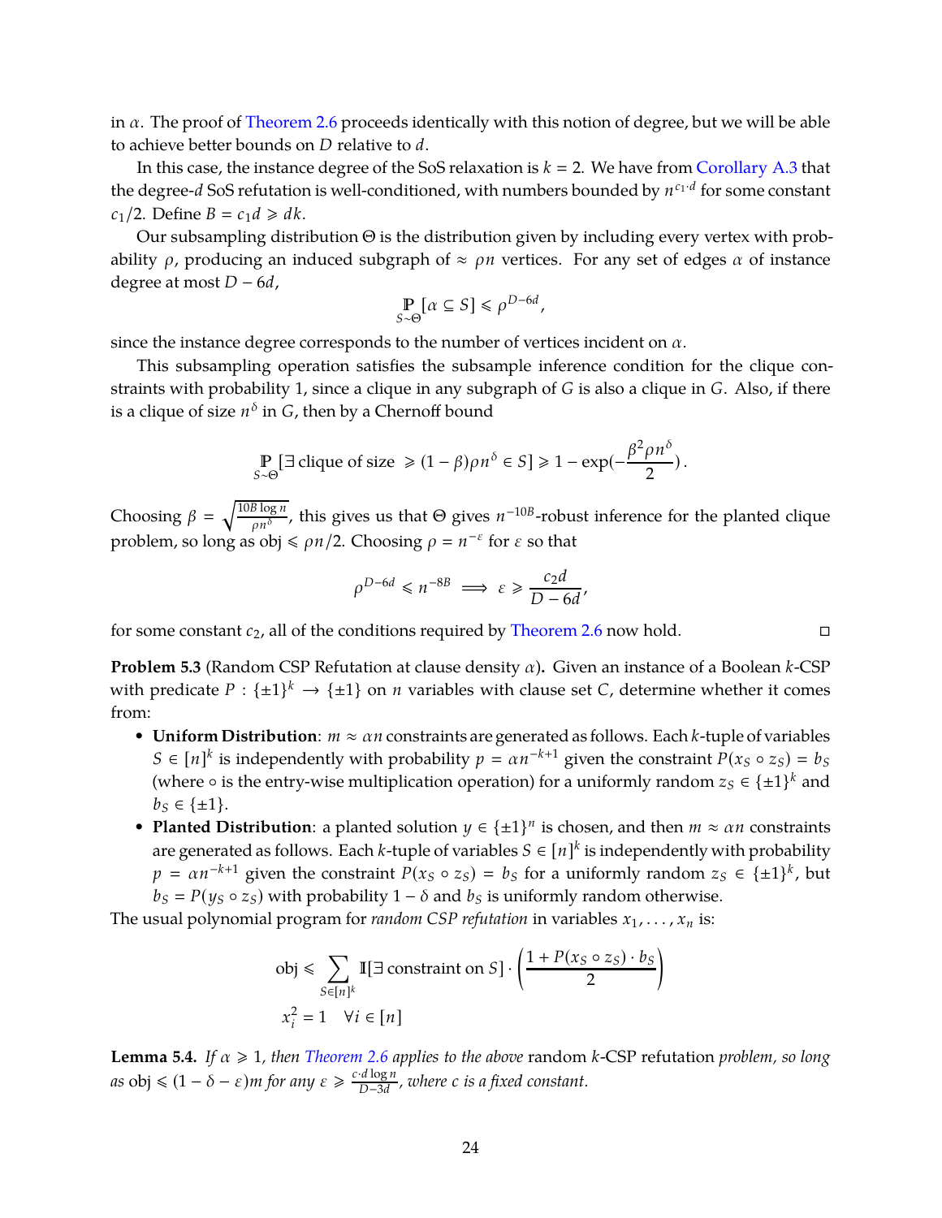in $\alpha$. The proof of Theorem 2.6 proceeds identically with this notion of degree, but we will be able to achieve better bounds on $D$ relative to $d$.

In this case, the instance degree of the SoS relaxation is $k = 2$. We have from Corollary A.3 that the degree-$d$ SoS refutation is well-conditioned, with numbers bounded by $n^{c_1 \cdot d}$ for some constant $c_1/2$. Define $B = c_1 d \geqslant dk$.

Our subsampling distribution $\Theta$ is the distribution given by including every vertex with probability $\rho$, producing an induced subgraph of $\approx \rho n$ vertices. For any set of edges $\alpha$ of instance degree at most $D - 6d$,

$$\mathop{\mathbb{P}}_{S \sim \Theta}[\alpha \subseteq S] \leqslant \rho^{D-6d},$$

since the instance degree corresponds to the number of vertices incident on $\alpha$.

This subsampling operation satisfies the subsample inference condition for the clique constraints with probability 1, since a clique in any subgraph of $G$ is also a clique in $G$. Also, if there is a clique of size $n^\delta$ in $G$, then by a Chernoff bound

$$\mathop{\mathbb{P}}_{S \sim \Theta}[\exists \text{ clique of size } \geqslant (1-\beta)\rho n^\delta \in S] \geqslant 1 - \exp\left(-\frac{\beta^2 \rho n^\delta}{2}\right).$$

Choosing $\beta = \sqrt{\frac{10B \log n}{\rho n^\delta}}$, this gives us that $\Theta$ gives $n^{-10B}$-robust inference for the planted clique problem, so long as $\mathrm{obj} \leqslant \rho n/2$. Choosing $\rho = n^{-\varepsilon}$ for $\varepsilon$ so that

$$\rho^{D-6d} \leqslant n^{-8B} \implies \varepsilon \geqslant \frac{c_2 d}{D - 6d},$$

for some constant $c_2$, all of the conditions required by Theorem 2.6 now hold. $\square$

**Problem 5.3** (Random CSP Refutation at clause density $\alpha$)**.** Given an instance of a Boolean $k$-CSP with predicate $P : \{\pm 1\}^k \to \{\pm 1\}$ on $n$ variables with clause set $C$, determine whether it comes from:

- **Uniform Distribution**: $m \approx \alpha n$ constraints are generated as follows. Each $k$-tuple of variables $S \in [n]^k$ is independently with probability $p = \alpha n^{-k+1}$ given the constraint $P(x_S \circ z_S) = b_S$ (where $\circ$ is the entry-wise multiplication operation) for a uniformly random $z_S \in \{\pm 1\}^k$ and $b_S \in \{\pm 1\}$.
- **Planted Distribution**: a planted solution $y \in \{\pm 1\}^n$ is chosen, and then $m \approx \alpha n$ constraints are generated as follows. Each $k$-tuple of variables $S \in [n]^k$ is independently with probability $p = \alpha n^{-k+1}$ given the constraint $P(x_S \circ z_S) = b_S$ for a uniformly random $z_S \in \{\pm 1\}^k$, but $b_S = P(y_S \circ z_S)$ with probability $1 - \delta$ and $b_S$ is uniformly random otherwise.

The usual polynomial program for *random CSP refutation* in variables $x_1, \ldots, x_n$ is:

$$\mathrm{obj} \leqslant \sum_{S \in [n]^k} \mathbb{I}[\exists \text{ constraint on } S] \cdot \left(\frac{1 + P(x_S \circ z_S) \cdot b_S}{2}\right)$$
$$x_i^2 = 1 \quad \forall i \in [n]$$

**Lemma 5.4.** *If $\alpha \geqslant 1$, then Theorem 2.6 applies to the above* random $k$-CSP refutation *problem, so long as* $\mathrm{obj} \leqslant (1 - \delta - \varepsilon)m$ *for any $\varepsilon \geqslant \frac{c \cdot d \log n}{D - 3d}$, where $c$ is a fixed constant.*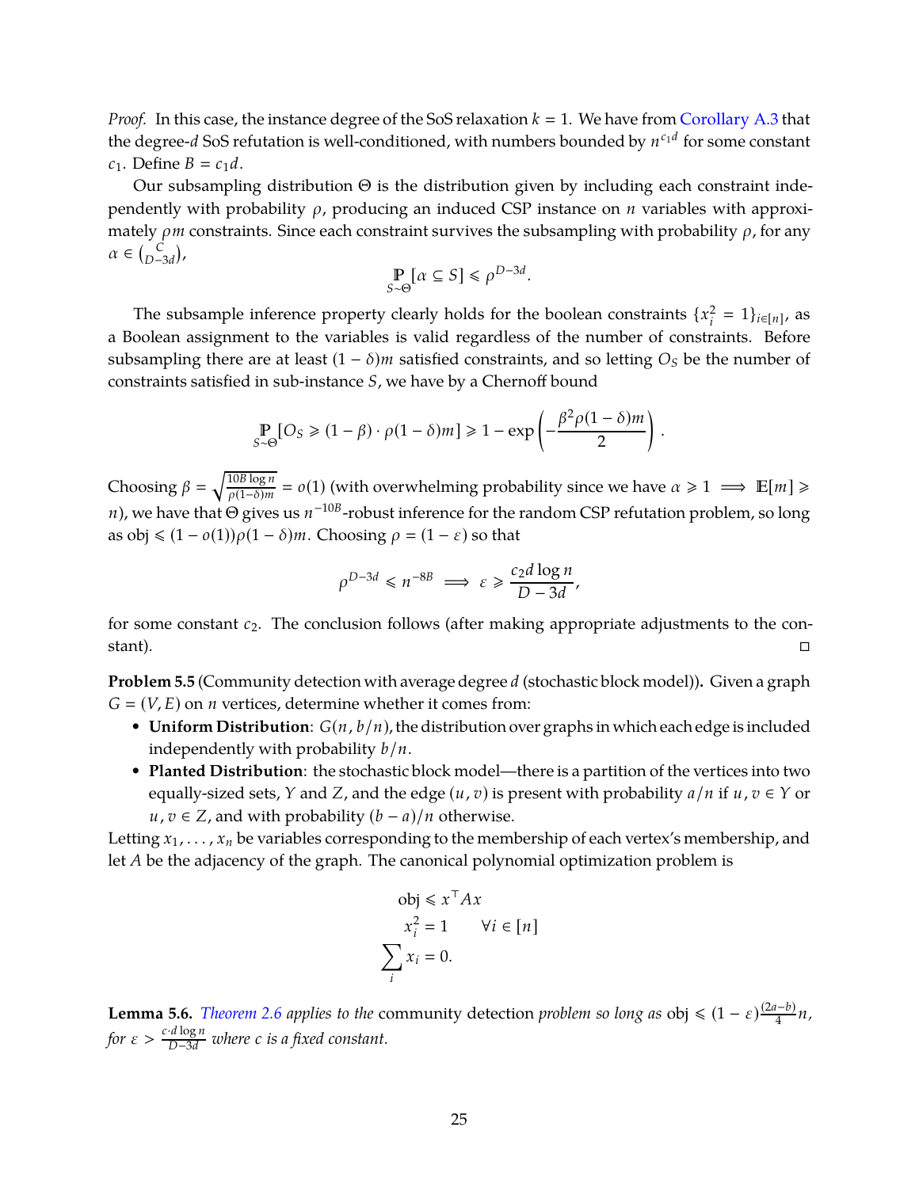*Proof.* In this case, the instance degree of the SoS relaxation $k = 1$. We have from Corollary A.3 that the degree-$d$ SoS refutation is well-conditioned, with numbers bounded by $n^{c_1 d}$ for some constant $c_1$. Define $B = c_1 d$.

Our subsampling distribution $\Theta$ is the distribution given by including each constraint independently with probability $\rho$, producing an induced CSP instance on $n$ variables with approximately $\rho m$ constraints. Since each constraint survives the subsampling with probability $\rho$, for any $\alpha \in \binom{C}{D-3d}$,

$$\mathop{\mathbb{P}}_{S\sim\Theta}[\alpha \subseteq S] \leqslant \rho^{D-3d}.$$

The subsample inference property clearly holds for the boolean constraints $\{x_i^2 = 1\}_{i\in[n]}$, as a Boolean assignment to the variables is valid regardless of the number of constraints. Before subsampling there are at least $(1-\delta)m$ satisfied constraints, and so letting $O_S$ be the number of constraints satisfied in sub-instance $S$, we have by a Chernoff bound

$$\mathop{\mathbb{P}}_{S\sim\Theta}[O_S \geqslant (1-\beta)\cdot\rho(1-\delta)m] \geqslant 1 - \exp\left(-\frac{\beta^2\rho(1-\delta)m}{2}\right).$$

Choosing $\beta = \sqrt{\frac{10B\log n}{\rho(1-\delta)m}} = o(1)$ (with overwhelming probability since we have $\alpha \geqslant 1 \implies \mathbb{E}[m] \geqslant n$), we have that $\Theta$ gives us $n^{-10B}$-robust inference for the random CSP refutation problem, so long as $\text{obj} \leqslant (1-o(1))\rho(1-\delta)m$. Choosing $\rho = (1-\varepsilon)$ so that

$$\rho^{D-3d} \leqslant n^{-8B} \implies \varepsilon \geqslant \frac{c_2 d\log n}{D-3d},$$

for some constant $c_2$. The conclusion follows (after making appropriate adjustments to the constant). $\square$

**Problem 5.5** (Community detection with average degree $d$ (stochastic block model))**.** Given a graph $G = (V, E)$ on $n$ vertices, determine whether it comes from:

- **Uniform Distribution**: $G(n, b/n)$, the distribution over graphs in which each edge is included independently with probability $b/n$.
- **Planted Distribution**: the stochastic block model—there is a partition of the vertices into two equally-sized sets, $Y$ and $Z$, and the edge $(u,v)$ is present with probability $a/n$ if $u, v \in Y$ or $u, v \in Z$, and with probability $(b-a)/n$ otherwise.

Letting $x_1, \ldots, x_n$ be variables corresponding to the membership of each vertex's membership, and let $A$ be the adjacency of the graph. The canonical polynomial optimization problem is

$$\begin{aligned}
\text{obj} &\leqslant x^\top A x \\
x_i^2 &= 1 \qquad \forall i \in [n] \\
\sum_i x_i &= 0.
\end{aligned}$$

**Lemma 5.6.** *Theorem 2.6 applies to the* community detection *problem so long as* $\text{obj} \leqslant (1-\varepsilon)\frac{(2a-b)}{4}n$*, for* $\varepsilon > \frac{c\cdot d\log n}{D-3d}$ *where* $c$ *is a fixed constant.*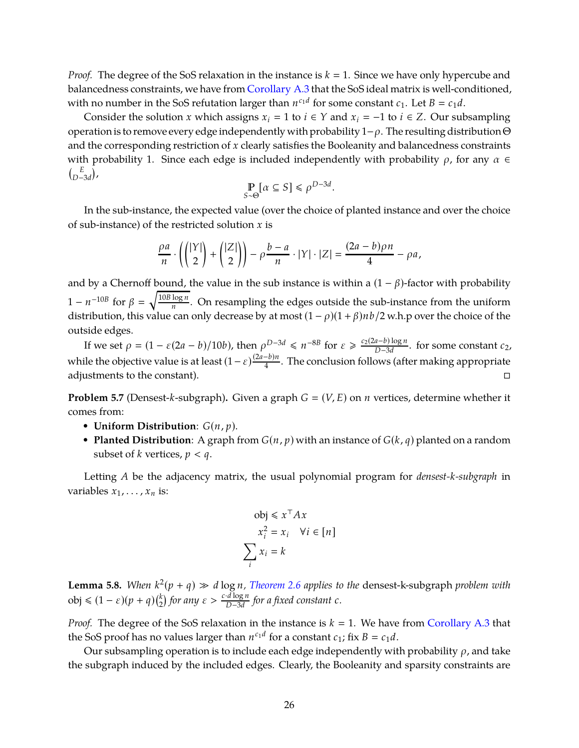*Proof.* The degree of the SoS relaxation in the instance is $k = 1$. Since we have only hypercube and balancedness constraints, we have from Corollary A.3 that the SoS ideal matrix is well-conditioned, with no number in the SoS refutation larger than $n^{c_1 d}$ for some constant $c_1$. Let $B = c_1 d$.

Consider the solution $x$ which assigns $x_i = 1$ to $i \in Y$ and $x_i = -1$ to $i \in Z$. Our subsampling operation is to remove every edge independently with probability $1-\rho$. The resulting distribution $\Theta$ and the corresponding restriction of $x$ clearly satisfies the Booleanity and balancedness constraints with probability 1. Since each edge is included independently with probability $\rho$, for any $\alpha \in \binom{E}{D-3d}$,

$$\mathop{\mathbb{P}}_{S\sim\Theta}[\alpha \subseteq S] \leqslant \rho^{D-3d}.$$

In the sub-instance, the expected value (over the choice of planted instance and over the choice of sub-instance) of the restricted solution $x$ is

$$\frac{\rho a}{n} \cdot \left( \binom{|Y|}{2} + \binom{|Z|}{2} \right) - \rho \frac{b-a}{n} \cdot |Y| \cdot |Z| = \frac{(2a-b)\rho n}{4} - \rho a,$$

and by a Chernoff bound, the value in the sub instance is within a $(1-\beta)$-factor with probability $1 - n^{-10B}$ for $\beta = \sqrt{\frac{10B\log n}{n}}$. On resampling the edges outside the sub-instance from the uniform distribution, this value can only decrease by at most $(1-\rho)(1+\beta)nb/2$ w.h.p over the choice of the outside edges.

If we set $\rho = (1 - \varepsilon(2a-b)/10b)$, then $\rho^{D-3d} \leqslant n^{-8B}$ for $\varepsilon \geqslant \frac{c_2(2a-b)\log n}{D-3d}$. for some constant $c_2$, while the objective value is at least $(1-\varepsilon)\frac{(2a-b)n}{4}$. The conclusion follows (after making appropriate adjustments to the constant). ◻

**Problem 5.7** (Densest-$k$-subgraph)**.** Given a graph $G = (V, E)$ on $n$ vertices, determine whether it comes from:

- **Uniform Distribution**: $G(n, p)$.
- **Planted Distribution**: A graph from $G(n, p)$ with an instance of $G(k, q)$ planted on a random subset of $k$ vertices, $p < q$.

Letting $A$ be the adjacency matrix, the usual polynomial program for *densest-k-subgraph* in variables $x_1, \ldots, x_n$ is:

$$\begin{aligned} \text{obj} &\leqslant x^\top A x \\ x_i^2 &= x_i \quad \forall i \in [n] \\ \sum_i x_i &= k \end{aligned}$$

**Lemma 5.8.** *When $k^2(p+q) \gg d\log n$, Theorem 2.6 applies to the* densest-k-subgraph *problem with* $\text{obj} \leqslant (1-\varepsilon)(p+q)\binom{k}{2}$ *for any $\varepsilon > \frac{c \cdot d \log n}{D-3d}$ for a fixed constant $c$.*

*Proof.* The degree of the SoS relaxation in the instance is $k = 1$. We have from Corollary A.3 that the SoS proof has no values larger than $n^{c_1 d}$ for a constant $c_1$; fix $B = c_1 d$.

Our subsampling operation is to include each edge independently with probability $\rho$, and take the subgraph induced by the included edges. Clearly, the Booleanity and sparsity constraints are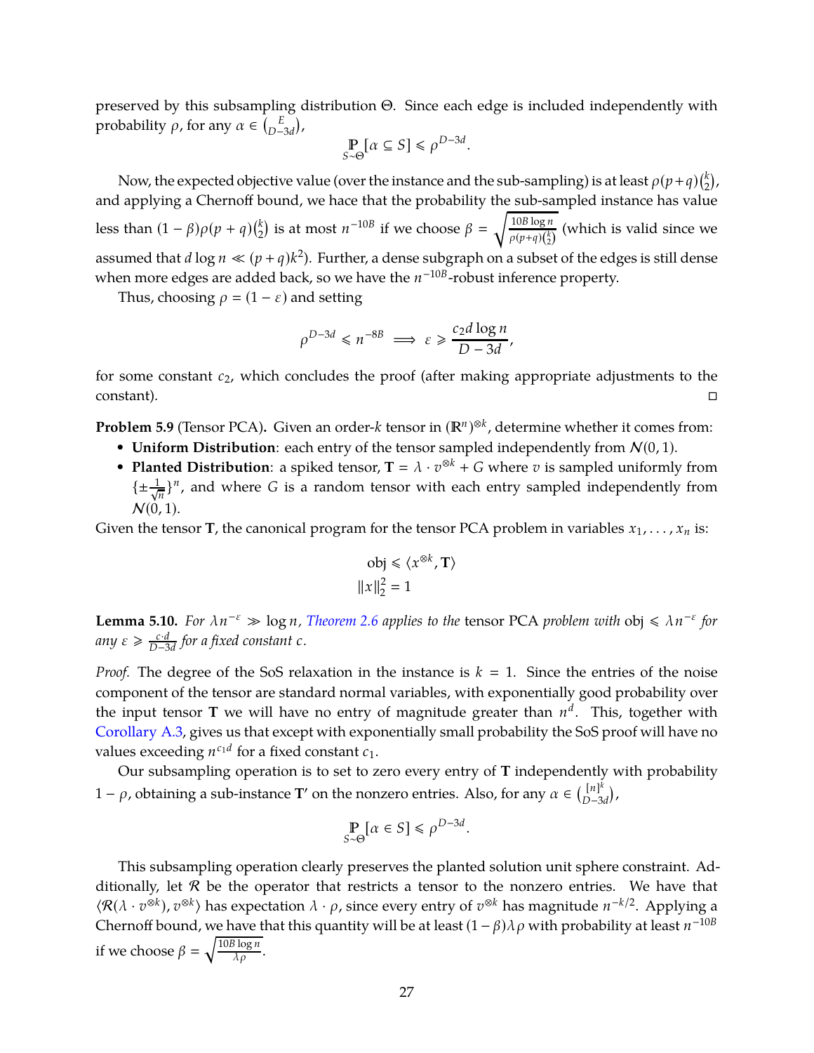preserved by this subsampling distribution $\Theta$. Since each edge is included independently with probability $\rho$, for any $\alpha \in \binom{E}{D-3d}$,

$$\mathop{\mathbb{P}}_{S\sim\Theta}[\alpha \subseteq S] \leqslant \rho^{D-3d}.$$

Now, the expected objective value (over the instance and the sub-sampling) is at least $\rho(p+q)\binom{k}{2}$, and applying a Chernoff bound, we hace that the probability the sub-sampled instance has value less than $(1-\beta)\rho(p+q)\binom{k}{2}$ is at most $n^{-10B}$ if we choose $\beta = \sqrt{\frac{10B\log n}{\rho(p+q)\binom{k}{2}}}$ (which is valid since we assumed that $d\log n \ll (p+q)k^2$). Further, a dense subgraph on a subset of the edges is still dense when more edges are added back, so we have the $n^{-10B}$-robust inference property.

Thus, choosing $\rho = (1-\varepsilon)$ and setting

$$\rho^{D-3d} \leqslant n^{-8B} \implies \varepsilon \geqslant \frac{c_2 d\log n}{D-3d},$$

for some constant $c_2$, which concludes the proof (after making appropriate adjustments to the constant). □

**Problem 5.9** (Tensor PCA)**.** Given an order-$k$ tensor in $(\mathbb{R}^n)^{\otimes k}$, determine whether it comes from:

- **Uniform Distribution**: each entry of the tensor sampled independently from $\mathcal{N}(0,1)$.
- **Planted Distribution**: a spiked tensor, $\mathbf{T} = \lambda \cdot v^{\otimes k} + G$ where $v$ is sampled uniformly from $\{\pm\frac{1}{\sqrt{n}}\}^n$, and where $G$ is a random tensor with each entry sampled independently from $\mathcal{N}(0,1)$.

Given the tensor $\mathbf{T}$, the canonical program for the tensor PCA problem in variables $x_1, \ldots, x_n$ is:

$$\text{obj} \leqslant \langle x^{\otimes k}, \mathbf{T}\rangle$$
$$\|x\|_2^2 = 1$$

**Lemma 5.10.** *For $\lambda n^{-\varepsilon} \gg \log n$, Theorem 2.6 applies to the* tensor PCA *problem with* $\text{obj} \leqslant \lambda n^{-\varepsilon}$ *for any $\varepsilon \geqslant \frac{c\cdot d}{D-3d}$ for a fixed constant $c$.*

*Proof.* The degree of the SoS relaxation in the instance is $k = 1$. Since the entries of the noise component of the tensor are standard normal variables, with exponentially good probability over the input tensor $\mathbf{T}$ we will have no entry of magnitude greater than $n^d$. This, together with Corollary A.3, gives us that except with exponentially small probability the SoS proof will have no values exceeding $n^{c_1 d}$ for a fixed constant $c_1$.

Our subsampling operation is to set to zero every entry of $\mathbf{T}$ independently with probability $1-\rho$, obtaining a sub-instance $\mathbf{T}'$ on the nonzero entries. Also, for any $\alpha \in \binom{[n]^k}{D-3d}$,

$$\mathop{\mathbb{P}}_{S\sim\Theta}[\alpha \in S] \leqslant \rho^{D-3d}.$$

This subsampling operation clearly preserves the planted solution unit sphere constraint. Additionally, let $\mathcal{R}$ be the operator that restricts a tensor to the nonzero entries. We have that $\langle \mathcal{R}(\lambda \cdot v^{\otimes k}), v^{\otimes k}\rangle$ has expectation $\lambda \cdot \rho$, since every entry of $v^{\otimes k}$ has magnitude $n^{-k/2}$. Applying a Chernoff bound, we have that this quantity will be at least $(1-\beta)\lambda\rho$ with probability at least $n^{-10B}$ if we choose $\beta = \sqrt{\frac{10B\log n}{\lambda\rho}}$.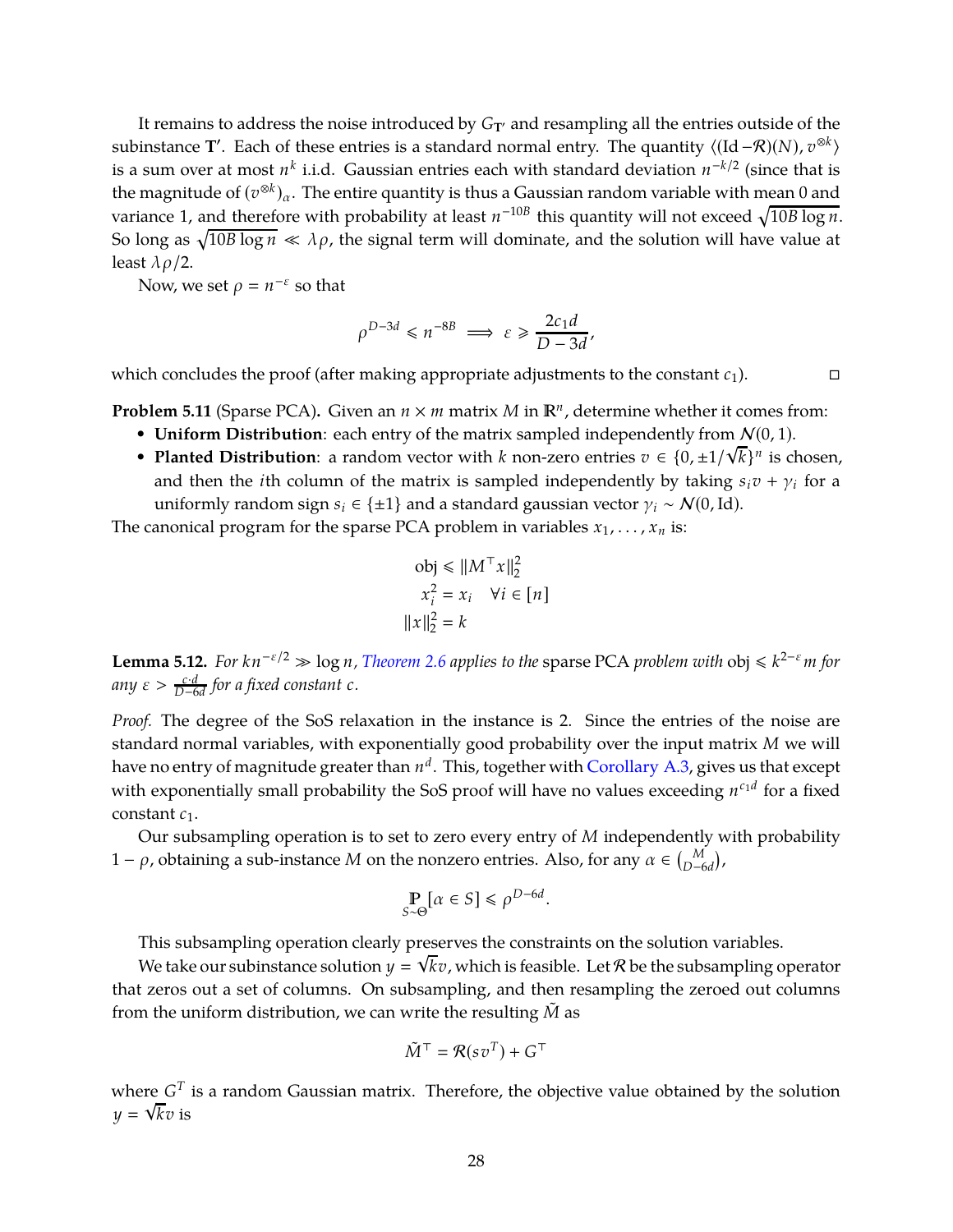It remains to address the noise introduced by $G_{\mathbf{T}'}$ and resampling all the entries outside of the subinstance $\mathbf{T}'$. Each of these entries is a standard normal entry. The quantity $\langle(\mathrm{Id} - \mathcal{R})(N), v^{\otimes k}\rangle$ is a sum over at most $n^k$ i.i.d. Gaussian entries each with standard deviation $n^{-k/2}$ (since that is the magnitude of $(v^{\otimes k})_\alpha$. The entire quantity is thus a Gaussian random variable with mean 0 and variance 1, and therefore with probability at least $n^{-10B}$ this quantity will not exceed $\sqrt{10B\log n}$. So long as $\sqrt{10B\log n} \ll \lambda\rho$, the signal term will dominate, and the solution will have value at least $\lambda\rho/2$.

Now, we set $\rho = n^{-\varepsilon}$ so that

$$\rho^{D-3d} \leqslant n^{-8B} \implies \varepsilon \geqslant \frac{2c_1 d}{D-3d},$$

which concludes the proof (after making appropriate adjustments to the constant $c_1$). □

**Problem 5.11** (Sparse PCA)**.** Given an $n \times m$ matrix $M$ in $\mathbb{R}^n$, determine whether it comes from:

- **Uniform Distribution**: each entry of the matrix sampled independently from $\mathcal{N}(0,1)$.
- **Planted Distribution**: a random vector with $k$ non-zero entries $v \in \{0, \pm 1/\sqrt{k}\}^n$ is chosen, and then the $i$th column of the matrix is sampled independently by taking $s_i v + \gamma_i$ for a uniformly random sign $s_i \in \{\pm 1\}$ and a standard gaussian vector $\gamma_i \sim \mathcal{N}(0, \mathrm{Id})$.

The canonical program for the sparse PCA problem in variables $x_1, \ldots, x_n$ is:

$$\begin{aligned}
\mathrm{obj} &\leqslant \|M^\top x\|_2^2 \\
x_i^2 &= x_i \quad \forall i \in [n] \\
\|x\|_2^2 &= k
\end{aligned}$$

**Lemma 5.12.** *For $kn^{-\varepsilon/2} \gg \log n$, Theorem 2.6 applies to the* sparse PCA *problem with* $\mathrm{obj} \leqslant k^{2-\varepsilon} m$ *for any $\varepsilon > \frac{c \cdot d}{D-6d}$ for a fixed constant $c$.*

*Proof.* The degree of the SoS relaxation in the instance is 2. Since the entries of the noise are standard normal variables, with exponentially good probability over the input matrix $M$ we will have no entry of magnitude greater than $n^d$. This, together with Corollary A.3, gives us that except with exponentially small probability the SoS proof will have no values exceeding $n^{c_1 d}$ for a fixed constant $c_1$.

Our subsampling operation is to set to zero every entry of $M$ independently with probability $1-\rho$, obtaining a sub-instance $M$ on the nonzero entries. Also, for any $\alpha \in \binom{M}{D-6d}$,

$$\mathop{\mathbb{P}}_{S \sim \Theta}[\alpha \in S] \leqslant \rho^{D-6d}.$$

This subsampling operation clearly preserves the constraints on the solution variables.

We take our subinstance solution $y = \sqrt{k}v$, which is feasible. Let $\mathcal{R}$ be the subsampling operator that zeros out a set of columns. On subsampling, and then resampling the zeroed out columns from the uniform distribution, we can write the resulting $\tilde{M}$ as

$$\tilde{M}^\top = \mathcal{R}(sv^T) + G^\top$$

where $G^T$ is a random Gaussian matrix. Therefore, the objective value obtained by the solution $y = \sqrt{k}v$ is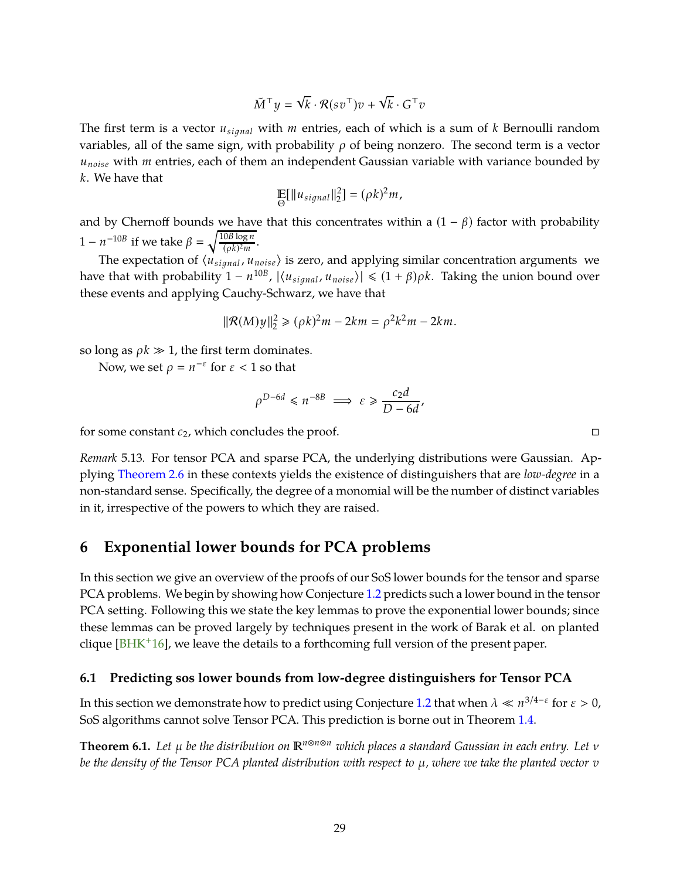$$\tilde{M}^\top y = \sqrt{k} \cdot \mathcal{R}(sv^\top)v + \sqrt{k} \cdot G^\top v$$

The first term is a vector $u_{signal}$ with $m$ entries, each of which is a sum of $k$ Bernoulli random variables, all of the same sign, with probability $\rho$ of being nonzero. The second term is a vector $u_{noise}$ with $m$ entries, each of them an independent Gaussian variable with variance bounded by $k$. We have that

$$\mathop{\mathbb{E}}_{\Theta}[\|u_{signal}\|_2^2] = (\rho k)^2 m,$$

and by Chernoff bounds we have that this concentrates within a $(1-\beta)$ factor with probability $1 - n^{-10B}$ if we take $\beta = \sqrt{\frac{10B \log n}{(\rho k)^2 m}}$.

The expectation of $\langle u_{signal}, u_{noise} \rangle$ is zero, and applying similar concentration arguments we have that with probability $1 - n^{10B}$, $|\langle u_{signal}, u_{noise} \rangle| \leqslant (1+\beta)\rho k$. Taking the union bound over these events and applying Cauchy-Schwarz, we have that

$$\|\mathcal{R}(M)y\|_2^2 \geqslant (\rho k)^2 m - 2km = \rho^2 k^2 m - 2km.$$

so long as $\rho k \gg 1$, the first term dominates.

Now, we set $\rho = n^{-\varepsilon}$ for $\varepsilon < 1$ so that

$$\rho^{D-6d} \leqslant n^{-8B} \implies \varepsilon \geqslant \frac{c_2 d}{D - 6d},$$

for some constant $c_2$, which concludes the proof. □

*Remark* 5.13. For tensor PCA and sparse PCA, the underlying distributions were Gaussian. Applying Theorem 2.6 in these contexts yields the existence of distinguishers that are *low-degree* in a non-standard sense. Specifically, the degree of a monomial will be the number of distinct variables in it, irrespective of the powers to which they are raised.

# 6 Exponential lower bounds for PCA problems

In this section we give an overview of the proofs of our SoS lower bounds for the tensor and sparse PCA problems. We begin by showing how Conjecture 1.2 predicts such a lower bound in the tensor PCA setting. Following this we state the key lemmas to prove the exponential lower bounds; since these lemmas can be proved largely by techniques present in the work of Barak et al. on planted clique [BHK+16], we leave the details to a forthcoming full version of the present paper.

## 6.1 Predicting sos lower bounds from low-degree distinguishers for Tensor PCA

In this section we demonstrate how to predict using Conjecture 1.2 that when $\lambda \ll n^{3/4-\varepsilon}$ for $\varepsilon > 0$, SoS algorithms cannot solve Tensor PCA. This prediction is borne out in Theorem 1.4.

**Theorem 6.1.** *Let $\mu$ be the distribution on $\mathbb{R}^{n \otimes n \otimes n}$ which places a standard Gaussian in each entry. Let $\nu$ be the density of the Tensor PCA planted distribution with respect to $\mu$, where we take the planted vector $v$*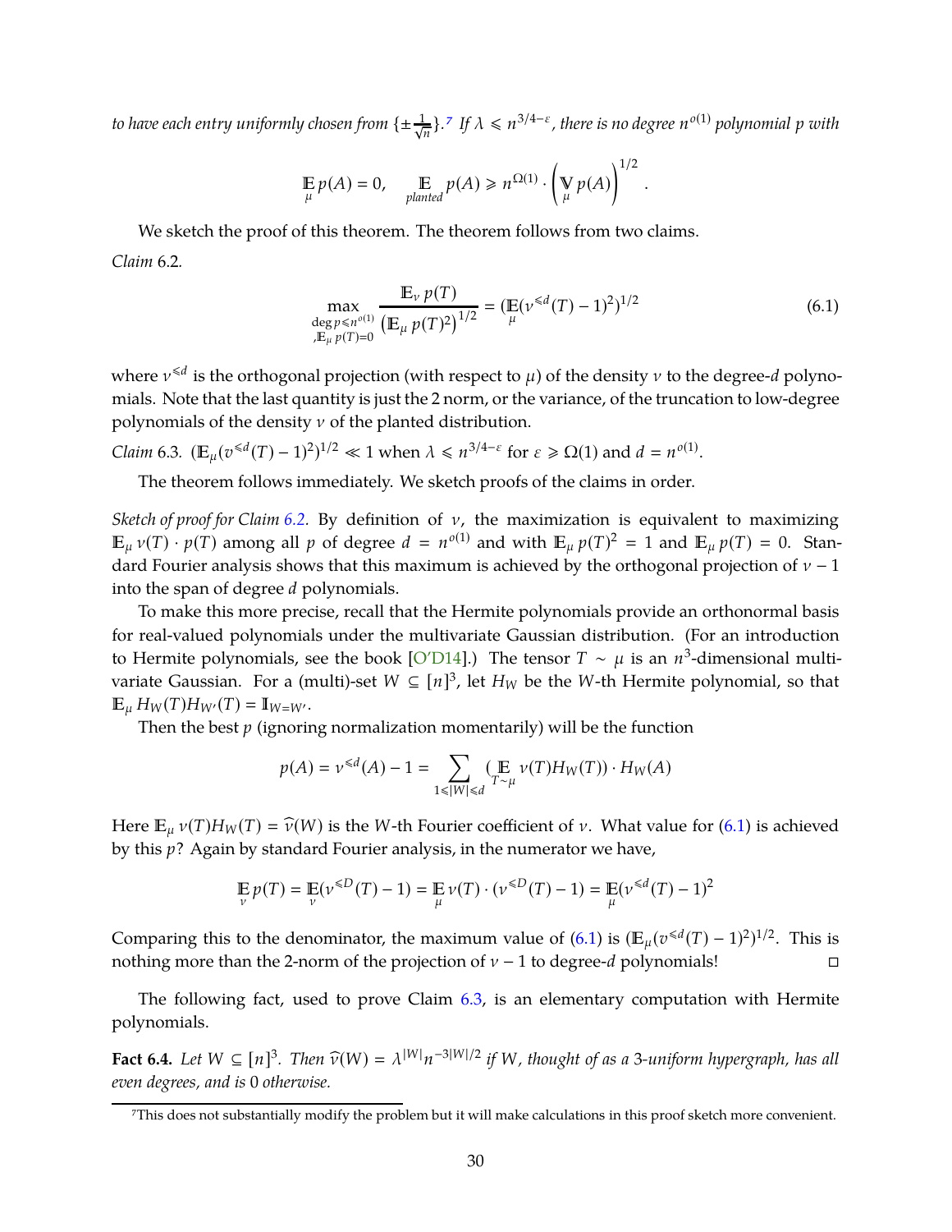*to have each entry uniformly chosen from* $\{\pm\frac{1}{\sqrt{n}}\}$.[7] *If* $\lambda \leqslant n^{3/4-\varepsilon}$*, there is no degree* $n^{o(1)}$ *polynomial* $p$ *with*

$$\mathop{\mathbb{E}}_{\mu} p(A) = 0, \quad \mathop{\mathbb{E}}_{planted} p(A) \geqslant n^{\Omega(1)} \cdot \left(\mathop{\mathbb{V}}_{\mu} p(A)\right)^{1/2}.$$

We sketch the proof of this theorem. The theorem follows from two claims.

*Claim* 6.2.

$$\max_{\substack{\deg p \leqslant n^{o(1)} \\ ,\mathbb{E}_{\mu} p(T)=0}} \frac{\mathbb{E}_{\nu}\, p(T)}{\left(\mathbb{E}_{\mu}\, p(T)^2\right)^{1/2}} = \left(\mathop{\mathbb{E}}_{\mu}(\nu^{\leqslant d}(T) - 1)^2\right)^{1/2} \tag{6.1}$$

where $\nu^{\leqslant d}$ is the orthogonal projection (with respect to $\mu$) of the density $\nu$ to the degree-$d$ polynomials. Note that the last quantity is just the 2 norm, or the variance, of the truncation to low-degree polynomials of the density $\nu$ of the planted distribution.

*Claim* 6.3. $(\mathbb{E}_{\mu}(\nu^{\leqslant d}(T) - 1)^2)^{1/2} \ll 1$ when $\lambda \leqslant n^{3/4-\varepsilon}$ for $\varepsilon \geqslant \Omega(1)$ and $d = n^{o(1)}$.

The theorem follows immediately. We sketch proofs of the claims in order.

*Sketch of proof for Claim 6.2.* By definition of $\nu$, the maximization is equivalent to maximizing $\mathbb{E}_{\mu}\, \nu(T) \cdot p(T)$ among all $p$ of degree $d = n^{o(1)}$ and with $\mathbb{E}_{\mu}\, p(T)^2 = 1$ and $\mathbb{E}_{\mu}\, p(T) = 0$. Standard Fourier analysis shows that this maximum is achieved by the orthogonal projection of $\nu - 1$ into the span of degree $d$ polynomials.

To make this more precise, recall that the Hermite polynomials provide an orthonormal basis for real-valued polynomials under the multivariate Gaussian distribution. (For an introduction to Hermite polynomials, see the book [O'D14].) The tensor $T \sim \mu$ is an $n^3$-dimensional multivariate Gaussian. For a (multi)-set $W \subseteq [n]^3$, let $H_W$ be the $W$-th Hermite polynomial, so that $\mathbb{E}_{\mu}\, H_W(T) H_{W'}(T) = \mathbb{1}_{W=W'}$.

Then the best $p$ (ignoring normalization momentarily) will be the function

$$p(A) = \nu^{\leqslant d}(A) - 1 = \sum_{1 \leqslant |W| \leqslant d} \left(\mathop{\mathbb{E}}_{T\sim\mu} \nu(T) H_W(T)\right) \cdot H_W(A)$$

Here $\mathbb{E}_{\mu}\, \nu(T) H_W(T) = \widehat{\nu}(W)$ is the $W$-th Fourier coefficient of $\nu$. What value for (6.1) is achieved by this $p$? Again by standard Fourier analysis, in the numerator we have,

$$\mathop{\mathbb{E}}_{\nu} p(T) = \mathop{\mathbb{E}}_{\nu}(\nu^{\leqslant D}(T) - 1) = \mathop{\mathbb{E}}_{\mu} \nu(T) \cdot (\nu^{\leqslant D}(T) - 1) = \mathop{\mathbb{E}}_{\mu}(\nu^{\leqslant d}(T) - 1)^2$$

Comparing this to the denominator, the maximum value of (6.1) is $(\mathbb{E}_{\mu}(v^{\leqslant d}(T) - 1)^2)^{1/2}$. This is nothing more than the 2-norm of the projection of $\nu - 1$ to degree-$d$ polynomials! □

The following fact, used to prove Claim 6.3, is an elementary computation with Hermite polynomials.

**Fact 6.4.** *Let* $W \subseteq [n]^3$*. Then* $\widehat{\nu}(W) = \lambda^{|W|} n^{-3|W|/2}$ *if* $W$*, thought of as a* 3*-uniform hypergraph, has all even degrees, and is* 0 *otherwise.*

---

[7] This does not substantially modify the problem but it will make calculations in this proof sketch more convenient.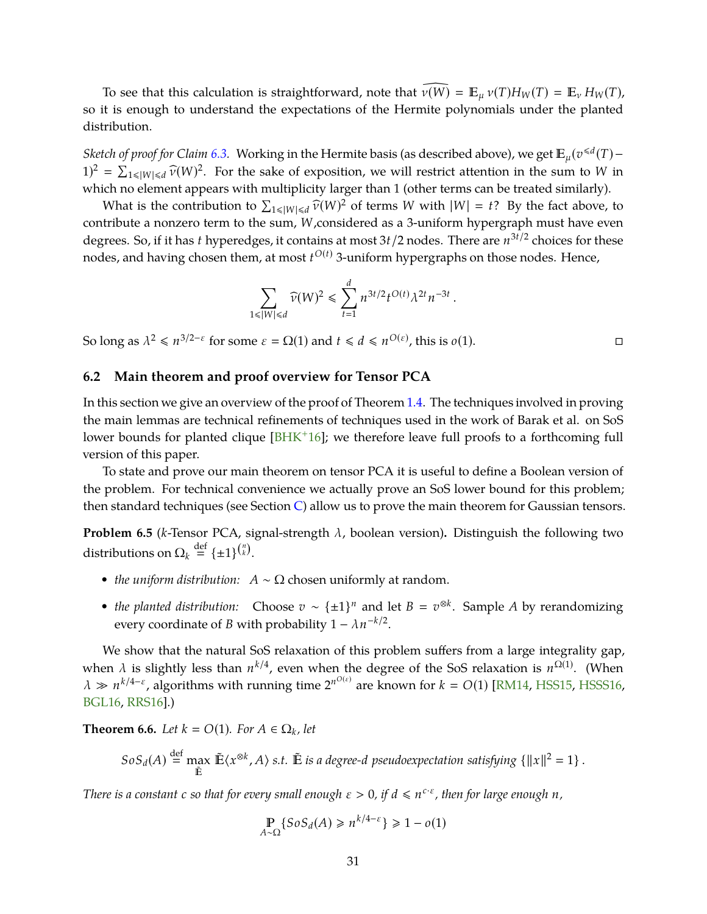To see that this calculation is straightforward, note that $\widehat{\nu(W)} = \mathbb{E}_\mu \nu(T) H_W(T) = \mathbb{E}_\nu H_W(T)$, so it is enough to understand the expectations of the Hermite polynomials under the planted distribution.

*Sketch of proof for Claim 6.3.* Working in the Hermite basis (as described above), we get $\mathbb{E}_\mu(v^{\leqslant d}(T) - 1)^2 = \sum_{1 \leqslant |W| \leqslant d} \widehat{\nu}(W)^2$. For the sake of exposition, we will restrict attention in the sum to $W$ in which no element appears with multiplicity larger than 1 (other terms can be treated similarly).

What is the contribution to $\sum_{1 \leqslant |W| \leqslant d} \widehat{\nu}(W)^2$ of terms $W$ with $|W| = t$? By the fact above, to contribute a nonzero term to the sum, $W$,considered as a 3-uniform hypergraph must have even degrees. So, if it has $t$ hyperedges, it contains at most $3t/2$ nodes. There are $n^{3t/2}$ choices for these nodes, and having chosen them, at most $t^{O(t)}$ 3-uniform hypergraphs on those nodes. Hence,

$$\sum_{1 \leqslant |W| \leqslant d} \widehat{\nu}(W)^2 \leqslant \sum_{t=1}^{d} n^{3t/2} t^{O(t)} \lambda^{2t} n^{-3t} .$$

So long as $\lambda^2 \leqslant n^{3/2-\varepsilon}$ for some $\varepsilon = \Omega(1)$ and $t \leqslant d \leqslant n^{O(\varepsilon)}$, this is $o(1)$. □

## 6.2 Main theorem and proof overview for Tensor PCA

In this section we give an overview of the proof of Theorem 1.4. The techniques involved in proving the main lemmas are technical refinements of techniques used in the work of Barak et al. on SoS lower bounds for planted clique [BHK+16]; we therefore leave full proofs to a forthcoming full version of this paper.

To state and prove our main theorem on tensor PCA it is useful to define a Boolean version of the problem. For technical convenience we actually prove an SoS lower bound for this problem; then standard techniques (see Section C) allow us to prove the main theorem for Gaussian tensors.

**Problem 6.5** ($k$-Tensor PCA, signal-strength $\lambda$, boolean version)**.** Distinguish the following two distributions on $\Omega_k \overset{\text{def}}{=} \{\pm 1\}^{\binom{n}{k}}$.

- *the uniform distribution:* $A \sim \Omega$ chosen uniformly at random.
- *the planted distribution:* Choose $v \sim \{\pm 1\}^n$ and let $B = v^{\otimes k}$. Sample $A$ by rerandomizing every coordinate of $B$ with probability $1 - \lambda n^{-k/2}$.

We show that the natural SoS relaxation of this problem suffers from a large integrality gap, when $\lambda$ is slightly less than $n^{k/4}$, even when the degree of the SoS relaxation is $n^{\Omega(1)}$. (When $\lambda \gg n^{k/4-\varepsilon}$, algorithms with running time $2^{n^{O(\varepsilon)}}$ are known for $k = O(1)$ [RM14, HSS15, HSSS16, BGL16, RRS16].)

**Theorem 6.6.** *Let $k = O(1)$. For $A \in \Omega_k$, let*

$$SoS_d(A) \overset{\text{def}}{=} \max_{\tilde{\mathbb{E}}} \tilde{\mathbb{E}}\langle x^{\otimes k}, A\rangle \text{ s.t. } \tilde{\mathbb{E}} \text{ is a degree-}d \text{ pseudoexpectation satisfying } \{\|x\|^2 = 1\} .$$

*There is a constant $c$ so that for every small enough $\varepsilon > 0$, if $d \leqslant n^{c \cdot \varepsilon}$, then for large enough $n$,*

$$\mathbb{P}_{A \sim \Omega}\{SoS_d(A) \geqslant n^{k/4-\varepsilon}\} \geqslant 1 - o(1)$$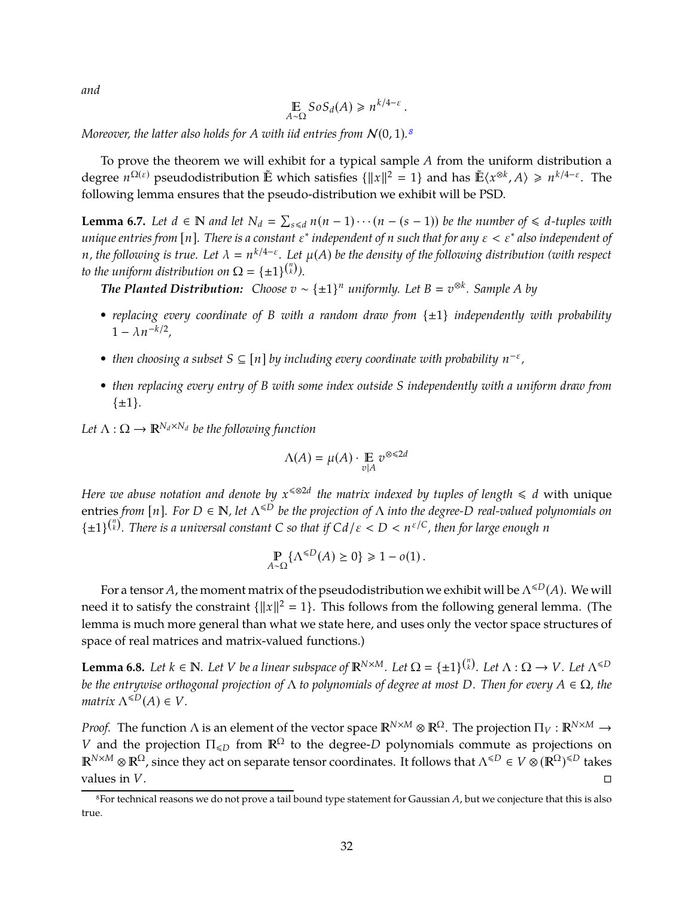*and*

$$\mathop{\mathbb{E}}_{A\sim\Omega} SoS_d(A) \geqslant n^{k/4-\varepsilon}\,.$$

*Moreover, the latter also holds for A with iid entries from $\mathcal{N}(0,1)$.*[8]

To prove the theorem we will exhibit for a typical sample $A$ from the uniform distribution a degree $n^{\Omega(\varepsilon)}$ pseudodistribution $\tilde{\mathbb{E}}$ which satisfies $\{\|x\|^2 = 1\}$ and has $\tilde{\mathbb{E}}\langle x^{\otimes k}, A\rangle \geqslant n^{k/4-\varepsilon}$. The following lemma ensures that the pseudo-distribution we exhibit will be PSD.

**Lemma 6.7.** *Let $d \in \mathbb{N}$ and let $N_d = \sum_{s\leqslant d} n(n-1)\cdots(n-(s-1))$ be the number of $\leqslant d$-tuples with unique entries from $[n]$. There is a constant $\varepsilon^*$ independent of n such that for any $\varepsilon < \varepsilon^*$ also independent of n, the following is true. Let $\lambda = n^{k/4-\varepsilon}$. Let $\mu(A)$ be the density of the following distribution (with respect to the uniform distribution on $\Omega = \{\pm1\}^{\binom{n}{k}}$).*

***The Planted Distribution:*** *Choose $v \sim \{\pm1\}^n$ uniformly. Let $B = v^{\otimes k}$. Sample A by*

- *replacing every coordinate of B with a random draw from $\{\pm1\}$ independently with probability $1 - \lambda n^{-k/2}$,*
- *then choosing a subset $S \subseteq [n]$ by including every coordinate with probability $n^{-\varepsilon}$,*
- *then replacing every entry of B with some index outside S independently with a uniform draw from $\{\pm1\}$.*

*Let $\Lambda : \Omega \to \mathbb{R}^{N_d\times N_d}$ be the following function*

$$\Lambda(A) = \mu(A)\cdot \mathop{\mathbb{E}}_{v|A} v^{\otimes\leqslant 2d}$$

*Here we abuse notation and denote by $x^{\leqslant\otimes 2d}$ the matrix indexed by tuples of length $\leqslant d$* with unique entries *from $[n]$. For $D \in \mathbb{N}$, let $\Lambda^{\leqslant D}$ be the projection of $\Lambda$ into the degree-D real-valued polynomials on $\{\pm1\}^{\binom{n}{k}}$. There is a universal constant C so that if $Cd/\varepsilon < D < n^{\varepsilon/C}$, then for large enough n*

$$\mathop{\mathbb{P}}_{A\sim\Omega}\{\Lambda^{\leqslant D}(A) \succeq 0\} \geqslant 1 - o(1)\,.$$

For a tensor $A$, the moment matrix of the pseudodistribution we exhibit will be $\Lambda^{\leqslant D}(A)$. We will need it to satisfy the constraint $\{\|x\|^2 = 1\}$. This follows from the following general lemma. (The lemma is much more general than what we state here, and uses only the vector space structures of space of real matrices and matrix-valued functions.)

**Lemma 6.8.** *Let $k \in \mathbb{N}$. Let V be a linear subspace of $\mathbb{R}^{N\times M}$. Let $\Omega = \{\pm1\}^{\binom{n}{k}}$. Let $\Lambda : \Omega \to V$. Let $\Lambda^{\leqslant D}$ be the entrywise orthogonal projection of $\Lambda$ to polynomials of degree at most D. Then for every $A \in \Omega$, the matrix $\Lambda^{\leqslant D}(A) \in V$.*

*Proof.* The function $\Lambda$ is an element of the vector space $\mathbb{R}^{N\times M} \otimes \mathbb{R}^{\Omega}$. The projection $\Pi_V : \mathbb{R}^{N\times M} \to V$ and the projection $\Pi_{\leqslant D}$ from $\mathbb{R}^{\Omega}$ to the degree-$D$ polynomials commute as projections on $\mathbb{R}^{N\times M} \otimes \mathbb{R}^{\Omega}$, since they act on separate tensor coordinates. It follows that $\Lambda^{\leqslant D} \in V \otimes (\mathbb{R}^{\Omega})^{\leqslant D}$ takes values in $V$. □

[8]For technical reasons we do not prove a tail bound type statement for Gaussian $A$, but we conjecture that this is also true.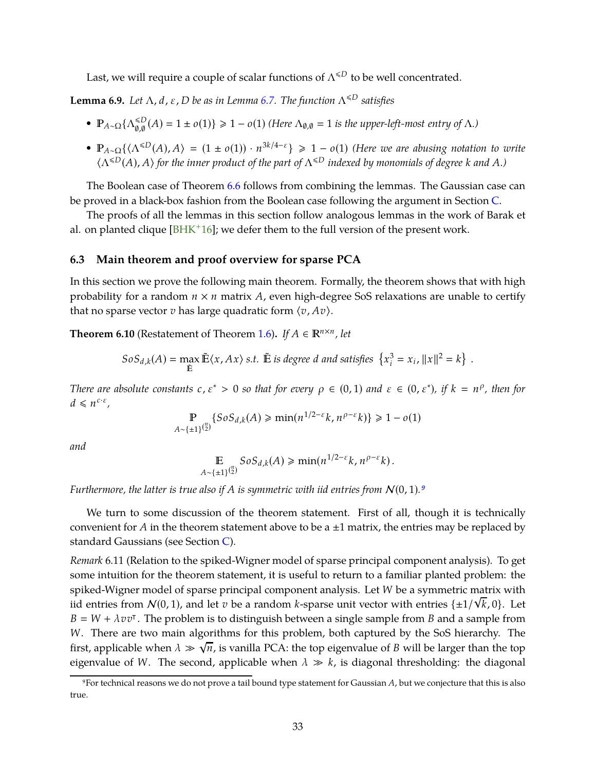Last, we will require a couple of scalar functions of $\Lambda^{\leqslant D}$ to be well concentrated.

**Lemma 6.9.** *Let $\Lambda, d, \varepsilon, D$ be as in Lemma 6.7. The function $\Lambda^{\leqslant D}$ satisfies*

- $\mathbb{P}_{A \sim \Omega}\{\Lambda^{\leqslant D}_{\emptyset,\emptyset}(A) = 1 \pm o(1)\} \geqslant 1 - o(1)$ *(Here $\Lambda_{\emptyset,\emptyset} = 1$ is the upper-left-most entry of $\Lambda$.)*
- $\mathbb{P}_{A \sim \Omega}\{\langle \Lambda^{\leqslant D}(A), A\rangle = (1 \pm o(1)) \cdot n^{3k/4-\varepsilon}\} \geqslant 1 - o(1)$ *(Here we are abusing notation to write $\langle \Lambda^{\leqslant D}(A), A\rangle$ for the inner product of the part of $\Lambda^{\leqslant D}$ indexed by monomials of degree $k$ and $A$.)*

The Boolean case of Theorem 6.6 follows from combining the lemmas. The Gaussian case can be proved in a black-box fashion from the Boolean case following the argument in Section C.

The proofs of all the lemmas in this section follow analogous lemmas in the work of Barak et al. on planted clique [BHK+16]; we defer them to the full version of the present work.

### 6.3 Main theorem and proof overview for sparse PCA

In this section we prove the following main theorem. Formally, the theorem shows that with high probability for a random $n \times n$ matrix $A$, even high-degree SoS relaxations are unable to certify that no sparse vector $v$ has large quadratic form $\langle v, Av\rangle$.

**Theorem 6.10** (Restatement of Theorem 1.6)**.** *If $A \in \mathbb{R}^{n \times n}$, let*

$$SoS_{d,k}(A) = \max_{\tilde{\mathbb{E}}} \tilde{\mathbb{E}}\langle x, Ax\rangle \text{ s.t. } \tilde{\mathbb{E}} \text{ is degree } d \text{ and satisfies } \left\{x_i^3 = x_i, \|x\|^2 = k\right\} .$$

*There are absolute constants $c, \varepsilon^* > 0$ so that for every $\rho \in (0,1)$ and $\varepsilon \in (0, \varepsilon^*)$, if $k = n^\rho$, then for $d \leqslant n^{c \cdot \varepsilon}$,*

$$\mathop{\mathbb{P}}_{A \sim \{\pm 1\}^{\binom{n}{2}}} \{SoS_{d,k}(A) \geqslant \min(n^{1/2-\varepsilon}k, n^{\rho-\varepsilon}k)\} \geqslant 1 - o(1)$$

*and*

$$\mathop{\mathbb{E}}_{A \sim \{\pm 1\}^{\binom{n}{2}}} SoS_{d,k}(A) \geqslant \min(n^{1/2-\varepsilon}k, n^{\rho-\varepsilon}k) .$$

*Furthermore, the latter is true also if $A$ is symmetric with iid entries from $\mathcal{N}(0,1)$.*[9]

We turn to some discussion of the theorem statement. First of all, though it is technically convenient for $A$ in the theorem statement above to be a $\pm 1$ matrix, the entries may be replaced by standard Gaussians (see Section C).

*Remark* 6.11 (Relation to the spiked-Wigner model of sparse principal component analysis)*.* To get some intuition for the theorem statement, it is useful to return to a familiar planted problem: the spiked-Wigner model of sparse principal component analysis. Let $W$ be a symmetric matrix with iid entries from $\mathcal{N}(0,1)$, and let $v$ be a random $k$-sparse unit vector with entries $\{\pm 1/\sqrt{k}, 0\}$. Let $B = W + \lambda vv^\intercal$. The problem is to distinguish between a single sample from $B$ and a sample from $W$. There are two main algorithms for this problem, both captured by the SoS hierarchy. The first, applicable when $\lambda \gg \sqrt{n}$, is vanilla PCA: the top eigenvalue of $B$ will be larger than the top eigenvalue of $W$. The second, applicable when $\lambda \gg k$, is diagonal thresholding: the diagonal

[9] For technical reasons we do not prove a tail bound type statement for Gaussian $A$, but we conjecture that this is also true.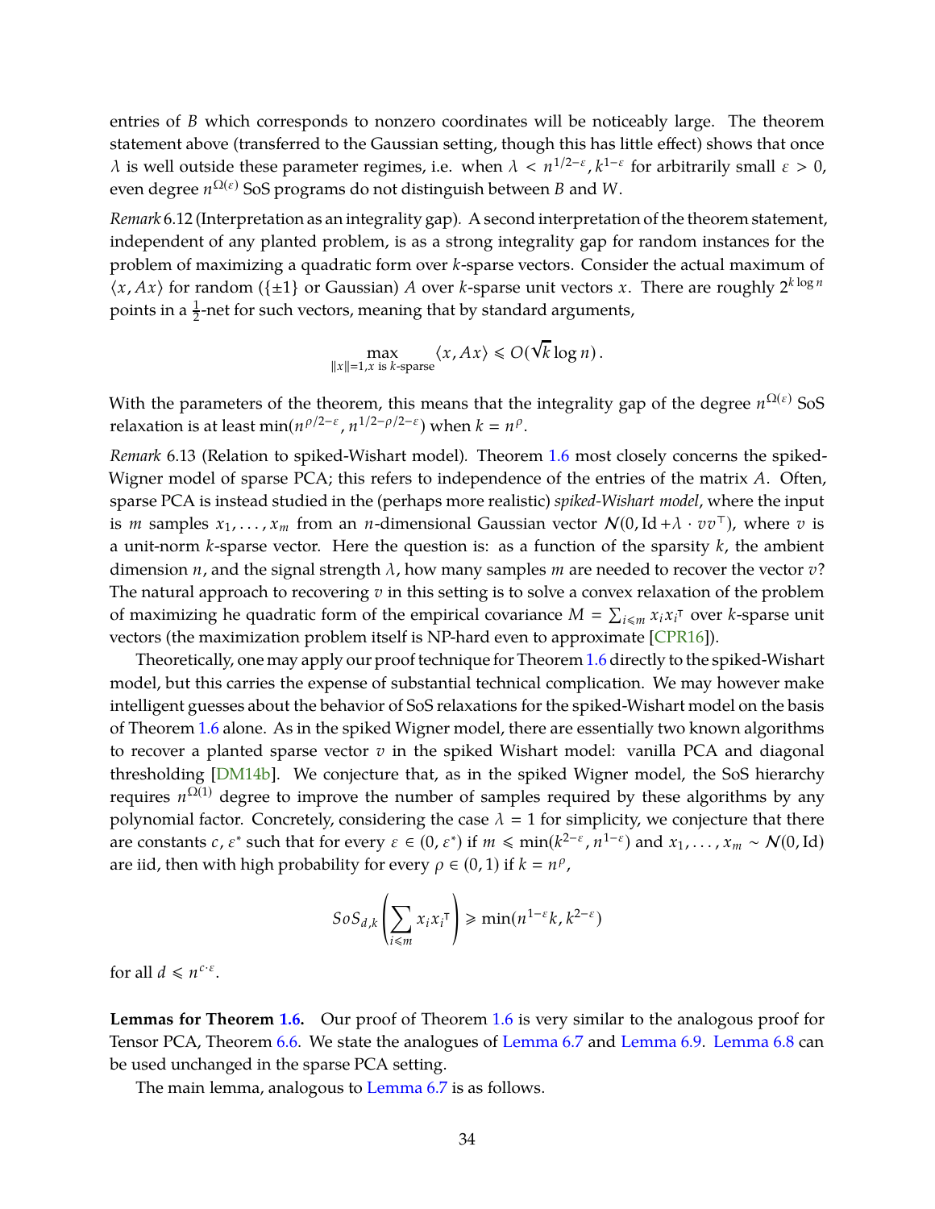entries of $B$ which corresponds to nonzero coordinates will be noticeably large. The theorem statement above (transferred to the Gaussian setting, though this has little effect) shows that once $\lambda$ is well outside these parameter regimes, i.e. when $\lambda < n^{1/2-\varepsilon}, k^{1-\varepsilon}$ for arbitrarily small $\varepsilon > 0$, even degree $n^{\Omega(\varepsilon)}$ SoS programs do not distinguish between $B$ and $W$.

*Remark* 6.12 (Interpretation as an integrality gap). A second interpretation of the theorem statement, independent of any planted problem, is as a strong integrality gap for random instances for the problem of maximizing a quadratic form over $k$-sparse vectors. Consider the actual maximum of $\langle x, Ax \rangle$ for random ($\{\pm 1\}$ or Gaussian) $A$ over $k$-sparse unit vectors $x$. There are roughly $2^{k \log n}$ points in a $\frac{1}{2}$-net for such vectors, meaning that by standard arguments,

$$\max_{\|x\|=1, x \text{ is } k\text{-sparse}} \langle x, Ax \rangle \leqslant O(\sqrt{k} \log n)\,.$$

With the parameters of the theorem, this means that the integrality gap of the degree $n^{\Omega(\varepsilon)}$ SoS relaxation is at least $\min(n^{\rho/2-\varepsilon}, n^{1/2-\rho/2-\varepsilon})$ when $k = n^{\rho}$.

*Remark* 6.13 (Relation to spiked-Wishart model). Theorem 1.6 most closely concerns the spiked-Wigner model of sparse PCA; this refers to independence of the entries of the matrix $A$. Often, sparse PCA is instead studied in the (perhaps more realistic) *spiked-Wishart model*, where the input is $m$ samples $x_1, \ldots, x_m$ from an $n$-dimensional Gaussian vector $\mathcal{N}(0, \mathrm{Id} + \lambda \cdot vv^{\top})$, where $v$ is a unit-norm $k$-sparse vector. Here the question is: as a function of the sparsity $k$, the ambient dimension $n$, and the signal strength $\lambda$, how many samples $m$ are needed to recover the vector $v$? The natural approach to recovering $v$ in this setting is to solve a convex relaxation of the problem of maximizing he quadratic form of the empirical covariance $M = \sum_{i \leqslant m} x_i x_i^{\top}$ over $k$-sparse unit vectors (the maximization problem itself is NP-hard even to approximate [CPR16]).

Theoretically, one may apply our proof technique for Theorem 1.6 directly to the spiked-Wishart model, but this carries the expense of substantial technical complication. We may however make intelligent guesses about the behavior of SoS relaxations for the spiked-Wishart model on the basis of Theorem 1.6 alone. As in the spiked Wigner model, there are essentially two known algorithms to recover a planted sparse vector $v$ in the spiked Wishart model: vanilla PCA and diagonal thresholding [DM14b]. We conjecture that, as in the spiked Wigner model, the SoS hierarchy requires $n^{\Omega(1)}$ degree to improve the number of samples required by these algorithms by any polynomial factor. Concretely, considering the case $\lambda = 1$ for simplicity, we conjecture that there are constants $c, \varepsilon^*$ such that for every $\varepsilon \in (0, \varepsilon^*)$ if $m \leqslant \min(k^{2-\varepsilon}, n^{1-\varepsilon})$ and $x_1, \ldots, x_m \sim \mathcal{N}(0, \mathrm{Id})$ are iid, then with high probability for every $\rho \in (0,1)$ if $k = n^{\rho}$,

$$SoS_{d,k}\left(\sum_{i \leqslant m} x_i x_i^{\top}\right) \geqslant \min(n^{1-\varepsilon} k, k^{2-\varepsilon})$$

for all $d \leqslant n^{c \cdot \varepsilon}$.

**Lemmas for Theorem 1.6.** Our proof of Theorem 1.6 is very similar to the analogous proof for Tensor PCA, Theorem 6.6. We state the analogues of Lemma 6.7 and Lemma 6.9. Lemma 6.8 can be used unchanged in the sparse PCA setting.

The main lemma, analogous to Lemma 6.7 is as follows.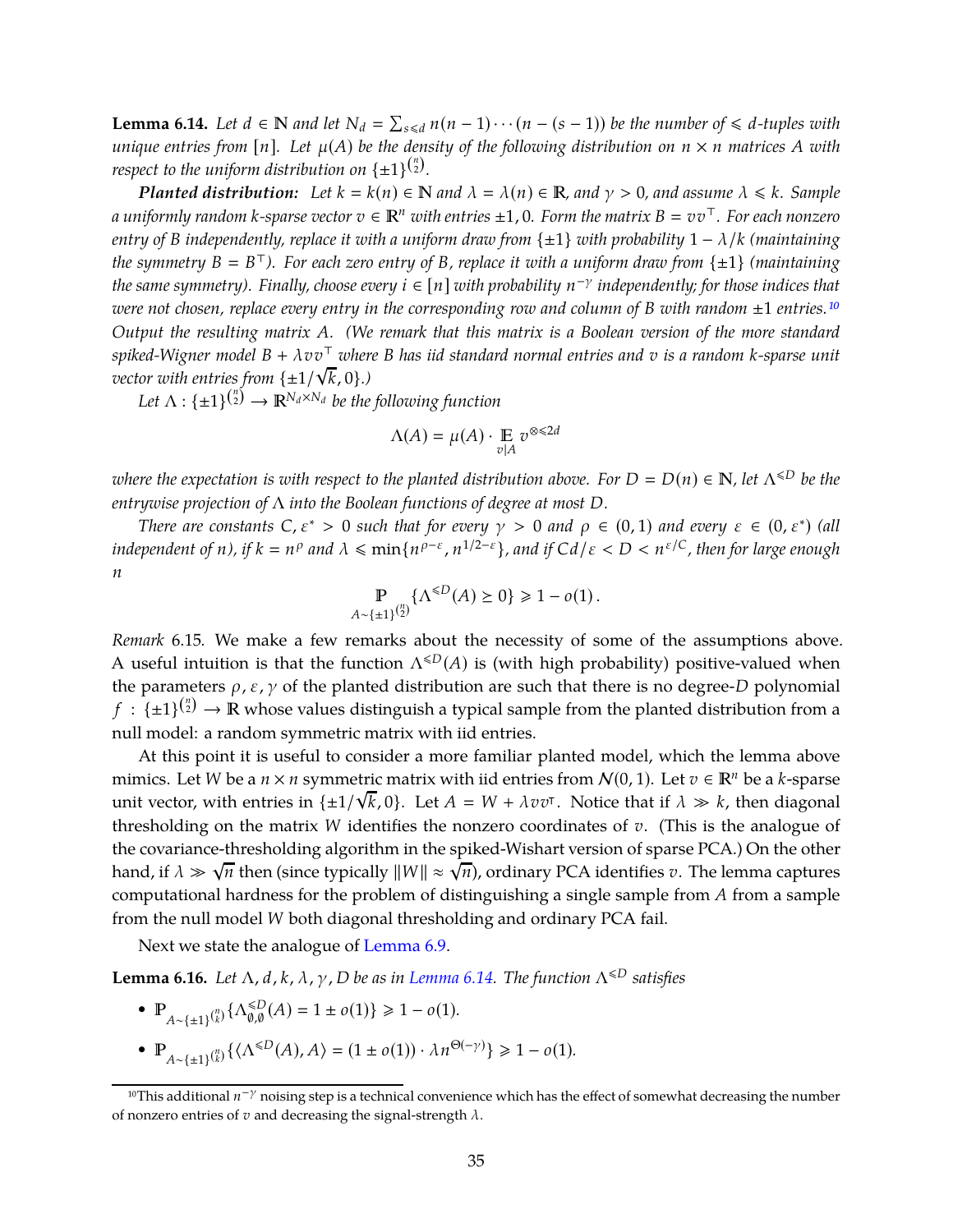**Lemma 6.14.** *Let $d \in \mathbb{N}$ and let $N_d = \sum_{s \leqslant d} n(n-1)\cdots(n-(s-1))$ be the number of $\leqslant d$-tuples with unique entries from $[n]$. Let $\mu(A)$ be the density of the following distribution on $n \times n$ matrices $A$ with respect to the uniform distribution on $\{\pm 1\}^{\binom{n}{2}}$.*

***Planted distribution:*** *Let $k = k(n) \in \mathbb{N}$ and $\lambda = \lambda(n) \in \mathbb{R}$, and $\gamma > 0$, and assume $\lambda \leqslant k$. Sample a uniformly random $k$-sparse vector $v \in \mathbb{R}^n$ with entries $\pm 1, 0$. Form the matrix $B = vv^\top$. For each nonzero entry of $B$ independently, replace it with a uniform draw from $\{\pm 1\}$ with probability $1 - \lambda/k$ (maintaining the symmetry $B = B^\top$). For each zero entry of $B$, replace it with a uniform draw from $\{\pm 1\}$ (maintaining the same symmetry). Finally, choose every $i \in [n]$ with probability $n^{-\gamma}$ independently; for those indices that were not chosen, replace every entry in the corresponding row and column of $B$ with random $\pm 1$ entries.*[10] *Output the resulting matrix $A$. (We remark that this matrix is a Boolean version of the more standard spiked-Wigner model $B + \lambda vv^\top$ where $B$ has iid standard normal entries and $v$ is a random $k$-sparse unit vector with entries from $\{\pm 1/\sqrt{k}, 0\}$.)*

*Let $\Lambda : \{\pm 1\}^{\binom{n}{2}} \to \mathbb{R}^{N_d \times N_d}$ be the following function*

$$\Lambda(A) = \mu(A) \cdot \mathop{\mathbb{E}}_{v|A} v^{\otimes \leqslant 2d}$$

*where the expectation is with respect to the planted distribution above. For $D = D(n) \in \mathbb{N}$, let $\Lambda^{\leqslant D}$ be the entrywise projection of $\Lambda$ into the Boolean functions of degree at most $D$.*

*There are constants $C, \varepsilon^* > 0$ such that for every $\gamma > 0$ and $\rho \in (0,1)$ and every $\varepsilon \in (0, \varepsilon^*)$ (all independent of $n$), if $k = n^\rho$ and $\lambda \leqslant \min\{n^{\rho - \varepsilon}, n^{1/2 - \varepsilon}\}$, and if $Cd/\varepsilon < D < n^{\varepsilon/C}$, then for large enough $n$*

$$\mathop{\mathbb{P}}_{A \sim \{\pm 1\}^{\binom{n}{2}}} \{\Lambda^{\leqslant D}(A) \succeq 0\} \geqslant 1 - o(1)\,.$$

*Remark* 6.15. We make a few remarks about the necessity of some of the assumptions above. A useful intuition is that the function $\Lambda^{\leqslant D}(A)$ is (with high probability) positive-valued when the parameters $\rho, \varepsilon, \gamma$ of the planted distribution are such that there is no degree-$D$ polynomial $f : \{\pm 1\}^{\binom{n}{2}} \to \mathbb{R}$ whose values distinguish a typical sample from the planted distribution from a null model: a random symmetric matrix with iid entries.

At this point it is useful to consider a more familiar planted model, which the lemma above mimics. Let $W$ be a $n \times n$ symmetric matrix with iid entries from $\mathcal{N}(0,1)$. Let $v \in \mathbb{R}^n$ be a $k$-sparse unit vector, with entries in $\{\pm 1/\sqrt{k}, 0\}$. Let $A = W + \lambda vv^\top$. Notice that if $\lambda \gg k$, then diagonal thresholding on the matrix $W$ identifies the nonzero coordinates of $v$. (This is the analogue of the covariance-thresholding algorithm in the spiked-Wishart version of sparse PCA.) On the other hand, if $\lambda \gg \sqrt{n}$ then (since typically $\|W\| \approx \sqrt{n}$), ordinary PCA identifies $v$. The lemma captures computational hardness for the problem of distinguishing a single sample from $A$ from a sample from the null model $W$ both diagonal thresholding and ordinary PCA fail.

Next we state the analogue of Lemma 6.9.

**Lemma 6.16.** *Let $\Lambda, d, k, \lambda, \gamma, D$ be as in Lemma 6.14. The function $\Lambda^{\leqslant D}$ satisfies*

- $\mathbb{P}_{A \sim \{\pm 1\}^{\binom{n}{k}}} \{\Lambda^{\leqslant D}_{\emptyset,\emptyset}(A) = 1 \pm o(1)\} \geqslant 1 - o(1)$.
- $\mathbb{P}_{A \sim \{\pm 1\}^{\binom{n}{k}}} \{\langle \Lambda^{\leqslant D}(A), A\rangle = (1 \pm o(1)) \cdot \lambda n^{\Theta(-\gamma)}\} \geqslant 1 - o(1)$.

[10] This additional $n^{-\gamma}$ noising step is a technical convenience which has the effect of somewhat decreasing the number of nonzero entries of $v$ and decreasing the signal-strength $\lambda$.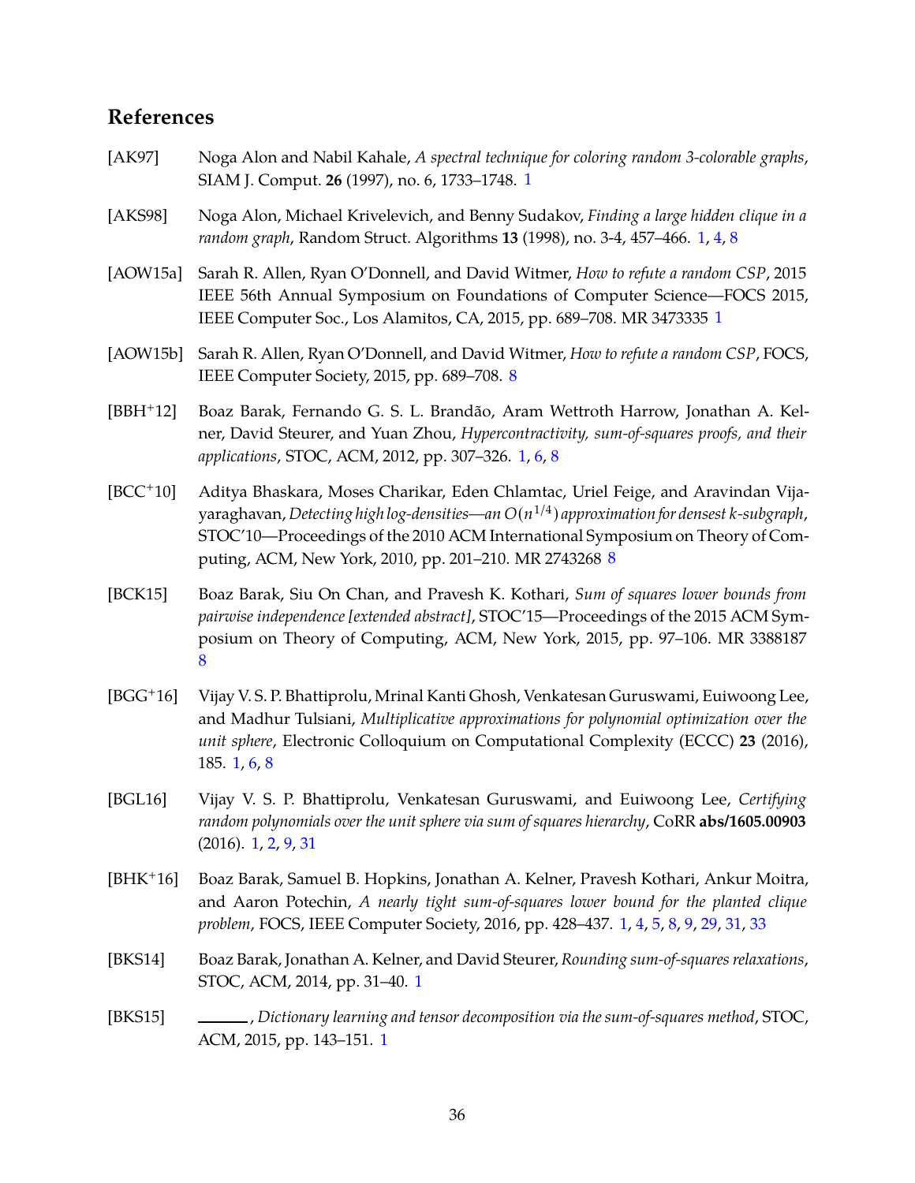## References

[AK97] Noga Alon and Nabil Kahale, *A spectral technique for coloring random 3-colorable graphs*, SIAM J. Comput. **26** (1997), no. 6, 1733–1748. 1

[AKS98] Noga Alon, Michael Krivelevich, and Benny Sudakov, *Finding a large hidden clique in a random graph*, Random Struct. Algorithms **13** (1998), no. 3-4, 457–466. 1, 4, 8

[AOW15a] Sarah R. Allen, Ryan O'Donnell, and David Witmer, *How to refute a random CSP*, 2015 IEEE 56th Annual Symposium on Foundations of Computer Science—FOCS 2015, IEEE Computer Soc., Los Alamitos, CA, 2015, pp. 689–708. MR 3473335 1

[AOW15b] Sarah R. Allen, Ryan O'Donnell, and David Witmer, *How to refute a random CSP*, FOCS, IEEE Computer Society, 2015, pp. 689–708. 8

[BBH+12] Boaz Barak, Fernando G. S. L. Brandão, Aram Wettroth Harrow, Jonathan A. Kelner, David Steurer, and Yuan Zhou, *Hypercontractivity, sum-of-squares proofs, and their applications*, STOC, ACM, 2012, pp. 307–326. 1, 6, 8

[BCC+10] Aditya Bhaskara, Moses Charikar, Eden Chlamtac, Uriel Feige, and Aravindan Vijayaraghavan, *Detecting high log-densities—an $O(n^{1/4})$ approximation for densest $k$-subgraph*, STOC'10—Proceedings of the 2010 ACM International Symposium on Theory of Computing, ACM, New York, 2010, pp. 201–210. MR 2743268 8

[BCK15] Boaz Barak, Siu On Chan, and Pravesh K. Kothari, *Sum of squares lower bounds from pairwise independence [extended abstract]*, STOC'15—Proceedings of the 2015 ACM Symposium on Theory of Computing, ACM, New York, 2015, pp. 97–106. MR 3388187 8

[BGG+16] Vijay V. S. P. Bhattiprolu, Mrinal Kanti Ghosh, Venkatesan Guruswami, Euiwoong Lee, and Madhur Tulsiani, *Multiplicative approximations for polynomial optimization over the unit sphere*, Electronic Colloquium on Computational Complexity (ECCC) **23** (2016), 185. 1, 6, 8

[BGL16] Vijay V. S. P. Bhattiprolu, Venkatesan Guruswami, and Euiwoong Lee, *Certifying random polynomials over the unit sphere via sum of squares hierarchy*, CoRR **abs/1605.00903** (2016). 1, 2, 9, 31

[BHK+16] Boaz Barak, Samuel B. Hopkins, Jonathan A. Kelner, Pravesh Kothari, Ankur Moitra, and Aaron Potechin, *A nearly tight sum-of-squares lower bound for the planted clique problem*, FOCS, IEEE Computer Society, 2016, pp. 428–437. 1, 4, 5, 8, 9, 29, 31, 33

[BKS14] Boaz Barak, Jonathan A. Kelner, and David Steurer, *Rounding sum-of-squares relaxations*, STOC, ACM, 2014, pp. 31–40. 1

[BKS15] ______, *Dictionary learning and tensor decomposition via the sum-of-squares method*, STOC, ACM, 2015, pp. 143–151. 1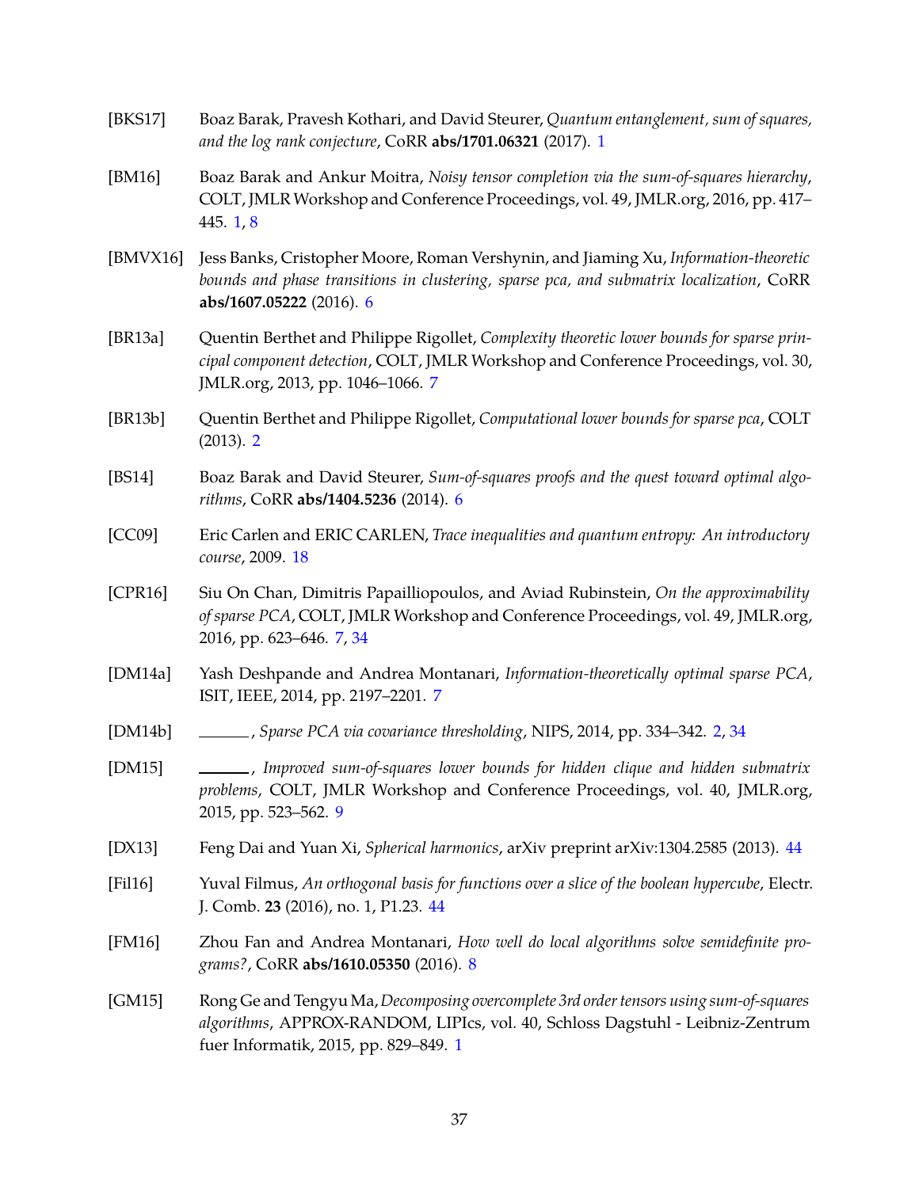[BKS17] Boaz Barak, Pravesh Kothari, and David Steurer, *Quantum entanglement, sum of squares, and the log rank conjecture*, CoRR **abs/1701.06321** (2017). 1

[BM16] Boaz Barak and Ankur Moitra, *Noisy tensor completion via the sum-of-squares hierarchy*, COLT, JMLR Workshop and Conference Proceedings, vol. 49, JMLR.org, 2016, pp. 417–445. 1, 8

[BMVX16] Jess Banks, Cristopher Moore, Roman Vershynin, and Jiaming Xu, *Information-theoretic bounds and phase transitions in clustering, sparse pca, and submatrix localization*, CoRR **abs/1607.05222** (2016). 6

[BR13a] Quentin Berthet and Philippe Rigollet, *Complexity theoretic lower bounds for sparse principal component detection*, COLT, JMLR Workshop and Conference Proceedings, vol. 30, JMLR.org, 2013, pp. 1046–1066. 7

[BR13b] Quentin Berthet and Philippe Rigollet, *Computational lower bounds for sparse pca*, COLT (2013). 2

[BS14] Boaz Barak and David Steurer, *Sum-of-squares proofs and the quest toward optimal algorithms*, CoRR **abs/1404.5236** (2014). 6

[CC09] Eric Carlen and ERIC CARLEN, *Trace inequalities and quantum entropy: An introductory course*, 2009. 18

[CPR16] Siu On Chan, Dimitris Papailliopoulos, and Aviad Rubinstein, *On the approximability of sparse PCA*, COLT, JMLR Workshop and Conference Proceedings, vol. 49, JMLR.org, 2016, pp. 623–646. 7, 34

[DM14a] Yash Deshpande and Andrea Montanari, *Information-theoretically optimal sparse PCA*, ISIT, IEEE, 2014, pp. 2197–2201. 7

[DM14b] ______, *Sparse PCA via covariance thresholding*, NIPS, 2014, pp. 334–342. 2, 34

[DM15] ______, *Improved sum-of-squares lower bounds for hidden clique and hidden submatrix problems*, COLT, JMLR Workshop and Conference Proceedings, vol. 40, JMLR.org, 2015, pp. 523–562. 9

[DX13] Feng Dai and Yuan Xi, *Spherical harmonics*, arXiv preprint arXiv:1304.2585 (2013). 44

[Fil16] Yuval Filmus, *An orthogonal basis for functions over a slice of the boolean hypercube*, Electr. J. Comb. **23** (2016), no. 1, P1.23. 44

[FM16] Zhou Fan and Andrea Montanari, *How well do local algorithms solve semidefinite programs?*, CoRR **abs/1610.05350** (2016). 8

[GM15] Rong Ge and Tengyu Ma, *Decomposing overcomplete 3rd order tensors using sum-of-squares algorithms*, APPROX-RANDOM, LIPIcs, vol. 40, Schloss Dagstuhl - Leibniz-Zentrum fuer Informatik, 2015, pp. 829–849. 1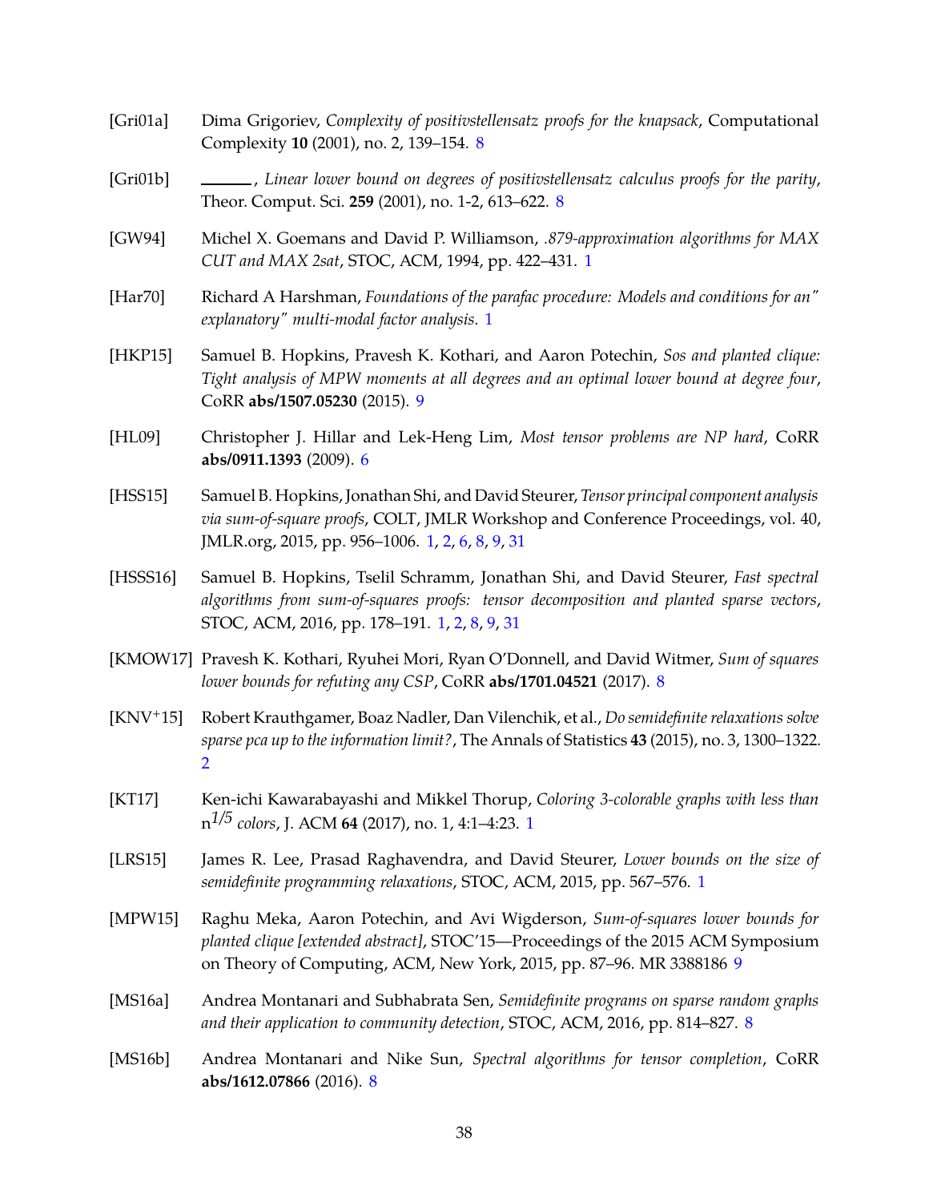[Gri01a] Dima Grigoriev, *Complexity of positivstellensatz proofs for the knapsack*, Computational Complexity **10** (2001), no. 2, 139–154. 8

[Gri01b] ______, *Linear lower bound on degrees of positivstellensatz calculus proofs for the parity*, Theor. Comput. Sci. **259** (2001), no. 1-2, 613–622. 8

[GW94] Michel X. Goemans and David P. Williamson, *.879-approximation algorithms for MAX CUT and MAX 2sat*, STOC, ACM, 1994, pp. 422–431. 1

[Har70] Richard A Harshman, *Foundations of the parafac procedure: Models and conditions for an" explanatory" multi-modal factor analysis*. 1

[HKP15] Samuel B. Hopkins, Pravesh K. Kothari, and Aaron Potechin, *Sos and planted clique: Tight analysis of MPW moments at all degrees and an optimal lower bound at degree four*, CoRR **abs/1507.05230** (2015). 9

[HL09] Christopher J. Hillar and Lek-Heng Lim, *Most tensor problems are NP hard*, CoRR **abs/0911.1393** (2009). 6

[HSS15] Samuel B. Hopkins, Jonathan Shi, and David Steurer, *Tensor principal component analysis via sum-of-square proofs*, COLT, JMLR Workshop and Conference Proceedings, vol. 40, JMLR.org, 2015, pp. 956–1006. 1, 2, 6, 8, 9, 31

[HSSS16] Samuel B. Hopkins, Tselil Schramm, Jonathan Shi, and David Steurer, *Fast spectral algorithms from sum-of-squares proofs: tensor decomposition and planted sparse vectors*, STOC, ACM, 2016, pp. 178–191. 1, 2, 8, 9, 31

[KMOW17] Pravesh K. Kothari, Ryuhei Mori, Ryan O'Donnell, and David Witmer, *Sum of squares lower bounds for refuting any CSP*, CoRR **abs/1701.04521** (2017). 8

[KNV+15] Robert Krauthgamer, Boaz Nadler, Dan Vilenchik, et al., *Do semidefinite relaxations solve sparse pca up to the information limit?*, The Annals of Statistics **43** (2015), no. 3, 1300–1322. 2

[KT17] Ken-ichi Kawarabayashi and Mikkel Thorup, *Coloring 3-colorable graphs with less than $n^{1/5}$ colors*, J. ACM **64** (2017), no. 1, 4:1–4:23. 1

[LRS15] James R. Lee, Prasad Raghavendra, and David Steurer, *Lower bounds on the size of semidefinite programming relaxations*, STOC, ACM, 2015, pp. 567–576. 1

[MPW15] Raghu Meka, Aaron Potechin, and Avi Wigderson, *Sum-of-squares lower bounds for planted clique [extended abstract]*, STOC'15—Proceedings of the 2015 ACM Symposium on Theory of Computing, ACM, New York, 2015, pp. 87–96. MR 3388186 9

[MS16a] Andrea Montanari and Subhabrata Sen, *Semidefinite programs on sparse random graphs and their application to community detection*, STOC, ACM, 2016, pp. 814–827. 8

[MS16b] Andrea Montanari and Nike Sun, *Spectral algorithms for tensor completion*, CoRR **abs/1612.07866** (2016). 8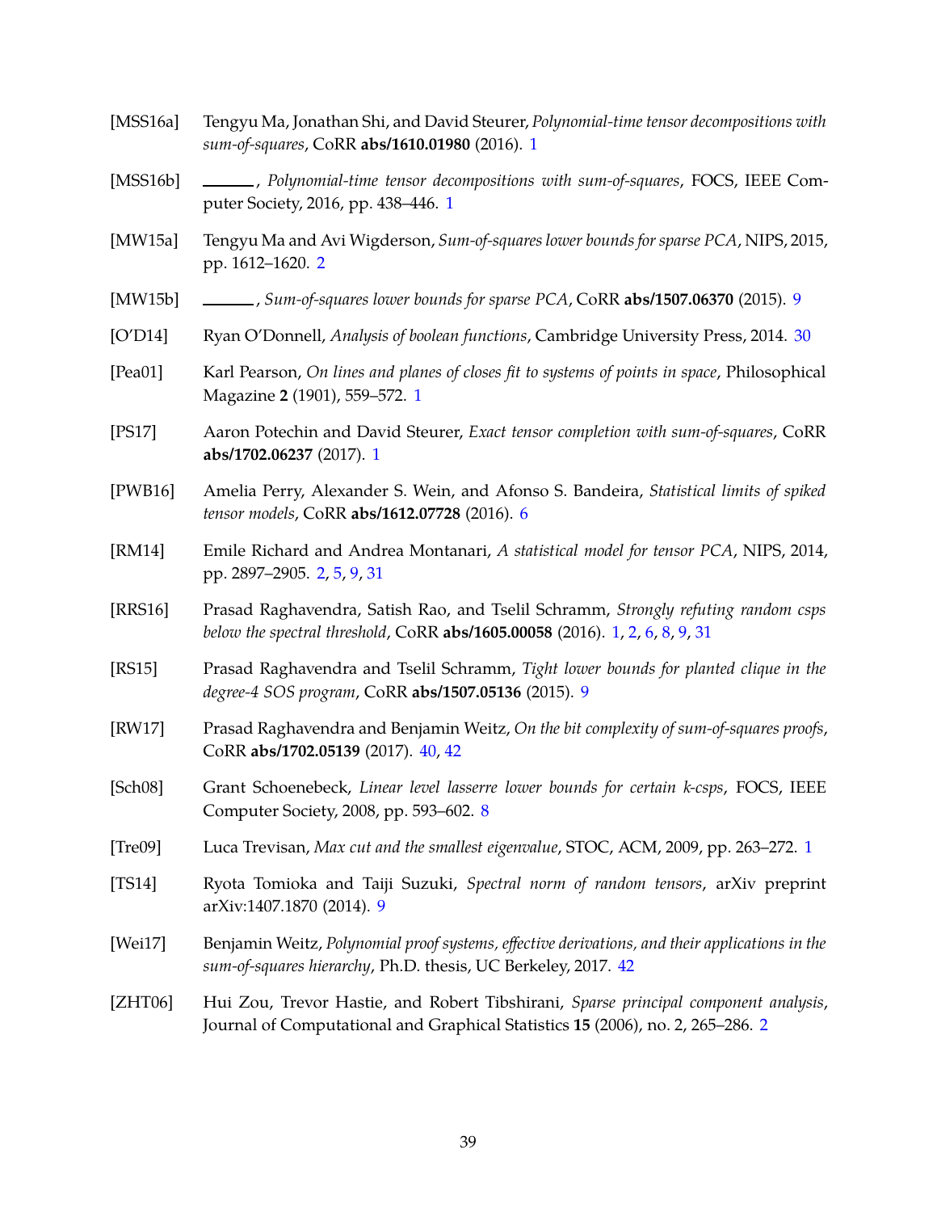[MSS16a] Tengyu Ma, Jonathan Shi, and David Steurer, *Polynomial-time tensor decompositions with sum-of-squares*, CoRR **abs/1610.01980** (2016). 1

[MSS16b] ______, *Polynomial-time tensor decompositions with sum-of-squares*, FOCS, IEEE Computer Society, 2016, pp. 438–446. 1

[MW15a] Tengyu Ma and Avi Wigderson, *Sum-of-squares lower bounds for sparse PCA*, NIPS, 2015, pp. 1612–1620. 2

[MW15b] ______, *Sum-of-squares lower bounds for sparse PCA*, CoRR **abs/1507.06370** (2015). 9

[O'D14] Ryan O'Donnell, *Analysis of boolean functions*, Cambridge University Press, 2014. 30

[Pea01] Karl Pearson, *On lines and planes of closes fit to systems of points in space*, Philosophical Magazine **2** (1901), 559–572. 1

[PS17] Aaron Potechin and David Steurer, *Exact tensor completion with sum-of-squares*, CoRR **abs/1702.06237** (2017). 1

[PWB16] Amelia Perry, Alexander S. Wein, and Afonso S. Bandeira, *Statistical limits of spiked tensor models*, CoRR **abs/1612.07728** (2016). 6

[RM14] Emile Richard and Andrea Montanari, *A statistical model for tensor PCA*, NIPS, 2014, pp. 2897–2905. 2, 5, 9, 31

[RRS16] Prasad Raghavendra, Satish Rao, and Tselil Schramm, *Strongly refuting random csps below the spectral threshold*, CoRR **abs/1605.00058** (2016). 1, 2, 6, 8, 9, 31

[RS15] Prasad Raghavendra and Tselil Schramm, *Tight lower bounds for planted clique in the degree-4 SOS program*, CoRR **abs/1507.05136** (2015). 9

[RW17] Prasad Raghavendra and Benjamin Weitz, *On the bit complexity of sum-of-squares proofs*, CoRR **abs/1702.05139** (2017). 40, 42

[Sch08] Grant Schoenebeck, *Linear level lasserre lower bounds for certain k-csps*, FOCS, IEEE Computer Society, 2008, pp. 593–602. 8

[Tre09] Luca Trevisan, *Max cut and the smallest eigenvalue*, STOC, ACM, 2009, pp. 263–272. 1

[TS14] Ryota Tomioka and Taiji Suzuki, *Spectral norm of random tensors*, arXiv preprint arXiv:1407.1870 (2014). 9

[Wei17] Benjamin Weitz, *Polynomial proof systems, effective derivations, and their applications in the sum-of-squares hierarchy*, Ph.D. thesis, UC Berkeley, 2017. 42

[ZHT06] Hui Zou, Trevor Hastie, and Robert Tibshirani, *Sparse principal component analysis*, Journal of Computational and Graphical Statistics **15** (2006), no. 2, 265–286. 2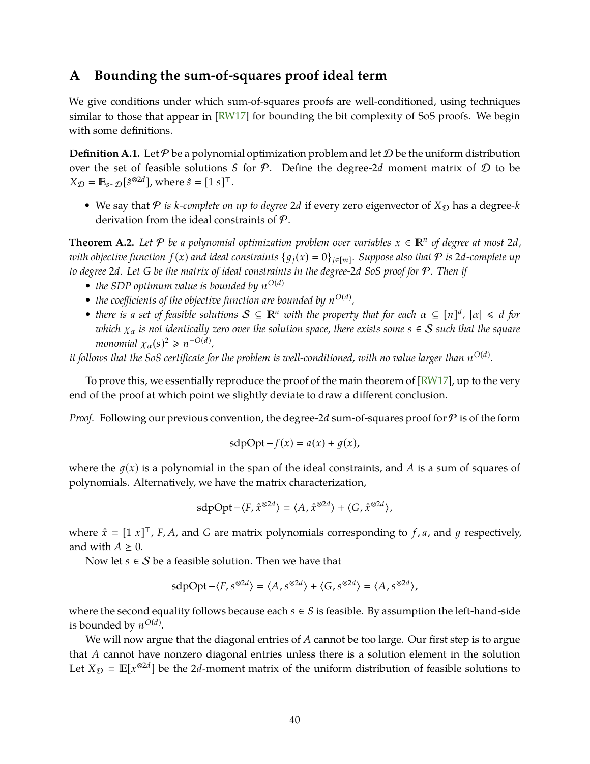# A Bounding the sum-of-squares proof ideal term

We give conditions under which sum-of-squares proofs are well-conditioned, using techniques similar to those that appear in [RW17] for bounding the bit complexity of SoS proofs. We begin with some definitions.

**Definition A.1.** Let $\mathcal{P}$ be a polynomial optimization problem and let $\mathcal{D}$ be the uniform distribution over the set of feasible solutions $S$ for $\mathcal{P}$. Define the degree-$2d$ moment matrix of $\mathcal{D}$ to be $X_{\mathcal{D}} = \mathbb{E}_{s \sim \mathcal{D}}[\hat{s}^{\otimes 2d}]$, where $\hat{s} = [1\ s]^\top$.

- We say that $\mathcal{P}$ *is $k$-complete on up to degree* $2d$ if every zero eigenvector of $X_{\mathcal{D}}$ has a degree-$k$ derivation from the ideal constraints of $\mathcal{P}$.

**Theorem A.2.** *Let $\mathcal{P}$ be a polynomial optimization problem over variables $x \in \mathbb{R}^n$ of degree at most $2d$, with objective function $f(x)$ and ideal constraints $\{g_j(x) = 0\}_{j \in [m]}$. Suppose also that $\mathcal{P}$ is $2d$-complete up to degree $2d$. Let $G$ be the matrix of ideal constraints in the degree-$2d$ SoS proof for $\mathcal{P}$. Then if*

- *the SDP optimum value is bounded by $n^{O(d)}$*
- *the coefficients of the objective function are bounded by $n^{O(d)}$,*
- *there is a set of feasible solutions $\mathcal{S} \subseteq \mathbb{R}^n$ with the property that for each $\alpha \subseteq [n]^d$, $|\alpha| \leqslant d$ for which $\chi_\alpha$ is not identically zero over the solution space, there exists some $s \in \mathcal{S}$ such that the square monomial $\chi_\alpha(s)^2 \geqslant n^{-O(d)}$,*

*it follows that the SoS certificate for the problem is well-conditioned, with no value larger than $n^{O(d)}$.*

To prove this, we essentially reproduce the proof of the main theorem of [RW17], up to the very end of the proof at which point we slightly deviate to draw a different conclusion.

*Proof.* Following our previous convention, the degree-$2d$ sum-of-squares proof for $\mathcal{P}$ is of the form

$$\text{sdpOpt} - f(x) = a(x) + g(x),$$

where the $g(x)$ is a polynomial in the span of the ideal constraints, and $A$ is a sum of squares of polynomials. Alternatively, we have the matrix characterization,

$$\text{sdpOpt} - \langle F, \hat{x}^{\otimes 2d} \rangle = \langle A, \hat{x}^{\otimes 2d} \rangle + \langle G, \hat{x}^{\otimes 2d} \rangle,$$

where $\hat{x} = [1\ x]^\top$, $F, A$, and $G$ are matrix polynomials corresponding to $f, a$, and $g$ respectively, and with $A \succeq 0$.

Now let $s \in \mathcal{S}$ be a feasible solution. Then we have that

$$\text{sdpOpt} - \langle F, s^{\otimes 2d} \rangle = \langle A, s^{\otimes 2d} \rangle + \langle G, s^{\otimes 2d} \rangle = \langle A, s^{\otimes 2d} \rangle,$$

where the second equality follows because each $s \in S$ is feasible. By assumption the left-hand-side is bounded by $n^{O(d)}$.

We will now argue that the diagonal entries of $A$ cannot be too large. Our first step is to argue that $A$ cannot have nonzero diagonal entries unless there is a solution element in the solution Let $X_{\mathcal{D}} = \mathbb{E}[x^{\otimes 2d}]$ be the $2d$-moment matrix of the uniform distribution of feasible solutions to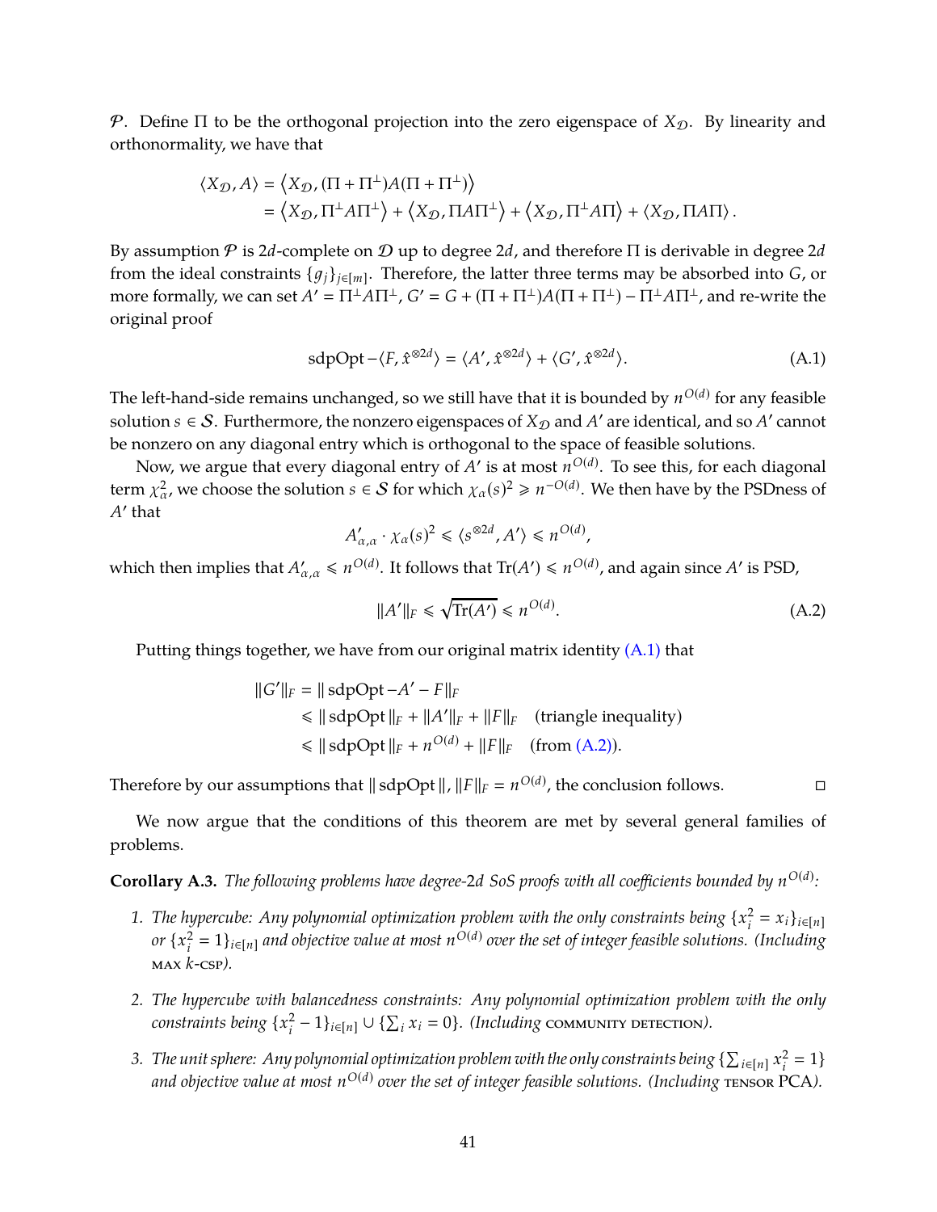$\mathcal{P}$. Define $\Pi$ to be the orthogonal projection into the zero eigenspace of $X_{\mathcal{D}}$. By linearity and orthonormality, we have that

$$
\begin{aligned}
\langle X_{\mathcal{D}}, A\rangle &= \left\langle X_{\mathcal{D}}, (\Pi + \Pi^{\perp})A(\Pi + \Pi^{\perp})\right\rangle \\
&= \left\langle X_{\mathcal{D}}, \Pi^{\perp}A\Pi^{\perp}\right\rangle + \left\langle X_{\mathcal{D}}, \Pi A\Pi^{\perp}\right\rangle + \left\langle X_{\mathcal{D}}, \Pi^{\perp}A\Pi\right\rangle + \langle X_{\mathcal{D}}, \Pi A\Pi\rangle .
\end{aligned}
$$

By assumption $\mathcal{P}$ is $2d$-complete on $\mathcal{D}$ up to degree $2d$, and therefore $\Pi$ is derivable in degree $2d$ from the ideal constraints $\{g_j\}_{j\in[m]}$. Therefore, the latter three terms may be absorbed into $G$, or more formally, we can set $A' = \Pi^{\perp}A\Pi^{\perp}$, $G' = G + (\Pi + \Pi^{\perp})A(\Pi + \Pi^{\perp}) - \Pi^{\perp}A\Pi^{\perp}$, and re-write the original proof

$$
\operatorname{sdpOpt} - \langle F, \hat{x}^{\otimes 2d}\rangle = \langle A', \hat{x}^{\otimes 2d}\rangle + \langle G', \hat{x}^{\otimes 2d}\rangle. \tag{A.1}
$$

The left-hand-side remains unchanged, so we still have that it is bounded by $n^{O(d)}$ for any feasible solution $s \in \mathcal{S}$. Furthermore, the nonzero eigenspaces of $X_{\mathcal{D}}$ and $A'$ are identical, and so $A'$ cannot be nonzero on any diagonal entry which is orthogonal to the space of feasible solutions.

Now, we argue that every diagonal entry of $A'$ is at most $n^{O(d)}$. To see this, for each diagonal term $\chi_\alpha^2$, we choose the solution $s \in \mathcal{S}$ for which $\chi_\alpha(s)^2 \geqslant n^{-O(d)}$. We then have by the PSDness of $A'$ that

$$
A'_{\alpha,\alpha} \cdot \chi_\alpha(s)^2 \leqslant \langle s^{\otimes 2d}, A'\rangle \leqslant n^{O(d)},
$$

which then implies that $A'_{\alpha,\alpha} \leqslant n^{O(d)}$. It follows that $\operatorname{Tr}(A') \leqslant n^{O(d)}$, and again since $A'$ is PSD,

$$
\|A'\|_F \leqslant \sqrt{\operatorname{Tr}(A')} \leqslant n^{O(d)}. \tag{A.2}
$$

Putting things together, we have from our original matrix identity (A.1) that

$$
\begin{aligned}
\|G'\|_F &= \|\operatorname{sdpOpt} - A' - F\|_F \\
&\leqslant \|\operatorname{sdpOpt}\|_F + \|A'\|_F + \|F\|_F \quad \text{(triangle inequality)} \\
&\leqslant \|\operatorname{sdpOpt}\|_F + n^{O(d)} + \|F\|_F \quad \text{(from (A.2))}.
\end{aligned}
$$

Therefore by our assumptions that $\|\operatorname{sdpOpt}\|, \|F\|_F = n^{O(d)}$, the conclusion follows. □

We now argue that the conditions of this theorem are met by several general families of problems.

**Corollary A.3.** *The following problems have degree-$2d$ SoS proofs with all coefficients bounded by $n^{O(d)}$:*

1. *The hypercube: Any polynomial optimization problem with the only constraints being $\{x_i^2 = x_i\}_{i\in[n]}$ or $\{x_i^2 = 1\}_{i\in[n]}$ and objective value at most $n^{O(d)}$ over the set of integer feasible solutions. (Including* max $k$-csp*).*
2. *The hypercube with balancedness constraints: Any polynomial optimization problem with the only constraints being $\{x_i^2 - 1\}_{i\in[n]} \cup \{\sum_i x_i = 0\}$. (Including* community detection*).*
3. *The unit sphere: Any polynomial optimization problem with the only constraints being $\{\sum_{i\in[n]} x_i^2 = 1\}$ and objective value at most $n^{O(d)}$ over the set of integer feasible solutions. (Including* tensor PCA*).*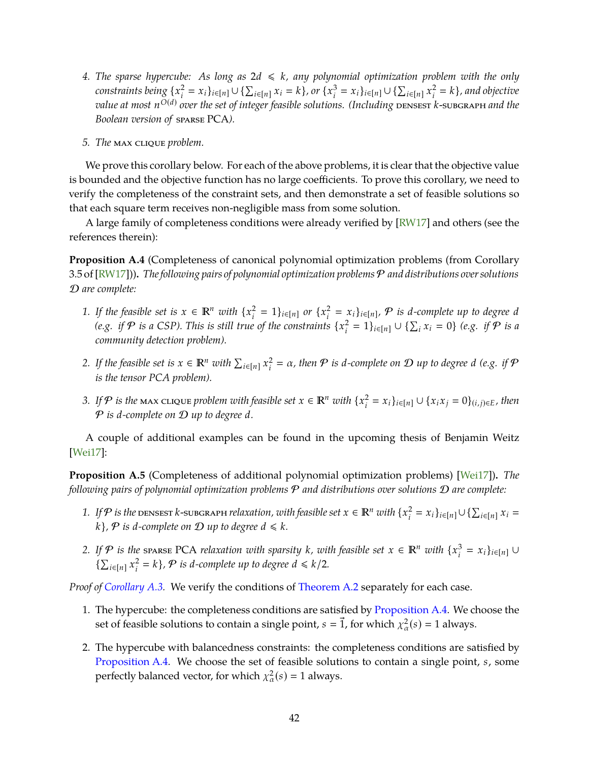4. *The sparse hypercube: As long as $2d \leqslant k$, any polynomial optimization problem with the only constraints being $\{x_i^2 = x_i\}_{i\in[n]} \cup \{\sum_{i\in[n]} x_i = k\}$, or $\{x_i^3 = x_i\}_{i\in[n]} \cup \{\sum_{i\in[n]} x_i^2 = k\}$, and objective value at most $n^{O(d)}$ over the set of integer feasible solutions. (Including* DENSEST *k*-SUBGRAPH *and the Boolean version of* SPARSE PCA*).*

5. *The* MAX CLIQUE *problem.*

We prove this corollary below. For each of the above problems, it is clear that the objective value is bounded and the objective function has no large coefficients. To prove this corollary, we need to verify the completeness of the constraint sets, and then demonstrate a set of feasible solutions so that each square term receives non-negligible mass from some solution.

A large family of completeness conditions were already verified by [RW17] and others (see the references therein):

**Proposition A.4** (Completeness of canonical polynomial optimization problems (from Corollary 3.5 of [RW17]))**.** *The following pairs of polynomial optimization problems $\mathcal{P}$ and distributions over solutions $\mathcal{D}$ are complete:*

1. *If the feasible set is $x \in \mathbb{R}^n$ with $\{x_i^2 = 1\}_{i\in[n]}$ or $\{x_i^2 = x_i\}_{i\in[n]}$, $\mathcal{P}$ is d-complete up to degree d (e.g. if $\mathcal{P}$ is a CSP). This is still true of the constraints $\{x_i^2 = 1\}_{i\in[n]} \cup \{\sum_i x_i = 0\}$ (e.g. if $\mathcal{P}$ is a community detection problem).*

2. *If the feasible set is $x \in \mathbb{R}^n$ with $\sum_{i\in[n]} x_i^2 = \alpha$, then $\mathcal{P}$ is d-complete on $\mathcal{D}$ up to degree d (e.g. if $\mathcal{P}$ is the tensor PCA problem).*

3. *If $\mathcal{P}$ is the* MAX CLIQUE *problem with feasible set $x \in \mathbb{R}^n$ with $\{x_i^2 = x_i\}_{i\in[n]} \cup \{x_i x_j = 0\}_{(i,j)\in E}$, then $\mathcal{P}$ is d-complete on $\mathcal{D}$ up to degree d.*

A couple of additional examples can be found in the upcoming thesis of Benjamin Weitz [Wei17]:

**Proposition A.5** (Completeness of additional polynomial optimization problems) [Wei17]**.** *The following pairs of polynomial optimization problems $\mathcal{P}$ and distributions over solutions $\mathcal{D}$ are complete:*

1. *If $\mathcal{P}$ is the* DENSEST *k*-SUBGRAPH *relaxation, with feasible set $x \in \mathbb{R}^n$ with $\{x_i^2 = x_i\}_{i\in[n]} \cup \{\sum_{i\in[n]} x_i = k\}$, $\mathcal{P}$ is d-complete on $\mathcal{D}$ up to degree $d \leqslant k$.*

2. *If $\mathcal{P}$ is the* SPARSE PCA *relaxation with sparsity k, with feasible set $x \in \mathbb{R}^n$ with $\{x_i^3 = x_i\}_{i\in[n]} \cup \{\sum_{i\in[n]} x_i^2 = k\}$, $\mathcal{P}$ is d-complete up to degree $d \leqslant k/2$.*

*Proof of Corollary A.3.* We verify the conditions of Theorem A.2 separately for each case.

1. The hypercube: the completeness conditions are satisfied by Proposition A.4. We choose the set of feasible solutions to contain a single point, $s = \vec{1}$, for which $\chi_\alpha^2(s) = 1$ always.

2. The hypercube with balancedness constraints: the completeness conditions are satisfied by Proposition A.4. We choose the set of feasible solutions to contain a single point, $s$, some perfectly balanced vector, for which $\chi_\alpha^2(s) = 1$ always.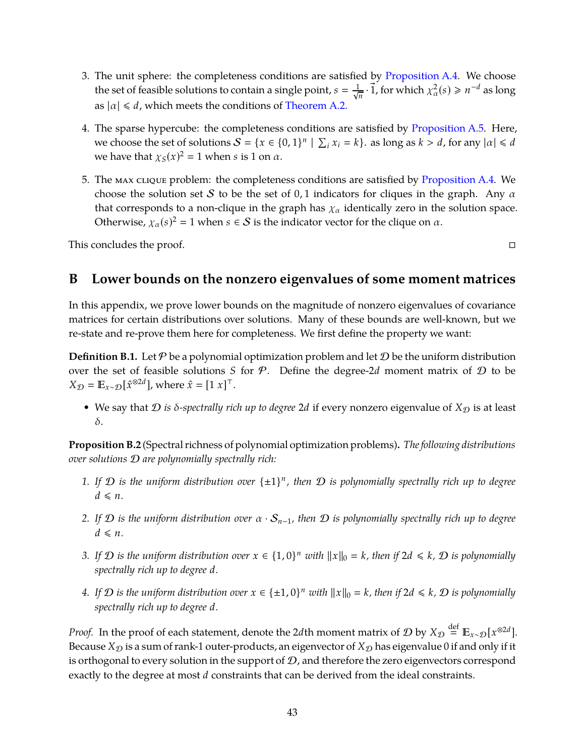3. The unit sphere: the completeness conditions are satisfied by Proposition A.4. We choose the set of feasible solutions to contain a single point, $s = \frac{1}{\sqrt{n}} \cdot \vec{1}$, for which $\chi_\alpha^2(s) \geqslant n^{-d}$ as long as $|\alpha| \leqslant d$, which meets the conditions of Theorem A.2.

4. The sparse hypercube: the completeness conditions are satisfied by Proposition A.5. Here, we choose the set of solutions $\mathcal{S} = \{x \in \{0,1\}^n \mid \sum_i x_i = k\}$. as long as $k > d$, for any $|\alpha| \leqslant d$ we have that $\chi_S(x)^2 = 1$ when $s$ is 1 on $\alpha$.

5. The MAX CLIQUE problem: the completeness conditions are satisfied by Proposition A.4. We choose the solution set $\mathcal{S}$ to be the set of 0, 1 indicators for cliques in the graph. Any $\alpha$ that corresponds to a non-clique in the graph has $\chi_\alpha$ identically zero in the solution space. Otherwise, $\chi_\alpha(s)^2 = 1$ when $s \in \mathcal{S}$ is the indicator vector for the clique on $\alpha$.

This concludes the proof. □

# B Lower bounds on the nonzero eigenvalues of some moment matrices

In this appendix, we prove lower bounds on the magnitude of nonzero eigenvalues of covariance matrices for certain distributions over solutions. Many of these bounds are well-known, but we re-state and re-prove them here for completeness. We first define the property we want:

**Definition B.1.** Let $\mathcal{P}$ be a polynomial optimization problem and let $\mathcal{D}$ be the uniform distribution over the set of feasible solutions $S$ for $\mathcal{P}$. Define the degree-$2d$ moment matrix of $\mathcal{D}$ to be $X_\mathcal{D} = \mathbb{E}_{x\sim\mathcal{D}}[\hat{x}^{\otimes 2d}]$, where $\hat{x} = [1\ x]^\top$.

- We say that $\mathcal{D}$ *is $\delta$-spectrally rich up to degree* $2d$ if every nonzero eigenvalue of $X_\mathcal{D}$ is at least $\delta$.

**Proposition B.2** (Spectral richness of polynomial optimization problems)**.** *The following distributions over solutions $\mathcal{D}$ are polynomially spectrally rich:*

1. *If $\mathcal{D}$ is the uniform distribution over $\{\pm 1\}^n$, then $\mathcal{D}$ is polynomially spectrally rich up to degree $d \leqslant n$.*

2. *If $\mathcal{D}$ is the uniform distribution over $\alpha \cdot \mathcal{S}_{n-1}$, then $\mathcal{D}$ is polynomially spectrally rich up to degree $d \leqslant n$.*

3. *If $\mathcal{D}$ is the uniform distribution over $x \in \{1,0\}^n$ with $\|x\|_0 = k$, then if $2d \leqslant k$, $\mathcal{D}$ is polynomially spectrally rich up to degree $d$.*

4. *If $\mathcal{D}$ is the uniform distribution over $x \in \{\pm 1, 0\}^n$ with $\|x\|_0 = k$, then if $2d \leqslant k$, $\mathcal{D}$ is polynomially spectrally rich up to degree $d$.*

*Proof.* In the proof of each statement, denote the $2d$th moment matrix of $\mathcal{D}$ by $X_\mathcal{D} \stackrel{\text{def}}{=} \mathbb{E}_{x\sim\mathcal{D}}[x^{\otimes 2d}]$. Because $X_\mathcal{D}$ is a sum of rank-1 outer-products, an eigenvector of $X_\mathcal{D}$ has eigenvalue 0 if and only if it is orthogonal to every solution in the support of $\mathcal{D}$, and therefore the zero eigenvectors correspond exactly to the degree at most $d$ constraints that can be derived from the ideal constraints.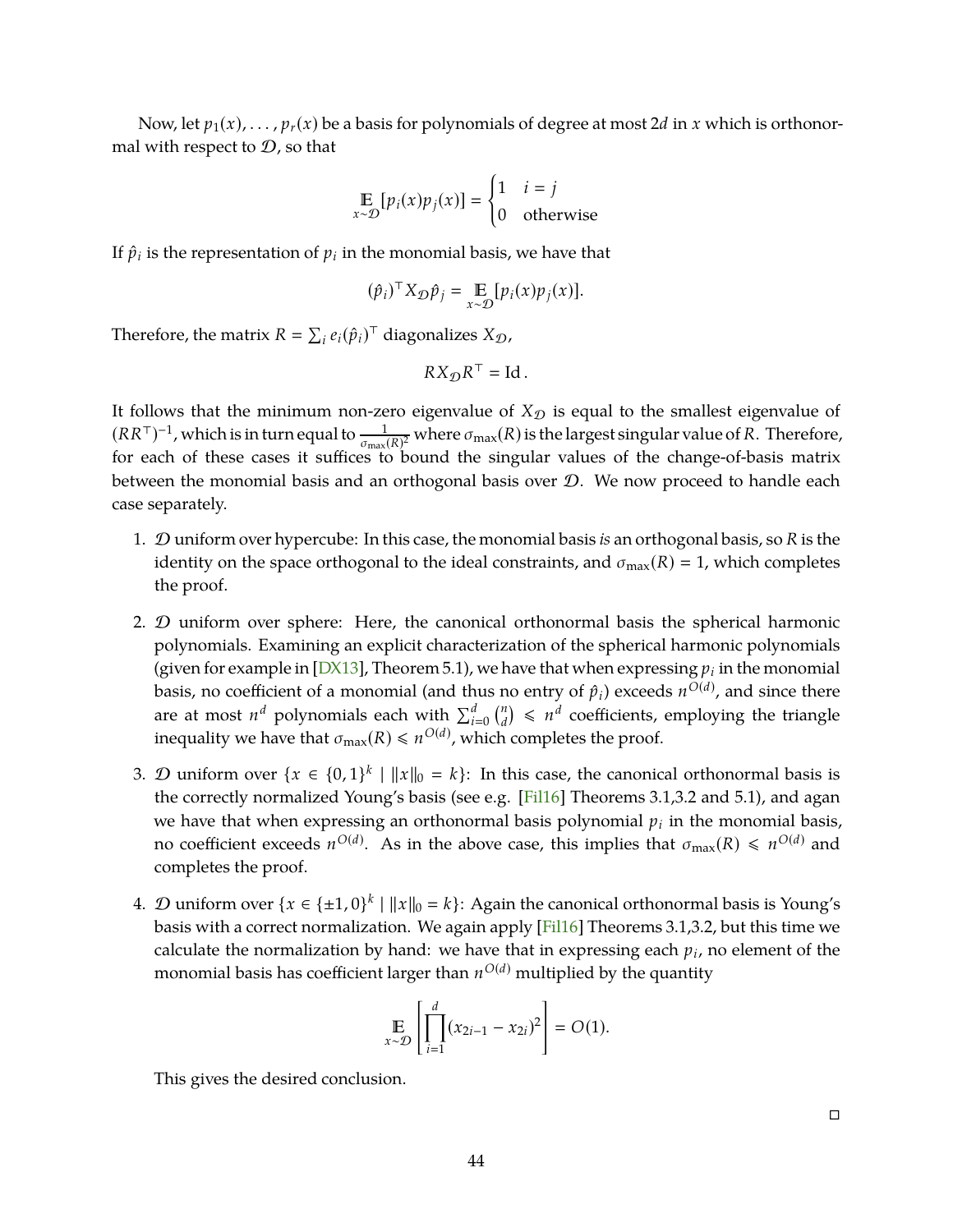Now, let $p_1(x), \ldots, p_r(x)$ be a basis for polynomials of degree at most $2d$ in $x$ which is orthonormal with respect to $\mathcal{D}$, so that

$$\mathop{\mathbb{E}}_{x\sim\mathcal{D}}[p_i(x)p_j(x)] = \begin{cases} 1 & i = j \\ 0 & \text{otherwise} \end{cases}$$

If $\hat{p}_i$ is the representation of $p_i$ in the monomial basis, we have that

$$(\hat{p}_i)^\top X_{\mathcal{D}} \hat{p}_j = \mathop{\mathbb{E}}_{x\sim\mathcal{D}}[p_i(x)p_j(x)].$$

Therefore, the matrix $R = \sum_i e_i(\hat{p}_i)^\top$ diagonalizes $X_{\mathcal{D}}$,

$$R X_{\mathcal{D}} R^\top = \mathrm{Id}\,.$$

It follows that the minimum non-zero eigenvalue of $X_{\mathcal{D}}$ is equal to the smallest eigenvalue of $(RR^\top)^{-1}$, which is in turn equal to $\frac{1}{\sigma_{\max}(R)^2}$ where $\sigma_{\max}(R)$ is the largest singular value of $R$. Therefore, for each of these cases it suffices to bound the singular values of the change-of-basis matrix between the monomial basis and an orthogonal basis over $\mathcal{D}$. We now proceed to handle each case separately.

1. $\mathcal{D}$ uniform over hypercube: In this case, the monomial basis *is* an orthogonal basis, so $R$ is the identity on the space orthogonal to the ideal constraints, and $\sigma_{\max}(R) = 1$, which completes the proof.

2. $\mathcal{D}$ uniform over sphere: Here, the canonical orthonormal basis the spherical harmonic polynomials. Examining an explicit characterization of the spherical harmonic polynomials (given for example in [DX13], Theorem 5.1), we have that when expressing $p_i$ in the monomial basis, no coefficient of a monomial (and thus no entry of $\hat{p}_i$) exceeds $n^{O(d)}$, and since there are at most $n^d$ polynomials each with $\sum_{i=0}^{d} \binom{n}{d} \leqslant n^d$ coefficients, employing the triangle inequality we have that $\sigma_{\max}(R) \leqslant n^{O(d)}$, which completes the proof.

3. $\mathcal{D}$ uniform over $\{x \in \{0,1\}^k \mid \|x\|_0 = k\}$: In this case, the canonical orthonormal basis is the correctly normalized Young's basis (see e.g. [Fil16] Theorems 3.1,3.2 and 5.1), and agan we have that when expressing an orthonormal basis polynomial $p_i$ in the monomial basis, no coefficient exceeds $n^{O(d)}$. As in the above case, this implies that $\sigma_{\max}(R) \leqslant n^{O(d)}$ and completes the proof.

4. $\mathcal{D}$ uniform over $\{x \in \{\pm 1, 0\}^k \mid \|x\|_0 = k\}$: Again the canonical orthonormal basis is Young's basis with a correct normalization. We again apply [Fil16] Theorems 3.1,3.2, but this time we calculate the normalization by hand: we have that in expressing each $p_i$, no element of the monomial basis has coefficient larger than $n^{O(d)}$ multiplied by the quantity

$$\mathop{\mathbb{E}}_{x\sim\mathcal{D}}\left[\prod_{i=1}^{d}(x_{2i-1} - x_{2i})^2\right] = O(1).$$

   This gives the desired conclusion.

□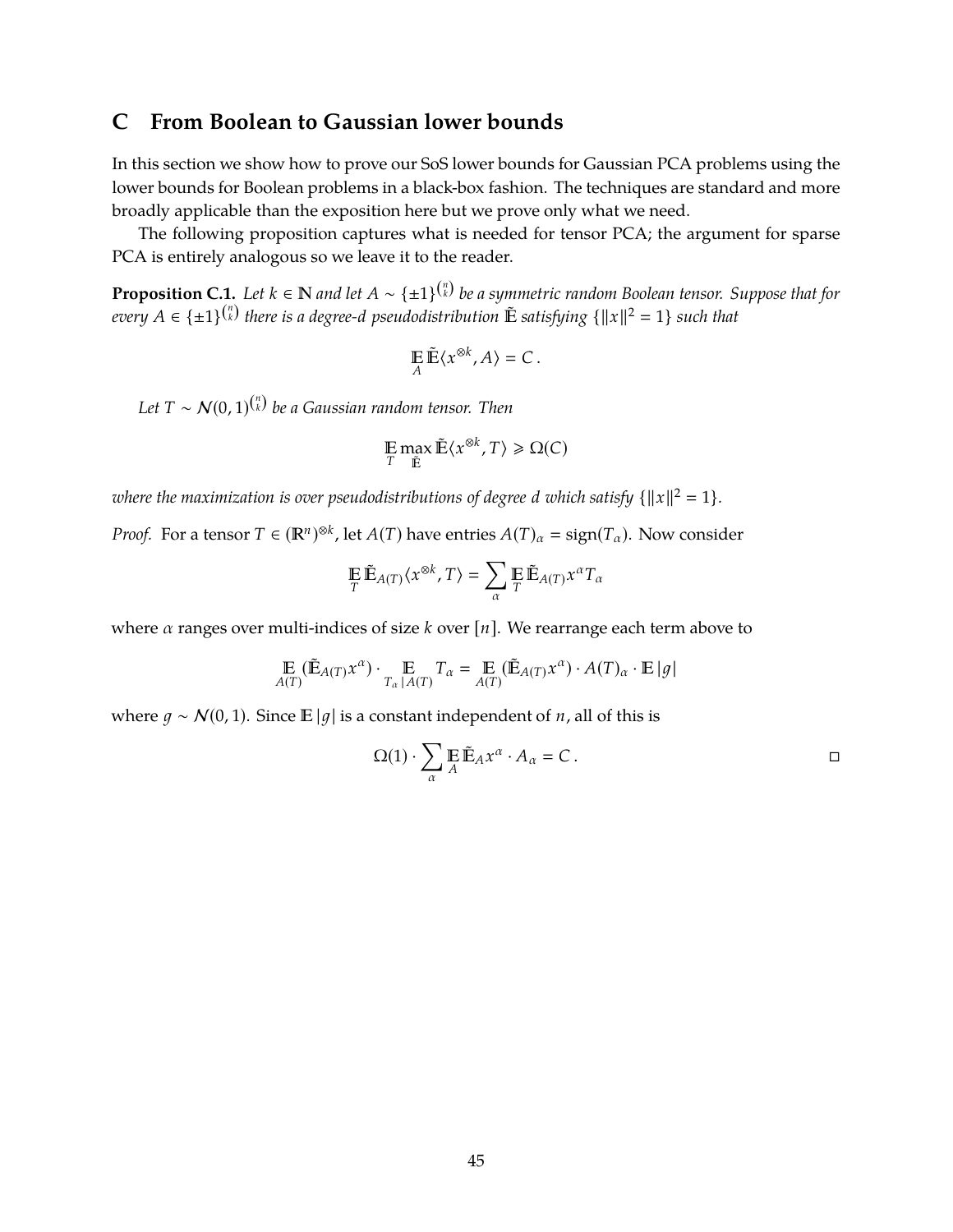## C From Boolean to Gaussian lower bounds

In this section we show how to prove our SoS lower bounds for Gaussian PCA problems using the lower bounds for Boolean problems in a black-box fashion. The techniques are standard and more broadly applicable than the exposition here but we prove only what we need.

The following proposition captures what is needed for tensor PCA; the argument for sparse PCA is entirely analogous so we leave it to the reader.

**Proposition C.1.** *Let $k \in \mathbb{N}$ and let $A \sim \{\pm 1\}^{\binom{n}{k}}$ be a symmetric random Boolean tensor. Suppose that for every $A \in \{\pm 1\}^{\binom{n}{k}}$ there is a degree-$d$ pseudodistribution $\tilde{\mathbb{E}}$ satisfying $\{\|x\|^2 = 1\}$ such that*

$$\mathop{\mathbb{E}}_{A} \tilde{\mathbb{E}} \langle x^{\otimes k}, A \rangle = C\,.$$

*Let $T \sim \mathcal{N}(0,1)^{\binom{n}{k}}$ be a Gaussian random tensor. Then*

$$\mathop{\mathbb{E}}_{T} \max_{\tilde{\mathbb{E}}} \tilde{\mathbb{E}} \langle x^{\otimes k}, T \rangle \geqslant \Omega(C)$$

*where the maximization is over pseudodistributions of degree $d$ which satisfy $\{\|x\|^2 = 1\}$.*

*Proof.* For a tensor $T \in (\mathbb{R}^n)^{\otimes k}$, let $A(T)$ have entries $A(T)_\alpha = \operatorname{sign}(T_\alpha)$. Now consider

$$\mathop{\mathbb{E}}_{T} \tilde{\mathbb{E}}_{A(T)} \langle x^{\otimes k}, T \rangle = \sum_{\alpha} \mathop{\mathbb{E}}_{T} \tilde{\mathbb{E}}_{A(T)} x^\alpha T_\alpha$$

where $\alpha$ ranges over multi-indices of size $k$ over $[n]$. We rearrange each term above to

$$\mathop{\mathbb{E}}_{A(T)} (\tilde{\mathbb{E}}_{A(T)} x^\alpha) \cdot \mathop{\mathbb{E}}_{T_\alpha \mid A(T)} T_\alpha = \mathop{\mathbb{E}}_{A(T)} (\tilde{\mathbb{E}}_{A(T)} x^\alpha) \cdot A(T)_\alpha \cdot \mathbb{E} |g|$$

where $g \sim \mathcal{N}(0,1)$. Since $\mathbb{E}|g|$ is a constant independent of $n$, all of this is

$$\Omega(1) \cdot \sum_{\alpha} \mathop{\mathbb{E}}_{A} \tilde{\mathbb{E}}_{A} x^\alpha \cdot A_\alpha = C\,. \qquad \square$$